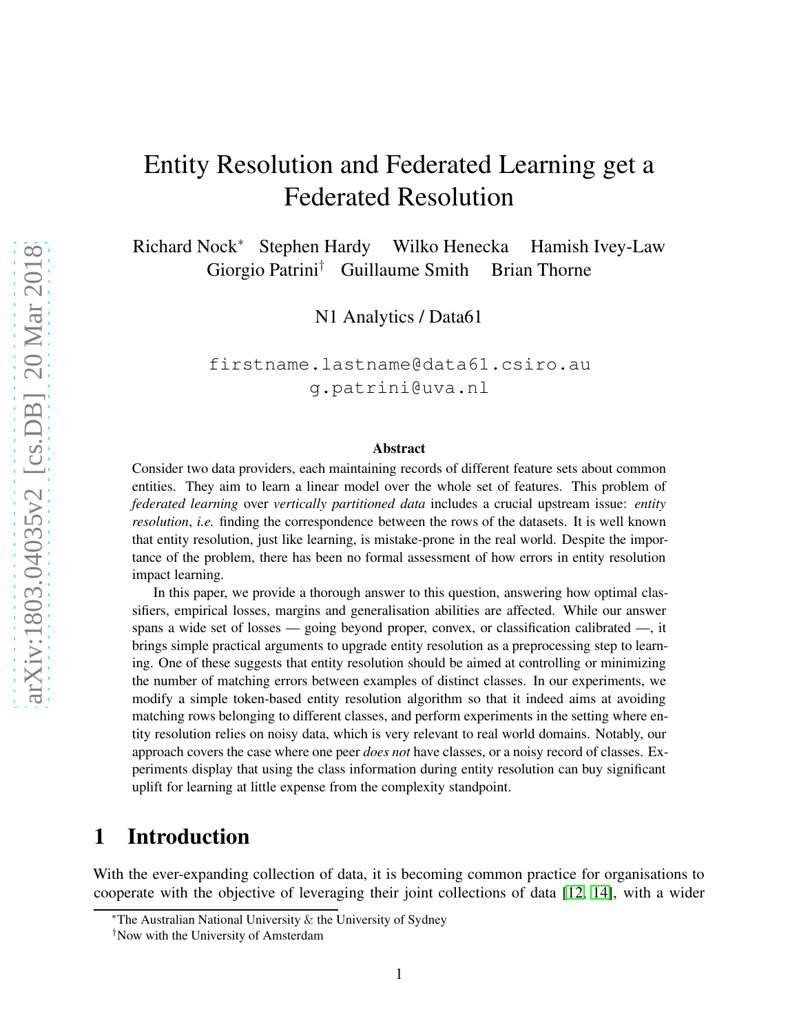# Entity Resolution and Federated Learning get a Federated Resolution

Richard Nock* Stephen Hardy Wilko Henecka Hamish Ivey-Law
Giorgio Patrini† Guillaume Smith Brian Thorne

N1 Analytics / Data61

firstname.lastname@data61.csiro.au
g.patrini@uva.nl

## Abstract

Consider two data providers, each maintaining records of different feature sets about common entities. They aim to learn a linear model over the whole set of features. This problem of *federated learning* over *vertically partitioned data* includes a crucial upstream issue: *entity resolution*, *i.e.* finding the correspondence between the rows of the datasets. It is well known that entity resolution, just like learning, is mistake-prone in the real world. Despite the importance of the problem, there has been no formal assessment of how errors in entity resolution impact learning.

In this paper, we provide a thorough answer to this question, answering how optimal classifiers, empirical losses, margins and generalisation abilities are affected. While our answer spans a wide set of losses — going beyond proper, convex, or classification calibrated —, it brings simple practical arguments to upgrade entity resolution as a preprocessing step to learning. One of these suggests that entity resolution should be aimed at controlling or minimizing the number of matching errors between examples of distinct classes. In our experiments, we modify a simple token-based entity resolution algorithm so that it indeed aims at avoiding matching rows belonging to different classes, and perform experiments in the setting where entity resolution relies on noisy data, which is very relevant to real world domains. Notably, our approach covers the case where one peer *does not* have classes, or a noisy record of classes. Experiments display that using the class information during entity resolution can buy significant uplift for learning at little expense from the complexity standpoint.

## 1 Introduction

With the ever-expanding collection of data, it is becoming common practice for organisations to cooperate with the objective of leveraging their joint collections of data [12, 14], with a wider

*The Australian National University & the University of Sydney

†Now with the University of Amsterdam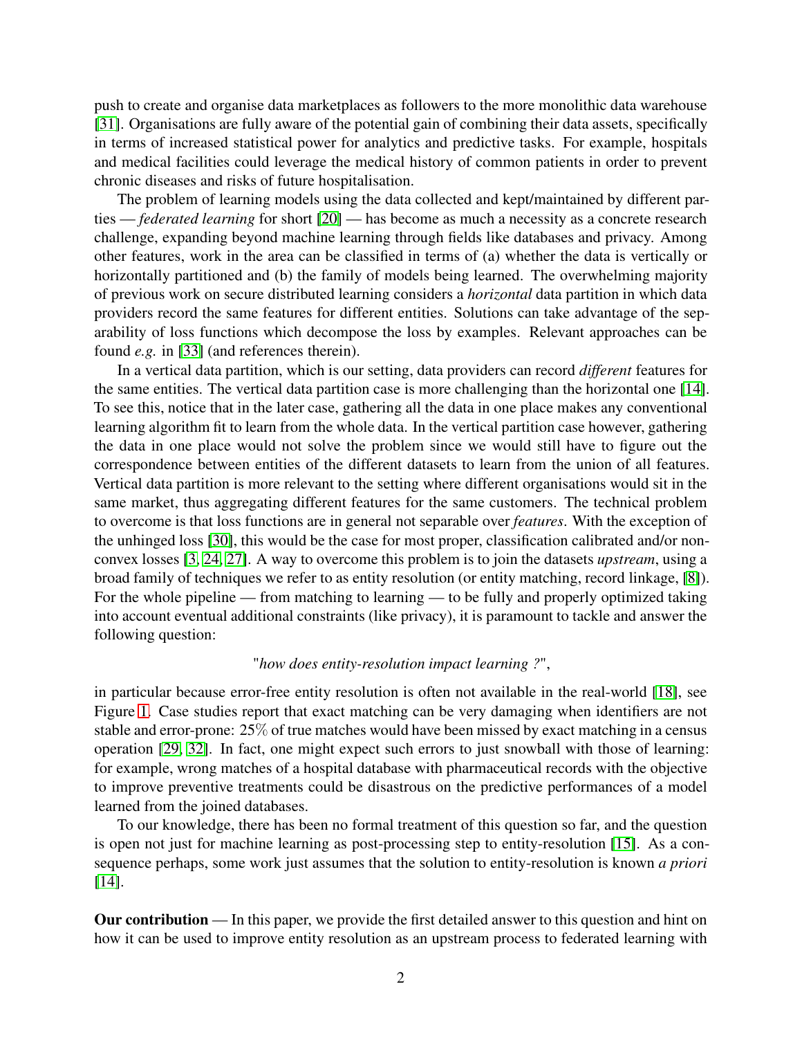push to create and organise data marketplaces as followers to the more monolithic data warehouse [31]. Organisations are fully aware of the potential gain of combining their data assets, specifically in terms of increased statistical power for analytics and predictive tasks. For example, hospitals and medical facilities could leverage the medical history of common patients in order to prevent chronic diseases and risks of future hospitalisation.

The problem of learning models using the data collected and kept/maintained by different parties — *federated learning* for short [20] — has become as much a necessity as a concrete research challenge, expanding beyond machine learning through fields like databases and privacy. Among other features, work in the area can be classified in terms of (a) whether the data is vertically or horizontally partitioned and (b) the family of models being learned. The overwhelming majority of previous work on secure distributed learning considers a *horizontal* data partition in which data providers record the same features for different entities. Solutions can take advantage of the separability of loss functions which decompose the loss by examples. Relevant approaches can be found *e.g.* in [33] (and references therein).

In a vertical data partition, which is our setting, data providers can record *different* features for the same entities. The vertical data partition case is more challenging than the horizontal one [14]. To see this, notice that in the later case, gathering all the data in one place makes any conventional learning algorithm fit to learn from the whole data. In the vertical partition case however, gathering the data in one place would not solve the problem since we would still have to figure out the correspondence between entities of the different datasets to learn from the union of all features. Vertical data partition is more relevant to the setting where different organisations would sit in the same market, thus aggregating different features for the same customers. The technical problem to overcome is that loss functions are in general not separable over *features*. With the exception of the unhinged loss [30], this would be the case for most proper, classification calibrated and/or non-convex losses [3, 24, 27]. A way to overcome this problem is to join the datasets *upstream*, using a broad family of techniques we refer to as entity resolution (or entity matching, record linkage, [8]). For the whole pipeline — from matching to learning — to be fully and properly optimized taking into account eventual additional constraints (like privacy), it is paramount to tackle and answer the following question:

"*how does entity-resolution impact learning ?*",

in particular because error-free entity resolution is often not available in the real-world [18], see Figure 1. Case studies report that exact matching can be very damaging when identifiers are not stable and error-prone: 25% of true matches would have been missed by exact matching in a census operation [29, 32]. In fact, one might expect such errors to just snowball with those of learning: for example, wrong matches of a hospital database with pharmaceutical records with the objective to improve preventive treatments could be disastrous on the predictive performances of a model learned from the joined databases.

To our knowledge, there has been no formal treatment of this question so far, and the question is open not just for machine learning as post-processing step to entity-resolution [15]. As a consequence perhaps, some work just assumes that the solution to entity-resolution is known *a priori* [14].

**Our contribution** — In this paper, we provide the first detailed answer to this question and hint on how it can be used to improve entity resolution as an upstream process to federated learning with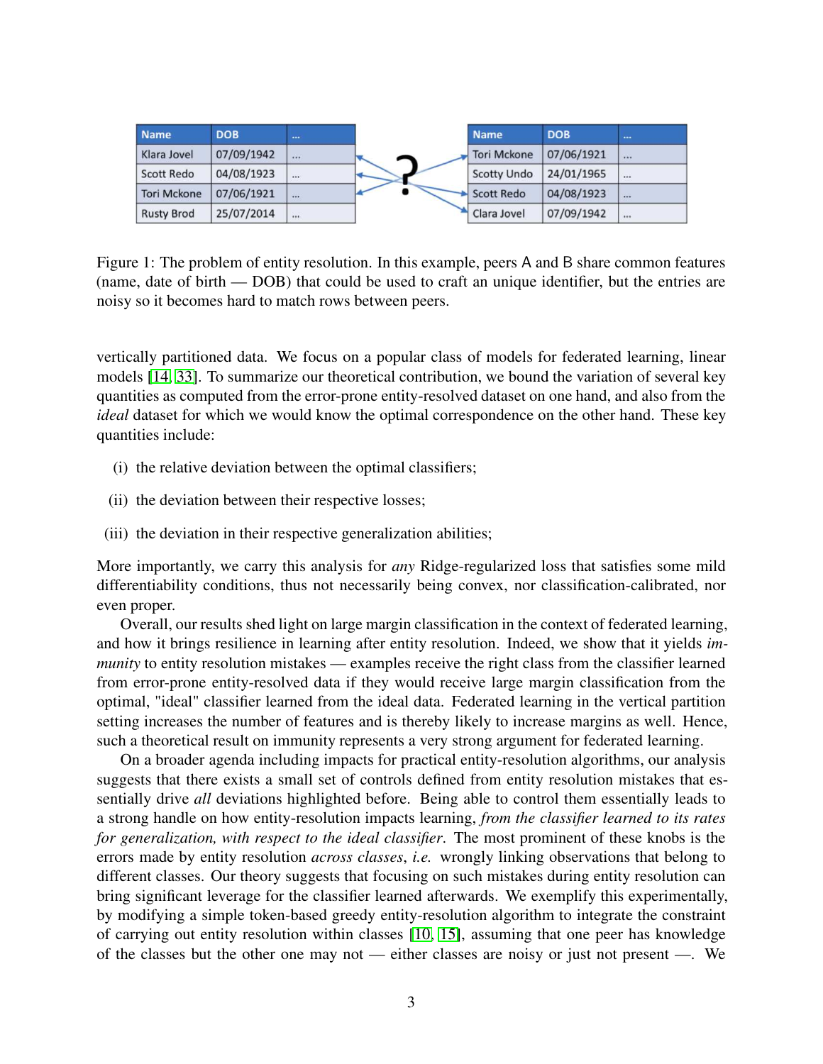| Name | DOB | ... |
| --- | --- | --- |
| Klara Jovel | 07/09/1942 | ... |
| Scott Redo | 04/08/1923 | ... |
| Tori Mckone | 07/06/1921 | ... |
| Rusty Brod | 25/07/2014 | ... |

| Name | DOB | ... |
| --- | --- | --- |
| Tori Mckone | 07/06/1921 | ... |
| Scotty Undo | 24/01/1965 | ... |
| Scott Redo | 04/08/1923 | ... |
| Clara Jovel | 07/09/1942 | ... |

Figure 1: The problem of entity resolution. In this example, peers A and B share common features (name, date of birth — DOB) that could be used to craft an unique identifier, but the entries are noisy so it becomes hard to match rows between peers.

vertically partitioned data. We focus on a popular class of models for federated learning, linear models [14, 33]. To summarize our theoretical contribution, we bound the variation of several key quantities as computed from the error-prone entity-resolved dataset on one hand, and also from the *ideal* dataset for which we would know the optimal correspondence on the other hand. These key quantities include:

(i) the relative deviation between the optimal classifiers;

(ii) the deviation between their respective losses;

(iii) the deviation in their respective generalization abilities;

More importantly, we carry this analysis for *any* Ridge-regularized loss that satisfies some mild differentiability conditions, thus not necessarily being convex, nor classification-calibrated, nor even proper.

Overall, our results shed light on large margin classification in the context of federated learning, and how it brings resilience in learning after entity resolution. Indeed, we show that it yields *immunity* to entity resolution mistakes — examples receive the right class from the classifier learned from error-prone entity-resolved data if they would receive large margin classification from the optimal, "ideal" classifier learned from the ideal data. Federated learning in the vertical partition setting increases the number of features and is thereby likely to increase margins as well. Hence, such a theoretical result on immunity represents a very strong argument for federated learning.

On a broader agenda including impacts for practical entity-resolution algorithms, our analysis suggests that there exists a small set of controls defined from entity resolution mistakes that essentially drive *all* deviations highlighted before. Being able to control them essentially leads to a strong handle on how entity-resolution impacts learning, *from the classifier learned to its rates for generalization, with respect to the ideal classifier*. The most prominent of these knobs is the errors made by entity resolution *across classes*, *i.e.* wrongly linking observations that belong to different classes. Our theory suggests that focusing on such mistakes during entity resolution can bring significant leverage for the classifier learned afterwards. We exemplify this experimentally, by modifying a simple token-based greedy entity-resolution algorithm to integrate the constraint of carrying out entity resolution within classes [10, 15], assuming that one peer has knowledge of the classes but the other one may not — either classes are noisy or just not present —. We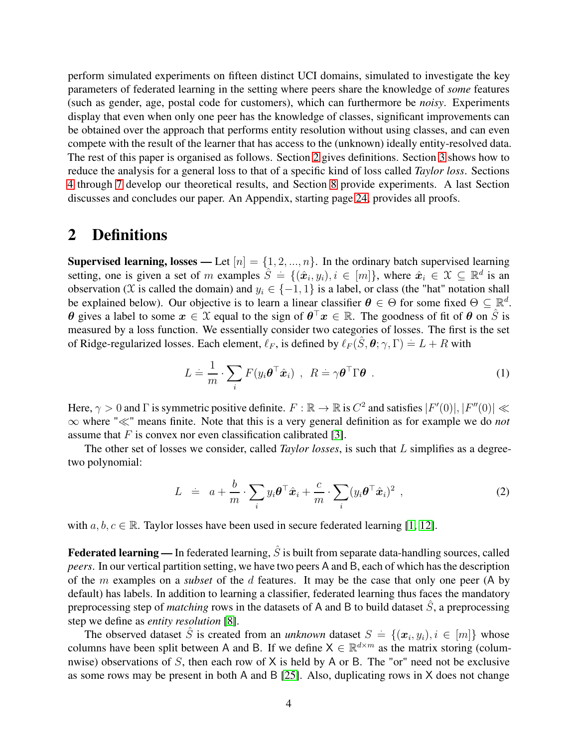perform simulated experiments on fifteen distinct UCI domains, simulated to investigate the key parameters of federated learning in the setting where peers share the knowledge of *some* features (such as gender, age, postal code for customers), which can furthermore be *noisy*. Experiments display that even when only one peer has the knowledge of classes, significant improvements can be obtained over the approach that performs entity resolution without using classes, and can even compete with the result of the learner that has access to the (unknown) ideally entity-resolved data. The rest of this paper is organised as follows. Section 2 gives definitions. Section 3 shows how to reduce the analysis for a general loss to that of a specific kind of loss called *Taylor loss*. Sections 4 through 7 develop our theoretical results, and Section 8 provide experiments. A last Section discusses and concludes our paper. An Appendix, starting page 24, provides all proofs.

## 2 Definitions

**Supervised learning, losses —** Let $[n] = \{1, 2, ..., n\}$. In the ordinary batch supervised learning setting, one is given a set of $m$ examples $\hat{S} \doteq \{(\hat{\boldsymbol{x}}_i, y_i), i \in [m]\}$, where $\hat{\boldsymbol{x}}_i \in \mathcal{X} \subseteq \mathbb{R}^d$ is an observation ($\mathcal{X}$ is called the domain) and $y_i \in \{-1, 1\}$ is a label, or class (the "hat" notation shall be explained below). Our objective is to learn a linear classifier $\boldsymbol{\theta} \in \Theta$ for some fixed $\Theta \subseteq \mathbb{R}^d$. $\boldsymbol{\theta}$ gives a label to some $\boldsymbol{x} \in \mathcal{X}$ equal to the sign of $\boldsymbol{\theta}^\top \boldsymbol{x} \in \mathbb{R}$. The goodness of fit of $\boldsymbol{\theta}$ on $\hat{S}$ is measured by a loss function. We essentially consider two categories of losses. The first is the set of Ridge-regularized losses. Each element, $\ell_F$, is defined by $\ell_F(\hat{S}, \boldsymbol{\theta}; \gamma, \Gamma) \doteq L + R$ with

$$L \doteq \frac{1}{m} \cdot \sum_i F(y_i \boldsymbol{\theta}^\top \hat{\boldsymbol{x}}_i) \ , \ R \doteq \gamma \boldsymbol{\theta}^\top \Gamma \boldsymbol{\theta} \ . \quad (1)$$

Here, $\gamma > 0$ and $\Gamma$ is symmetric positive definite. $F : \mathbb{R} \rightarrow \mathbb{R}$ is $C^2$ and satisfies $|F'(0)|, |F''(0)| \ll \infty$ where "$\ll$" means finite. Note that this is a very general definition as for example we do *not* assume that $F$ is convex nor even classification calibrated [3].

The other set of losses we consider, called *Taylor losses*, is such that $L$ simplifies as a degree-two polynomial:

$$L \ \doteq \ a + \frac{b}{m} \cdot \sum_i y_i \boldsymbol{\theta}^\top \hat{\boldsymbol{x}}_i + \frac{c}{m} \cdot \sum_i (y_i \boldsymbol{\theta}^\top \hat{\boldsymbol{x}}_i)^2 \ , \quad (2)$$

with $a, b, c \in \mathbb{R}$. Taylor losses have been used in secure federated learning [1, 12].

**Federated learning —** In federated learning, $\hat{S}$ is built from separate data-handling sources, called *peers*. In our vertical partition setting, we have two peers A and B, each of which has the description of the $m$ examples on a *subset* of the $d$ features. It may be the case that only one peer (A by default) has labels. In addition to learning a classifier, federated learning thus faces the mandatory preprocessing step of *matching* rows in the datasets of A and B to build dataset $\hat{S}$, a preprocessing step we define as *entity resolution* [8].

The observed dataset $\hat{S}$ is created from an *unknown* dataset $S \doteq \{(\boldsymbol{x}_i, y_i), i \in [m]\}$ whose columns have been split between A and B. If we define $\mathsf{X} \in \mathbb{R}^{d \times m}$ as the matrix storing (columnwise) observations of $S$, then each row of $\mathsf{X}$ is held by A or B. The "or" need not be exclusive as some rows may be present in both A and B [25]. Also, duplicating rows in $\mathsf{X}$ does not change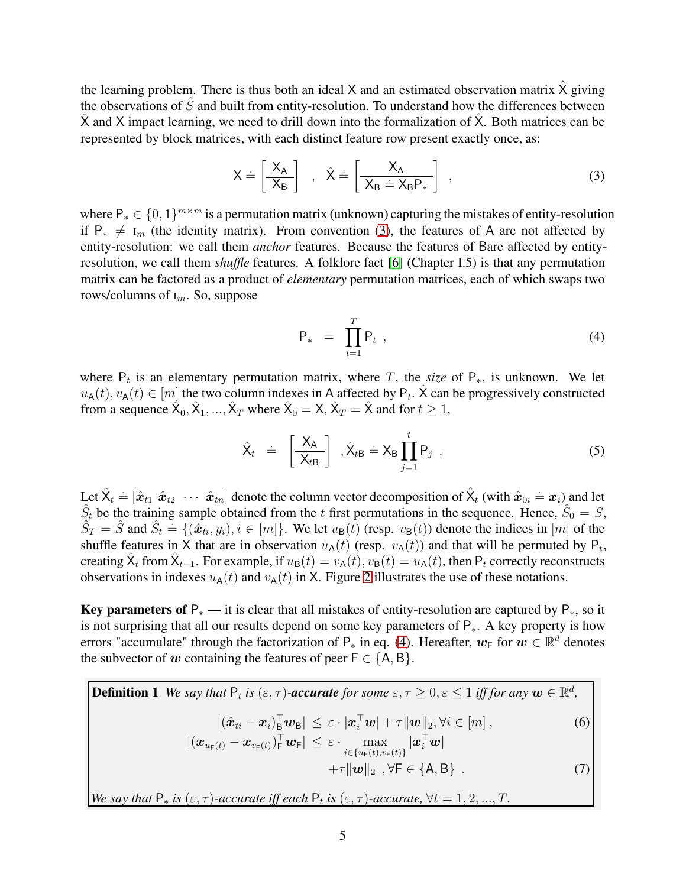the learning problem. There is thus both an ideal $\mathsf{X}$ and an estimated observation matrix $\hat{\mathsf{X}}$ giving the observations of $\hat{S}$ and built from entity-resolution. To understand how the differences between $\hat{\mathsf{X}}$ and $\mathsf{X}$ impact learning, we need to drill down into the formalization of $\hat{\mathsf{X}}$. Both matrices can be represented by block matrices, with each distinct feature row present exactly once, as:

$$\mathsf{X} \doteq \left[\begin{array}{c} \mathsf{X}_{\mathsf{A}} \\ \hline \mathsf{X}_{\mathsf{B}} \end{array}\right] \quad , \quad \hat{\mathsf{X}} \doteq \left[\begin{array}{c} \mathsf{X}_{\mathsf{A}} \\ \hline \hat{\mathsf{X}}_{\mathsf{B}} \doteq \mathsf{X}_{\mathsf{B}}\mathsf{P}_* \end{array}\right] \quad , \tag{3}$$

where $\mathsf{P}_* \in \{0,1\}^{m\times m}$ is a permutation matrix (unknown) capturing the mistakes of entity-resolution if $\mathsf{P}_* \neq \mathrm{I}_m$ (the identity matrix). From convention (3), the features of $\mathsf{A}$ are not affected by entity-resolution: we call them *anchor* features. Because the features of Bare affected by entity-resolution, we call them *shuffle* features. A folklore fact [6] (Chapter I.5) is that any permutation matrix can be factored as a product of *elementary* permutation matrices, each of which swaps two rows/columns of $\mathrm{I}_m$. So, suppose

$$\mathsf{P}_* \;=\; \prod_{t=1}^{T} \mathsf{P}_t \ , \tag{4}$$

where $\mathsf{P}_t$ is an elementary permutation matrix, where $T$, the *size* of $\mathsf{P}_*$, is unknown. We let $u_{\mathsf{A}}(t), v_{\mathsf{A}}(t) \in [m]$ the two column indexes in $\mathsf{A}$ affected by $\mathsf{P}_t$. $\hat{\mathsf{X}}$ can be progressively constructed from a sequence $\hat{\mathsf{X}}_0, \hat{\mathsf{X}}_1, ..., \hat{\mathsf{X}}_T$ where $\hat{\mathsf{X}}_0 = \mathsf{X}$, $\hat{\mathsf{X}}_T = \hat{\mathsf{X}}$ and for $t \geq 1$,

$$\hat{\mathsf{X}}_t \;\doteq\; \left[\begin{array}{c} \mathsf{X}_{\mathsf{A}} \\ \hline \hat{\mathsf{X}}_{t\mathsf{B}} \end{array}\right] \ , \hat{\mathsf{X}}_{t\mathsf{B}} \doteq \mathsf{X}_{\mathsf{B}} \prod_{j=1}^{t} \mathsf{P}_j \ . \tag{5}$$

Let $\hat{\mathsf{X}}_t \doteq [\hat{\boldsymbol{x}}_{t1} \ \hat{\boldsymbol{x}}_{t2} \ \cdots \ \hat{\boldsymbol{x}}_{tn}]$ denote the column vector decomposition of $\hat{\mathsf{X}}_t$ (with $\hat{\boldsymbol{x}}_{0i} \doteq \boldsymbol{x}_i$) and let $\hat{S}_t$ be the training sample obtained from the $t$ first permutations in the sequence. Hence, $\hat{S}_0 = S$, $\hat{S}_T = \hat{S}$ and $\hat{S}_t \doteq \{(\hat{\boldsymbol{x}}_{ti}, y_i), i \in [m]\}$. We let $u_{\mathsf{B}}(t)$ (resp. $v_{\mathsf{B}}(t)$) denote the indices in $[m]$ of the shuffle features in $\mathsf{X}$ that are in observation $u_{\mathsf{A}}(t)$ (resp. $v_{\mathsf{A}}(t)$) and that will be permuted by $\mathsf{P}_t$, creating $\hat{\mathsf{X}}_t$ from $\hat{\mathsf{X}}_{t-1}$. For example, if $u_{\mathsf{B}}(t) = v_{\mathsf{A}}(t), v_{\mathsf{B}}(t) = u_{\mathsf{A}}(t)$, then $\mathsf{P}_t$ correctly reconstructs observations in indexes $u_{\mathsf{A}}(t)$ and $v_{\mathsf{A}}(t)$ in $\mathsf{X}$. Figure 2 illustrates the use of these notations.

**Key parameters of $\mathsf{P}_*$ —** it is clear that all mistakes of entity-resolution are captured by $\mathsf{P}_*$, so it is not surprising that all our results depend on some key parameters of $\mathsf{P}_*$. A key property is how errors "accumulate" through the factorization of $\mathsf{P}_*$ in eq. (4). Hereafter, $\boldsymbol{w}_{\mathsf{F}}$ for $\boldsymbol{w} \in \mathbb{R}^d$ denotes the subvector of $\boldsymbol{w}$ containing the features of peer $\mathsf{F} \in \{\mathsf{A}, \mathsf{B}\}$.

**Definition 1** *We say that $\mathsf{P}_t$ is $(\varepsilon, \tau)$-**accurate** for some $\varepsilon, \tau \geq 0, \varepsilon \leq 1$ iff for any $\boldsymbol{w} \in \mathbb{R}^d$,*

$$|(\hat{\boldsymbol{x}}_{ti} - \boldsymbol{x}_i)_{\mathsf{B}}^\top \boldsymbol{w}_{\mathsf{B}}| \;\leq\; \varepsilon \cdot |\boldsymbol{x}_i^\top \boldsymbol{w}| + \tau \|\boldsymbol{w}\|_2, \forall i \in [m]\,, \tag{6}$$

$$|(\boldsymbol{x}_{u_{\mathsf{F}}(t)} - \boldsymbol{x}_{v_{\mathsf{F}}(t)})_{\mathsf{F}}^\top \boldsymbol{w}_{\mathsf{F}}| \;\leq\; \varepsilon \cdot \max_{i \in \{u_{\mathsf{F}}(t), v_{\mathsf{F}}(t)\}} |\boldsymbol{x}_i^\top \boldsymbol{w}| + \tau \|\boldsymbol{w}\|_2 \ , \forall \mathsf{F} \in \{\mathsf{A}, \mathsf{B}\} \ . \tag{7}$$

*We say that $\mathsf{P}_*$ is $(\varepsilon, \tau)$-accurate iff each $\mathsf{P}_t$ is $(\varepsilon, \tau)$-accurate, $\forall t = 1, 2, ..., T$.*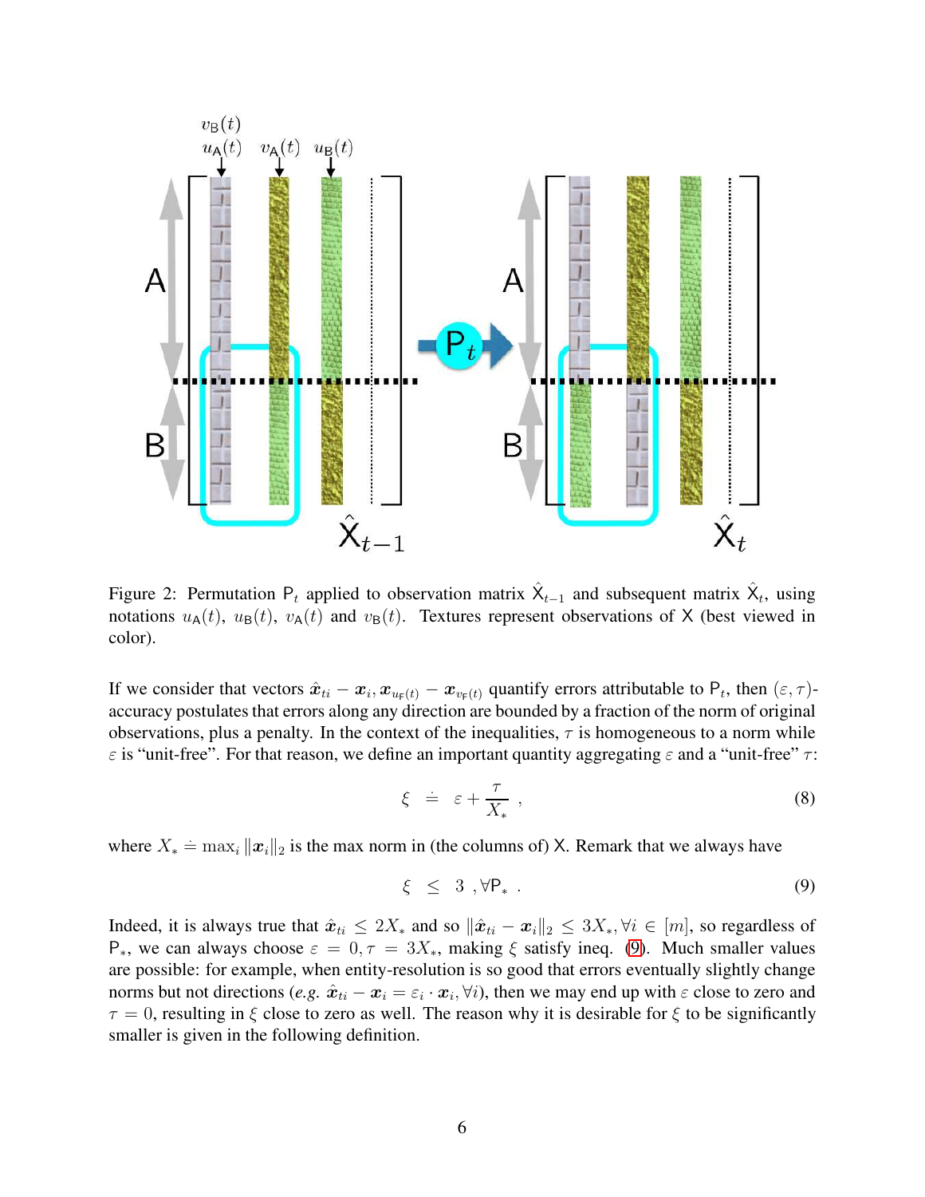Figure 2: Permutation $\mathsf{P}_t$ applied to observation matrix $\hat{\mathsf{X}}_{t-1}$ and subsequent matrix $\hat{\mathsf{X}}_t$, using notations $u_{\mathsf{A}}(t)$, $u_{\mathsf{B}}(t)$, $v_{\mathsf{A}}(t)$ and $v_{\mathsf{B}}(t)$. Textures represent observations of $\mathsf{X}$ (best viewed in color).

If we consider that vectors $\hat{\boldsymbol{x}}_{ti} - \boldsymbol{x}_i, \boldsymbol{x}_{u_{\mathsf{F}}(t)} - \boldsymbol{x}_{v_{\mathsf{F}}(t)}$ quantify errors attributable to $\mathsf{P}_t$, then $(\varepsilon, \tau)$-accuracy postulates that errors along any direction are bounded by a fraction of the norm of original observations, plus a penalty. In the context of the inequalities, $\tau$ is homogeneous to a norm while $\varepsilon$ is "unit-free". For that reason, we define an important quantity aggregating $\varepsilon$ and a "unit-free" $\tau$:

$$\xi \doteq \varepsilon + \frac{\tau}{X_*} , \tag{8}$$

where $X_* \doteq \max_i \|\boldsymbol{x}_i\|_2$ is the max norm in (the columns of) $\mathsf{X}$. Remark that we always have

$$\xi \leq 3 , \forall \mathsf{P}_* . \tag{9}$$

Indeed, it is always true that $\hat{\boldsymbol{x}}_{ti} \leq 2X_*$ and so $\|\hat{\boldsymbol{x}}_{ti} - \boldsymbol{x}_i\|_2 \leq 3X_*, \forall i \in [m]$, so regardless of $\mathsf{P}_*$, we can always choose $\varepsilon = 0, \tau = 3X_*$, making $\xi$ satisfy ineq. (9). Much smaller values are possible: for example, when entity-resolution is so good that errors eventually slightly change norms but not directions (*e.g.* $\hat{\boldsymbol{x}}_{ti} - \boldsymbol{x}_i = \varepsilon_i \cdot \boldsymbol{x}_i, \forall i$), then we may end up with $\varepsilon$ close to zero and $\tau = 0$, resulting in $\xi$ close to zero as well. The reason why it is desirable for $\xi$ to be significantly smaller is given in the following definition.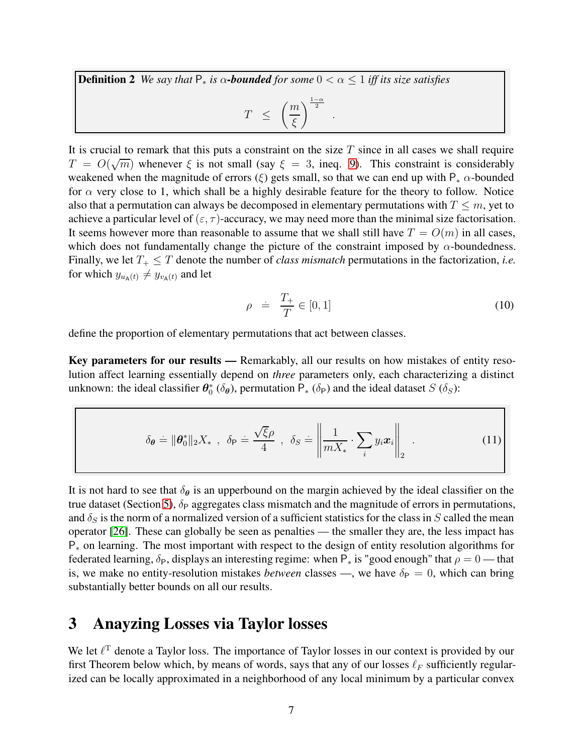**Definition 2** *We say that $\mathsf{P}_*$ is $\alpha$-**bounded** for some $0 < \alpha \leq 1$ iff its size satisfies*

$$T \leq \left(\frac{m}{\xi}\right)^{\frac{1-\alpha}{2}} .$$

It is crucial to remark that this puts a constraint on the size $T$ since in all cases we shall require $T = O(\sqrt{m})$ whenever $\xi$ is not small (say $\xi = 3$, ineq. 9). This constraint is considerably weakened when the magnitude of errors ($\xi$) gets small, so that we can end up with $\mathsf{P}_*$ $\alpha$-bounded for $\alpha$ very close to 1, which shall be a highly desirable feature for the theory to follow. Notice also that a permutation can always be decomposed in elementary permutations with $T \leq m$, yet to achieve a particular level of $(\varepsilon, \tau)$-accuracy, we may need more than the minimal size factorisation. It seems however more than reasonable to assume that we shall still have $T = O(m)$ in all cases, which does not fundamentally change the picture of the constraint imposed by $\alpha$-boundedness. Finally, we let $T_+ \leq T$ denote the number of *class mismatch* permutations in the factorization, *i.e.* for which $y_{u_{\mathsf{A}}(t)} \neq y_{v_{\mathsf{A}}(t)}$ and let

$$\rho \doteq \frac{T_+}{T} \in [0, 1] \tag{10}$$

define the proportion of elementary permutations that act between classes.

**Key parameters for our results —** Remarkably, all our results on how mistakes of entity resolution affect learning essentially depend on *three* parameters only, each characterizing a distinct unknown: the ideal classifier $\boldsymbol{\theta}_0^*$ ($\delta_{\boldsymbol{\theta}}$), permutation $\mathsf{P}_*$ ($\delta_{\mathsf{P}}$) and the ideal dataset $S$ ($\delta_S$):

$$\delta_{\boldsymbol{\theta}} \doteq \|\boldsymbol{\theta}_0^*\|_2 X_* \ , \ \ \delta_{\mathsf{P}} \doteq \frac{\sqrt{\xi}\rho}{4} \ , \ \ \delta_S \doteq \left\| \frac{1}{mX_*} \cdot \sum_i y_i \boldsymbol{x}_i \right\|_2 . \tag{11}$$

It is not hard to see that $\delta_{\boldsymbol{\theta}}$ is an upperbound on the margin achieved by the ideal classifier on the true dataset (Section 5), $\delta_{\mathsf{P}}$ aggregates class mismatch and the magnitude of errors in permutations, and $\delta_S$ is the norm of a normalized version of a sufficient statistics for the class in $S$ called the mean operator [26]. These can globally be seen as penalties — the smaller they are, the less impact has $\mathsf{P}_*$ on learning. The most important with respect to the design of entity resolution algorithms for federated learning, $\delta_{\mathsf{P}}$, displays an interesting regime: when $\mathsf{P}_*$ is "good enough" that $\rho = 0$ — that is, we make no entity-resolution mistakes *between* classes —, we have $\delta_{\mathsf{P}} = 0$, which can bring substantially better bounds on all our results.

# 3 Anayzing Losses via Taylor losses

We let $\ell^{\mathrm{T}}$ denote a Taylor loss. The importance of Taylor losses in our context is provided by our first Theorem below which, by means of words, says that any of our losses $\ell_F$ sufficiently regularized can be locally approximated in a neighborhood of any local minimum by a particular convex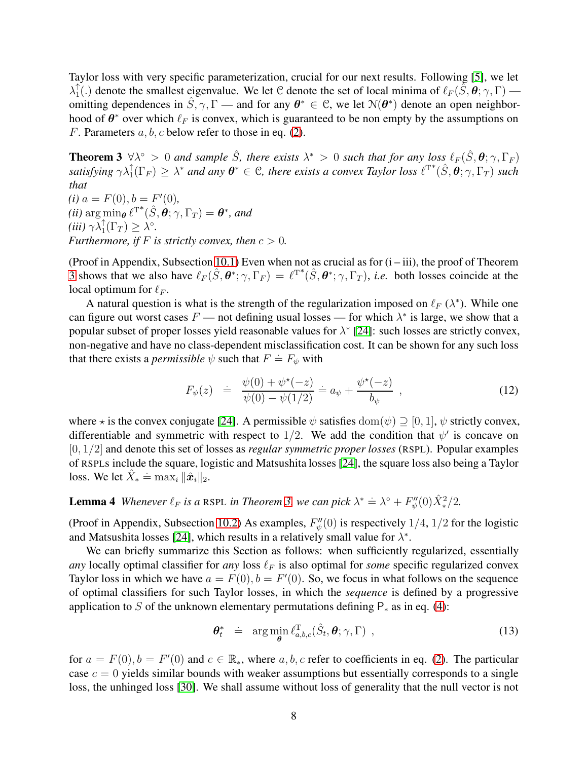Taylor loss with very specific parameterization, crucial for our next results. Following [5], we let $\lambda_1^{\uparrow}(.)$ denote the smallest eigenvalue. We let $\mathcal{C}$ denote the set of local minima of $\ell_F(\hat{S}, \boldsymbol{\theta}; \gamma, \Gamma)$ — omitting dependences in $\hat{S}, \gamma, \Gamma$ — and for any $\boldsymbol{\theta}^* \in \mathcal{C}$, we let $\mathcal{N}(\boldsymbol{\theta}^*)$ denote an open neighborhood of $\boldsymbol{\theta}^*$ over which $\ell_F$ is convex, which is guaranteed to be non empty by the assumptions on $F$. Parameters $a, b, c$ below refer to those in eq. (2).

**Theorem 3** *$\forall \lambda^\circ > 0$ and sample $\hat{S}$, there exists $\lambda^* > 0$ such that for any loss $\ell_F(\hat{S}, \boldsymbol{\theta}; \gamma, \Gamma_F)$ satisfying $\gamma\lambda_1^{\uparrow}(\Gamma_F) \geq \lambda^*$ and any $\boldsymbol{\theta}^* \in \mathcal{C}$, there exists a convex Taylor loss $\ell^{\mathrm{T}^*}(\hat{S}, \boldsymbol{\theta}; \gamma, \Gamma_T)$ such that*
*(i) $a = F(0), b = F'(0)$,*
*(ii) $\arg\min_{\boldsymbol{\theta}} \ell^{\mathrm{T}^*}(\hat{S}, \boldsymbol{\theta}; \gamma, \Gamma_T) = \boldsymbol{\theta}^*$, and*
*(iii) $\gamma\lambda_1^{\uparrow}(\Gamma_T) \geq \lambda^\circ$.*
*Furthermore, if $F$ is strictly convex, then $c > 0$.*

(Proof in Appendix, Subsection 10.1) Even when not as crucial as for (i – iii), the proof of Theorem 3 shows that we also have $\ell_F(\hat{S}, \boldsymbol{\theta}^*; \gamma, \Gamma_F) = \ell^{\mathrm{T}^*}(\hat{S}, \boldsymbol{\theta}^*; \gamma, \Gamma_T)$, *i.e.* both losses coincide at the local optimum for $\ell_F$.

A natural question is what is the strength of the regularization imposed on $\ell_F$ ($\lambda^*$). While one can figure out worst cases $F$ — not defining usual losses — for which $\lambda^*$ is large, we show that a popular subset of proper losses yield reasonable values for $\lambda^*$ [24]: such losses are strictly convex, non-negative and have no class-dependent misclassification cost. It can be shown for any such loss that there exists a *permissible* $\psi$ such that $F \doteq F_\psi$ with

$$F_\psi(z) \;\doteq\; \frac{\psi(0) + \psi^\star(-z)}{\psi(0) - \psi(1/2)} \doteq a_\psi + \frac{\psi^\star(-z)}{b_\psi} \;\;, \tag{12}$$

where $\star$ is the convex conjugate [24]. A permissible $\psi$ satisfies $\mathrm{dom}(\psi) \supseteq [0, 1]$, $\psi$ strictly convex, differentiable and symmetric with respect to $1/2$. We add the condition that $\psi'$ is concave on $[0, 1/2]$ and denote this set of losses as *regular symmetric proper losses* (RSPL). Popular examples of RSPLs include the square, logistic and Matsushita losses [24], the square loss also being a Taylor loss. We let $\hat{X}_* \doteq \max_i \|\hat{\boldsymbol{x}}_i\|_2$.

**Lemma 4** *Whenever $\ell_F$ is a RSPL in Theorem 3, we can pick $\lambda^* \doteq \lambda^\circ + F''_\psi(0)\hat{X}_*^2/2$.*

(Proof in Appendix, Subsection 10.2) As examples, $F''_\psi(0)$ is respectively $1/4$, $1/2$ for the logistic and Matsushita losses [24], which results in a relatively small value for $\lambda^*$.

We can briefly summarize this Section as follows: when sufficiently regularized, essentially *any* locally optimal classifier for *any* loss $\ell_F$ is also optimal for *some* specific regularized convex Taylor loss in which we have $a = F(0), b = F'(0)$. So, we focus in what follows on the sequence of optimal classifiers for such Taylor losses, in which the *sequence* is defined by a progressive application to $S$ of the unknown elementary permutations defining $\mathsf{P}_*$ as in eq. (4):

$$\boldsymbol{\theta}_t^* \;\;\doteq\;\; \arg\min_{\boldsymbol{\theta}} \ell^{\mathrm{T}}_{a,b,c}(\hat{S}_t, \boldsymbol{\theta}; \gamma, \Gamma) \;\;, \tag{13}$$

for $a = F(0), b = F'(0)$ and $c \in \mathbb{R}_*$, where $a, b, c$ refer to coefficients in eq. (2). The particular case $c = 0$ yields similar bounds with weaker assumptions but essentially corresponds to a single loss, the unhinged loss [30]. We shall assume without loss of generality that the null vector is not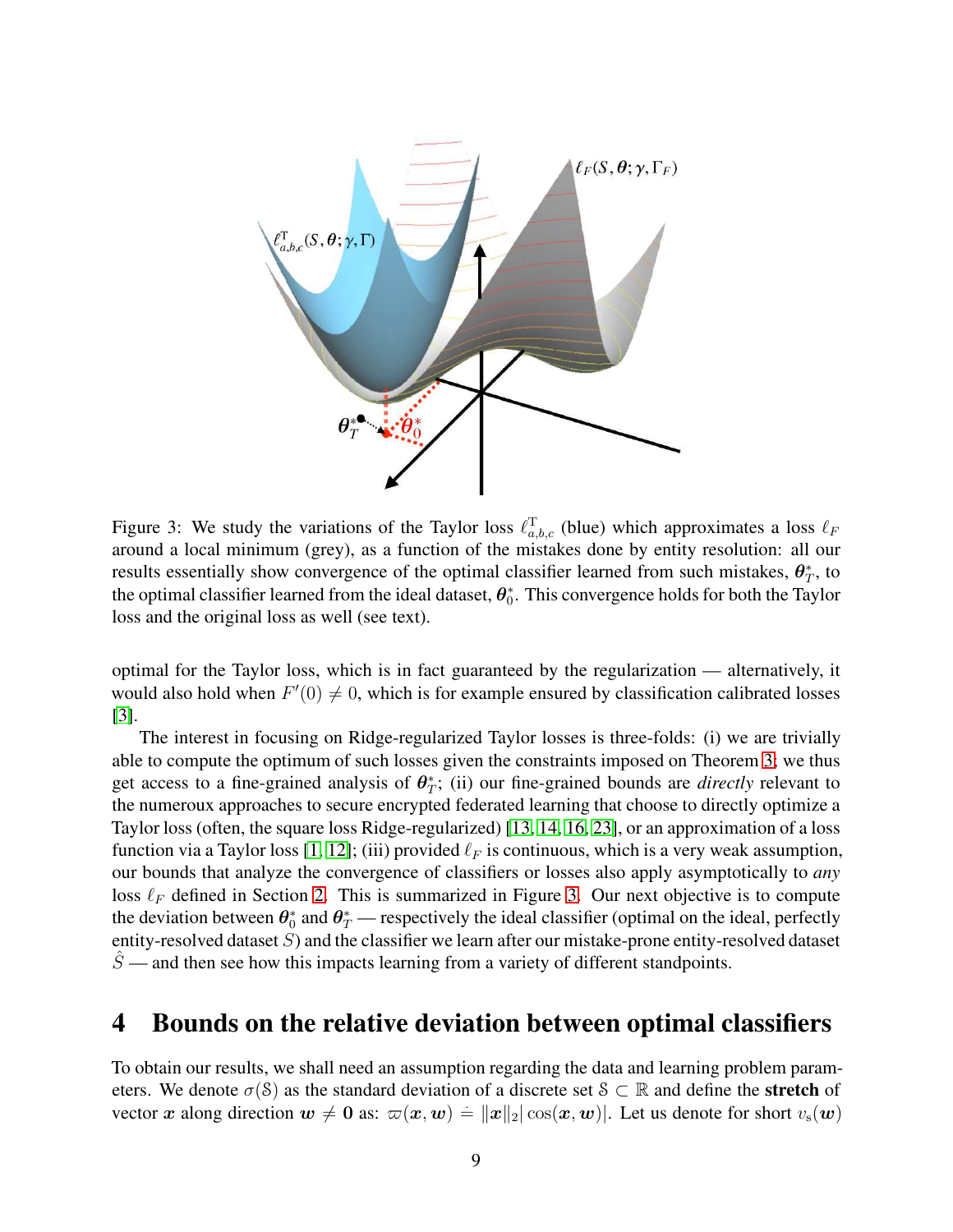Figure 3: We study the variations of the Taylor loss $\ell^{\mathrm{T}}_{a,b,c}$ (blue) which approximates a loss $\ell_F$ around a local minimum (grey), as a function of the mistakes done by entity resolution: all our results essentially show convergence of the optimal classifier learned from such mistakes, $\boldsymbol{\theta}^*_T$, to the optimal classifier learned from the ideal dataset, $\boldsymbol{\theta}^*_0$. This convergence holds for both the Taylor loss and the original loss as well (see text).

optimal for the Taylor loss, which is in fact guaranteed by the regularization — alternatively, it would also hold when $F'(0) \neq 0$, which is for example ensured by classification calibrated losses [3].

The interest in focusing on Ridge-regularized Taylor losses is three-folds: (i) we are trivially able to compute the optimum of such losses given the constraints imposed on Theorem 3; we thus get access to a fine-grained analysis of $\boldsymbol{\theta}^*_T$; (ii) our fine-grained bounds are *directly* relevant to the numeroux approaches to secure encrypted federated learning that choose to directly optimize a Taylor loss (often, the square loss Ridge-regularized) [13, 14, 16, 23], or an approximation of a loss function via a Taylor loss [1, 12]; (iii) provided $\ell_F$ is continuous, which is a very weak assumption, our bounds that analyze the convergence of classifiers or losses also apply asymptotically to *any* loss $\ell_F$ defined in Section 2. This is summarized in Figure 3. Our next objective is to compute the deviation between $\boldsymbol{\theta}^*_0$ and $\boldsymbol{\theta}^*_T$ — respectively the ideal classifier (optimal on the ideal, perfectly entity-resolved dataset $S$) and the classifier we learn after our mistake-prone entity-resolved dataset $\hat{S}$ — and then see how this impacts learning from a variety of different standpoints.

# 4 Bounds on the relative deviation between optimal classifiers

To obtain our results, we shall need an assumption regarding the data and learning problem parameters. We denote $\sigma(\mathcal{S})$ as the standard deviation of a discrete set $\mathcal{S} \subset \mathbb{R}$ and define the **stretch** of vector $\boldsymbol{x}$ along direction $\boldsymbol{w} \neq \boldsymbol{0}$ as: $\varpi(\boldsymbol{x}, \boldsymbol{w}) \doteq \|\boldsymbol{x}\|_2 |\cos(\boldsymbol{x}, \boldsymbol{w})|$. Let us denote for short $v_{\mathrm{s}}(\boldsymbol{w})$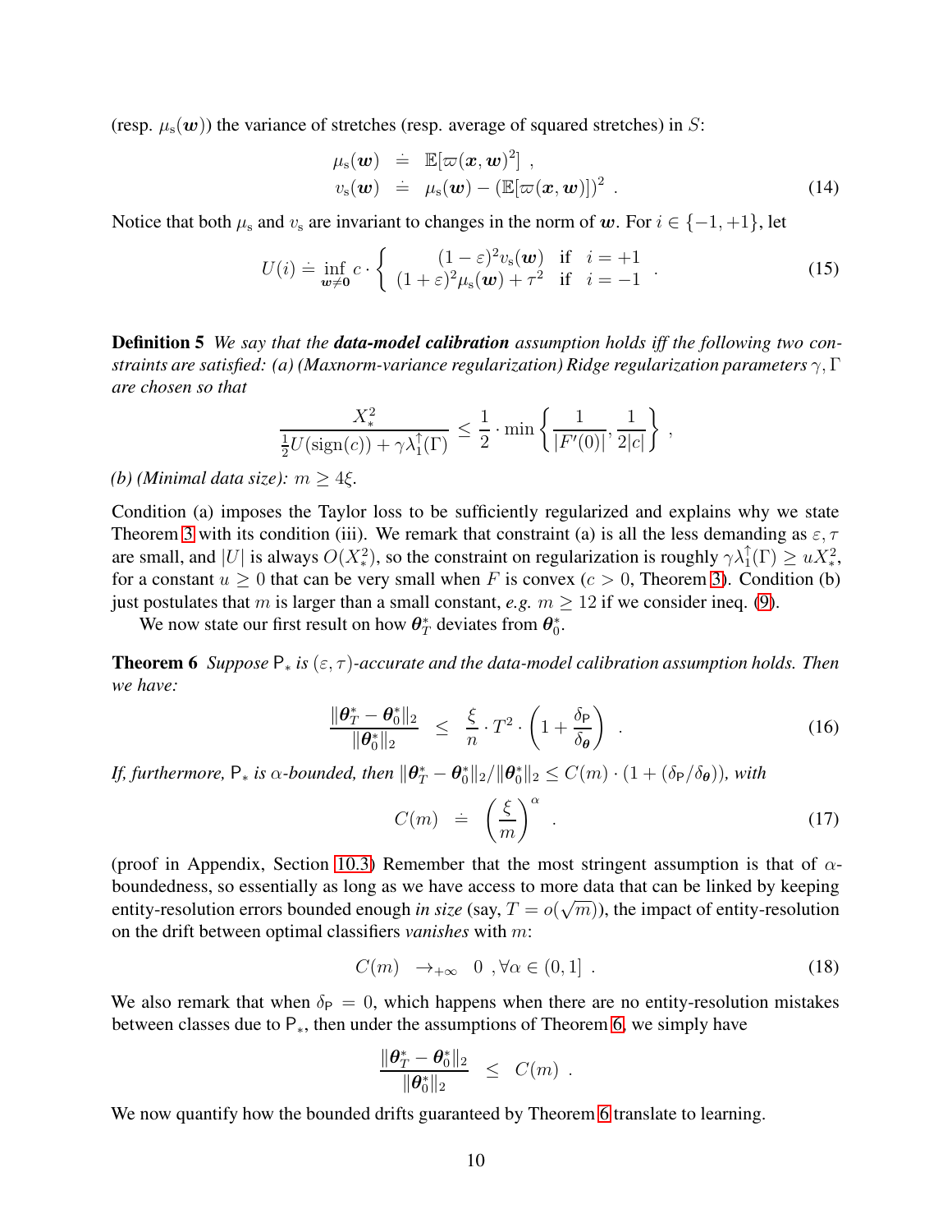(resp. $\mu_{\mathrm{s}}(\boldsymbol{w})$) the variance of stretches (resp. average of squared stretches) in $S$:

$$
\begin{aligned}
\mu_{\mathrm{s}}(\boldsymbol{w}) &\doteq \mathbb{E}[\varpi(\boldsymbol{x}, \boldsymbol{w})^2] \ , \\
v_{\mathrm{s}}(\boldsymbol{w}) &\doteq \mu_{\mathrm{s}}(\boldsymbol{w}) - (\mathbb{E}[\varpi(\boldsymbol{x}, \boldsymbol{w})])^2 \ .
\end{aligned} \tag{14}
$$

Notice that both $\mu_{\mathrm{s}}$ and $v_{\mathrm{s}}$ are invariant to changes in the norm of $\boldsymbol{w}$. For $i \in \{-1, +1\}$, let

$$
U(i) \doteq \inf_{\boldsymbol{w} \neq \boldsymbol{0}} c \cdot \left\{ \begin{array}{ccl} (1-\varepsilon)^2 v_{\mathrm{s}}(\boldsymbol{w}) & \text{if} & i = +1 \\ (1+\varepsilon)^2 \mu_{\mathrm{s}}(\boldsymbol{w}) + \tau^2 & \text{if} & i = -1 \end{array} \right. . \tag{15}
$$

**Definition 5** *We say that the **data-model calibration** assumption holds iff the following two constraints are satisfied: (a) (Maxnorm-variance regularization) Ridge regularization parameters $\gamma, \Gamma$ are chosen so that*

$$
\frac{X_*^2}{\frac{1}{2}U(\mathrm{sign}(c)) + \gamma \lambda_1^{\uparrow}(\Gamma)} \leq \frac{1}{2} \cdot \min\left\{ \frac{1}{|F'(0)|}, \frac{1}{2|c|} \right\} ,
$$

*(b) (Minimal data size): $m \geq 4\xi$.*

Condition (a) imposes the Taylor loss to be sufficiently regularized and explains why we state Theorem 3 with its condition (iii). We remark that constraint (a) is all the less demanding as $\varepsilon, \tau$ are small, and $|U|$ is always $O(X_*^2)$, so the constraint on regularization is roughly $\gamma\lambda_1^{\uparrow}(\Gamma) \geq uX_*^2$, for a constant $u \geq 0$ that can be very small when $F$ is convex ($c > 0$, Theorem 3). Condition (b) just postulates that $m$ is larger than a small constant, *e.g.* $m \geq 12$ if we consider ineq. (9).

We now state our first result on how $\boldsymbol{\theta}_T^*$ deviates from $\boldsymbol{\theta}_0^*$.

**Theorem 6** *Suppose $\mathsf{P}_*$ is $(\varepsilon, \tau)$-accurate and the data-model calibration assumption holds. Then we have:*

$$
\frac{\|\boldsymbol{\theta}_T^* - \boldsymbol{\theta}_0^*\|_2}{\|\boldsymbol{\theta}_0^*\|_2} \leq \frac{\xi}{n} \cdot T^2 \cdot \left(1 + \frac{\delta_{\mathsf{P}}}{\delta_{\boldsymbol{\theta}}}\right) . \tag{16}
$$

*If, furthermore, $\mathsf{P}_*$ is $\alpha$-bounded, then $\|\boldsymbol{\theta}_T^* - \boldsymbol{\theta}_0^*\|_2 / \|\boldsymbol{\theta}_0^*\|_2 \leq C(m) \cdot (1 + (\delta_{\mathsf{P}}/\delta_{\boldsymbol{\theta}}))$, with*

$$
C(m) \doteq \left(\frac{\xi}{m}\right)^{\alpha} . \tag{17}
$$

(proof in Appendix, Section 10.3) Remember that the most stringent assumption is that of $\alpha$-boundedness, so essentially as long as we have access to more data that can be linked by keeping entity-resolution errors bounded enough *in size* (say, $T = o(\sqrt{m})$), the impact of entity-resolution on the drift between optimal classifiers *vanishes* with $m$:

$$
C(m) \rightarrow_{+\infty} 0 \ , \forall \alpha \in (0, 1] \ . \tag{18}
$$

We also remark that when $\delta_{\mathsf{P}} = 0$, which happens when there are no entity-resolution mistakes between classes due to $\mathsf{P}_*$, then under the assumptions of Theorem 6, we simply have

$$
\frac{\|\boldsymbol{\theta}_T^* - \boldsymbol{\theta}_0^*\|_2}{\|\boldsymbol{\theta}_0^*\|_2} \leq C(m) \ .
$$

We now quantify how the bounded drifts guaranteed by Theorem 6 translate to learning.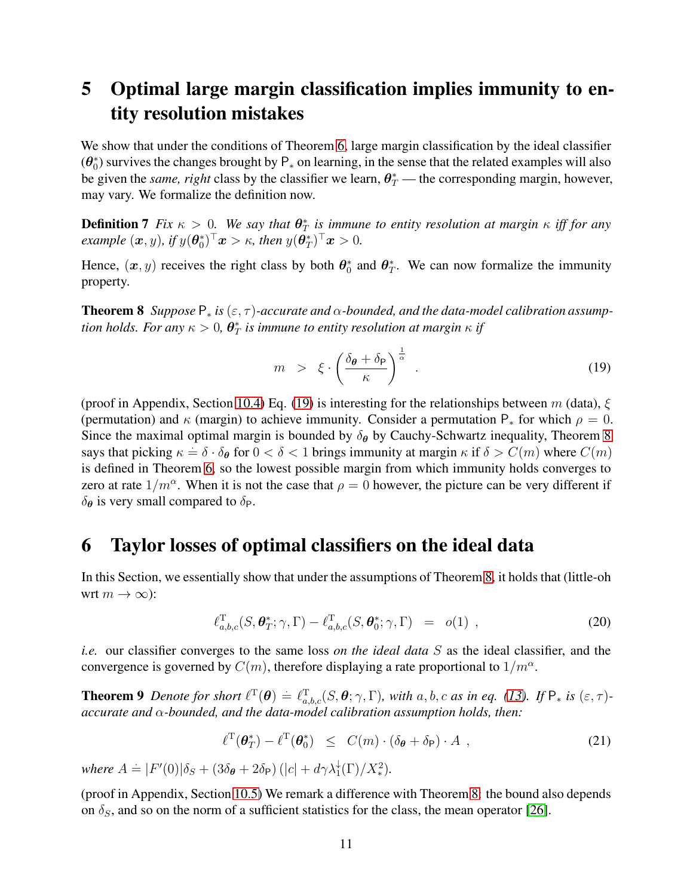# 5 Optimal large margin classification implies immunity to entity resolution mistakes

We show that under the conditions of Theorem 6, large margin classification by the ideal classifier ($\boldsymbol{\theta}_0^*$) survives the changes brought by $\mathsf{P}_*$ on learning, in the sense that the related examples will also be given the *same, right* class by the classifier we learn, $\boldsymbol{\theta}_T^*$ — the corresponding margin, however, may vary. We formalize the definition now.

**Definition 7** *Fix $\kappa > 0$. We say that $\boldsymbol{\theta}_T^*$ is immune to entity resolution at margin $\kappa$ iff for any example $(\boldsymbol{x}, y)$, if $y(\boldsymbol{\theta}_0^*)^\top \boldsymbol{x} > \kappa$, then $y(\boldsymbol{\theta}_T^*)^\top \boldsymbol{x} > 0$.*

Hence, $(\boldsymbol{x}, y)$ receives the right class by both $\boldsymbol{\theta}_0^*$ and $\boldsymbol{\theta}_T^*$. We can now formalize the immunity property.

**Theorem 8** *Suppose $\mathsf{P}_*$ is $(\varepsilon, \tau)$-accurate and $\alpha$-bounded, and the data-model calibration assumption holds. For any $\kappa > 0$, $\boldsymbol{\theta}_T^*$ is immune to entity resolution at margin $\kappa$ if*

$$m \quad > \quad \xi \cdot \left(\frac{\delta_{\boldsymbol{\theta}} + \delta_{\mathsf{P}}}{\kappa}\right)^{\frac{1}{\alpha}} \quad . \tag{19}$$

(proof in Appendix, Section 10.4) Eq. (19) is interesting for the relationships between $m$ (data), $\xi$ (permutation) and $\kappa$ (margin) to achieve immunity. Consider a permutation $\mathsf{P}_*$ for which $\rho = 0$. Since the maximal optimal margin is bounded by $\delta_{\boldsymbol{\theta}}$ by Cauchy-Schwartz inequality, Theorem 8 says that picking $\kappa \doteq \delta \cdot \delta_{\boldsymbol{\theta}}$ for $0 < \delta < 1$ brings immunity at margin $\kappa$ if $\delta > C(m)$ where $C(m)$ is defined in Theorem 6, so the lowest possible margin from which immunity holds converges to zero at rate $1/m^\alpha$. When it is not the case that $\rho = 0$ however, the picture can be very different if $\delta_{\boldsymbol{\theta}}$ is very small compared to $\delta_{\mathsf{P}}$.

# 6 Taylor losses of optimal classifiers on the ideal data

In this Section, we essentially show that under the assumptions of Theorem 8, it holds that (little-oh wrt $m \to \infty$):

$$\ell^{\mathrm{T}}_{a,b,c}(S, \boldsymbol{\theta}_T^*; \gamma, \Gamma) - \ell^{\mathrm{T}}_{a,b,c}(S, \boldsymbol{\theta}_0^*; \gamma, \Gamma) \quad = \quad o(1) \ , \tag{20}$$

*i.e.* our classifier converges to the same loss *on the ideal data* $S$ as the ideal classifier, and the convergence is governed by $C(m)$, therefore displaying a rate proportional to $1/m^\alpha$.

**Theorem 9** *Denote for short $\ell^{\mathrm{T}}(\boldsymbol{\theta}) \doteq \ell^{\mathrm{T}}_{a,b,c}(S, \boldsymbol{\theta}; \gamma, \Gamma)$, with $a, b, c$ as in eq. (13). If $\mathsf{P}_*$ is $(\varepsilon, \tau)$-accurate and $\alpha$-bounded, and the data-model calibration assumption holds, then:*

$$\ell^{\mathrm{T}}(\boldsymbol{\theta}_T^*) - \ell^{\mathrm{T}}(\boldsymbol{\theta}_0^*) \quad \leq \quad C(m) \cdot (\delta_{\boldsymbol{\theta}} + \delta_{\mathsf{P}}) \cdot A \ , \tag{21}$$

*where $A \doteq |F'(0)|\delta_S + (3\delta_{\boldsymbol{\theta}} + 2\delta_{\mathsf{P}})\left(|c| + d\gamma\lambda_1^{\downarrow}(\Gamma)/X_*^2\right)$.*

(proof in Appendix, Section 10.5) We remark a difference with Theorem 8: the bound also depends on $\delta_S$, and so on the norm of a sufficient statistics for the class, the mean operator [26].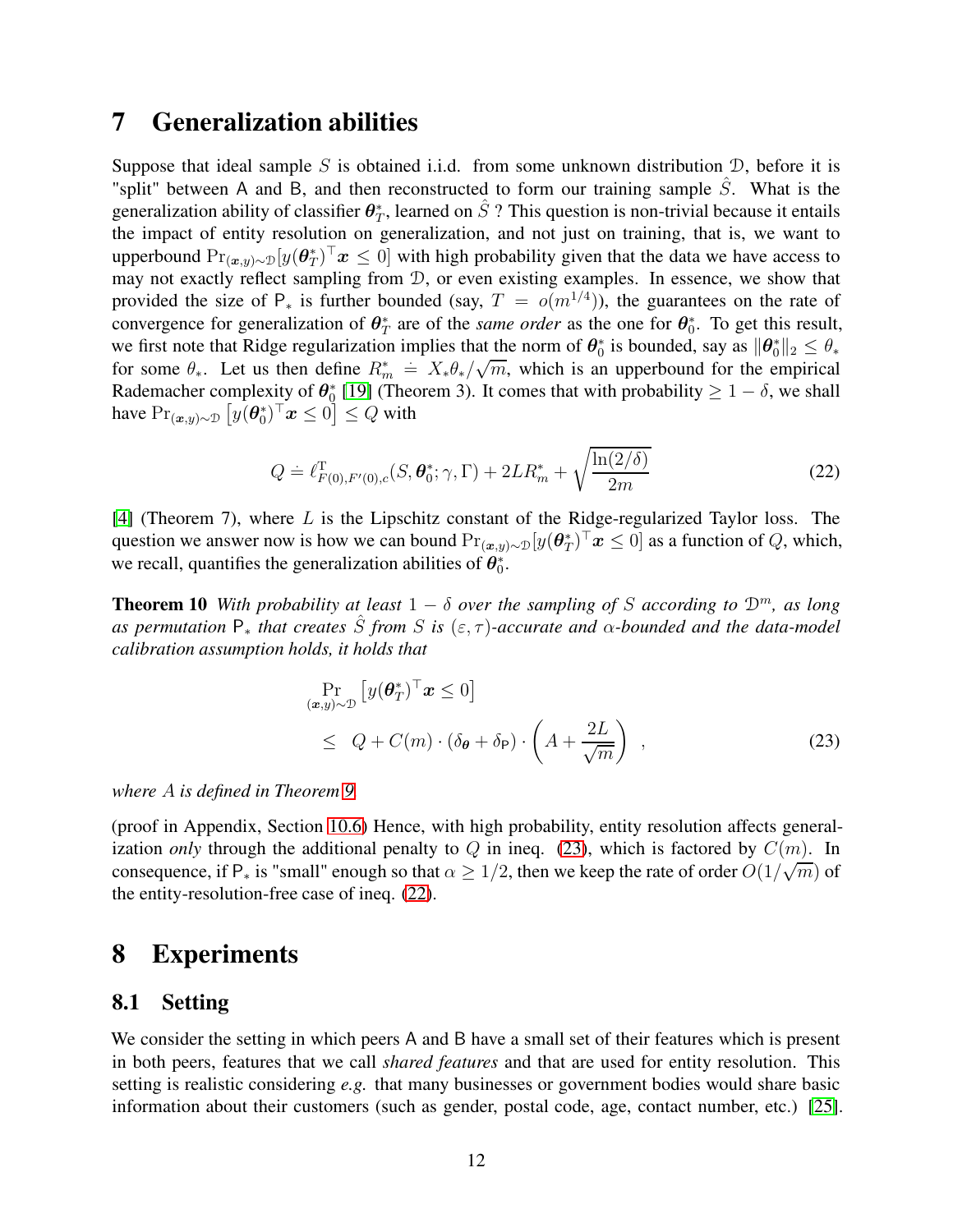# 7 Generalization abilities

Suppose that ideal sample $S$ is obtained i.i.d. from some unknown distribution $\mathcal{D}$, before it is "split" between $\mathsf{A}$ and $\mathsf{B}$, and then reconstructed to form our training sample $\hat{S}$. What is the generalization ability of classifier $\boldsymbol{\theta}^*_T$, learned on $\hat{S}$ ? This question is non-trivial because it entails the impact of entity resolution on generalization, and not just on training, that is, we want to upperbound $\Pr_{(\boldsymbol{x},y)\sim\mathcal{D}}[y(\boldsymbol{\theta}^*_T)^\top \boldsymbol{x} \leq 0]$ with high probability given that the data we have access to may not exactly reflect sampling from $\mathcal{D}$, or even existing examples. In essence, we show that provided the size of $\mathsf{P}_*$ is further bounded (say, $T = o(m^{1/4})$), the guarantees on the rate of convergence for generalization of $\boldsymbol{\theta}^*_T$ are of the *same order* as the one for $\boldsymbol{\theta}^*_0$. To get this result, we first note that Ridge regularization implies that the norm of $\boldsymbol{\theta}^*_0$ is bounded, say as $\|\boldsymbol{\theta}^*_0\|_2 \leq \theta_*$ for some $\theta_*$. Let us then define $R^*_m \doteq X_*\theta_*/\sqrt{m}$, which is an upperbound for the empirical Rademacher complexity of $\boldsymbol{\theta}^*_0$ [19] (Theorem 3). It comes that with probability $\geq 1-\delta$, we shall have $\Pr_{(\boldsymbol{x},y)\sim\mathcal{D}}\left[y(\boldsymbol{\theta}^*_0)^\top \boldsymbol{x} \leq 0\right] \leq Q$ with

$$
Q \doteq \ell^{\mathrm{T}}_{F(0),F'(0),c}(S,\boldsymbol{\theta}^*_0;\gamma,\Gamma) + 2LR^*_m + \sqrt{\frac{\ln(2/\delta)}{2m}} \tag{22}
$$

[4] (Theorem 7), where $L$ is the Lipschitz constant of the Ridge-regularized Taylor loss. The question we answer now is how we can bound $\Pr_{(\boldsymbol{x},y)\sim\mathcal{D}}[y(\boldsymbol{\theta}^*_T)^\top \boldsymbol{x} \leq 0]$ as a function of $Q$, which, we recall, quantifies the generalization abilities of $\boldsymbol{\theta}^*_0$.

**Theorem 10** *With probability at least $1-\delta$ over the sampling of $S$ according to $\mathcal{D}^m$, as long as permutation $\mathsf{P}_*$ that creates $\hat{S}$ from $S$ is $(\varepsilon,\tau)$-accurate and $\alpha$-bounded and the data-model calibration assumption holds, it holds that*

$$
\begin{aligned}
& \Pr_{(\boldsymbol{x},y)\sim\mathcal{D}}\left[y(\boldsymbol{\theta}^*_T)^\top \boldsymbol{x} \leq 0\right] \\
& \leq \quad Q + C(m)\cdot(\delta_{\boldsymbol{\theta}} + \delta_{\mathsf{P}})\cdot\left(A + \frac{2L}{\sqrt{m}}\right) \quad ,
\end{aligned} \tag{23}
$$

*where $A$ is defined in Theorem 9.*

(proof in Appendix, Section 10.6) Hence, with high probability, entity resolution affects generalization *only* through the additional penalty to $Q$ in ineq. (23), which is factored by $C(m)$. In consequence, if $\mathsf{P}_*$ is "small" enough so that $\alpha \geq 1/2$, then we keep the rate of order $O(1/\sqrt{m})$ of the entity-resolution-free case of ineq. (22).

# 8 Experiments

## 8.1 Setting

We consider the setting in which peers $\mathsf{A}$ and $\mathsf{B}$ have a small set of their features which is present in both peers, features that we call *shared features* and that are used for entity resolution. This setting is realistic considering *e.g.* that many businesses or government bodies would share basic information about their customers (such as gender, postal code, age, contact number, etc.) [25].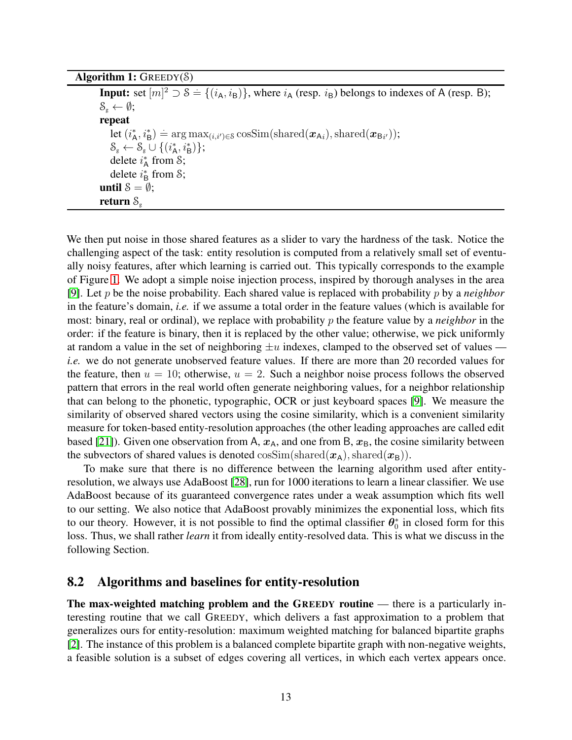**Algorithm 1:** GREEDY($\mathcal{S}$)

**Input:** set $[m]^2 \supset \mathcal{S} \doteq \{(i_{\mathsf{A}}, i_{\mathsf{B}})\}$, where $i_{\mathsf{A}}$ (resp. $i_{\mathsf{B}}$) belongs to indexes of $\mathsf{A}$ (resp. $\mathsf{B}$);
$\mathcal{S}_{\text{g}} \leftarrow \emptyset$;
**repeat**
  let $(i^*_{\mathsf{A}}, i^*_{\mathsf{B}}) \doteq \arg\max_{(i,i')\in\mathcal{S}} \mathrm{cosSim}(\mathrm{shared}(\boldsymbol{x}_{\mathsf{A}i}), \mathrm{shared}(\boldsymbol{x}_{\mathsf{B}i'}))$;
  $\mathcal{S}_{\text{g}} \leftarrow \mathcal{S}_{\text{g}} \cup \{(i^*_{\mathsf{A}}, i^*_{\mathsf{B}})\}$;
  delete $i^*_{\mathsf{A}}$ from $\mathcal{S}$;
  delete $i^*_{\mathsf{B}}$ from $\mathcal{S}$;
**until** $\mathcal{S} = \emptyset$;
**return** $\mathcal{S}_{\text{g}}$

We then put noise in those shared features as a slider to vary the hardness of the task. Notice the challenging aspect of the task: entity resolution is computed from a relatively small set of eventually noisy features, after which learning is carried out. This typically corresponds to the example of Figure 1. We adopt a simple noise injection process, inspired by thorough analyses in the area [9]. Let $p$ be the noise probability. Each shared value is replaced with probability $p$ by a *neighbor* in the feature's domain, *i.e.* if we assume a total order in the feature values (which is available for most: binary, real or ordinal), we replace with probability $p$ the feature value by a *neighbor* in the order: if the feature is binary, then it is replaced by the other value; otherwise, we pick uniformly at random a value in the set of neighboring $\pm u$ indexes, clamped to the observed set of values — *i.e.* we do not generate unobserved feature values. If there are more than 20 recorded values for the feature, then $u = 10$; otherwise, $u = 2$. Such a neighbor noise process follows the observed pattern that errors in the real world often generate neighboring values, for a neighbor relationship that can belong to the phonetic, typographic, OCR or just keyboard spaces [9]. We measure the similarity of observed shared vectors using the cosine similarity, which is a convenient similarity measure for token-based entity-resolution approaches (the other leading approaches are called edit based [21]). Given one observation from $\mathsf{A}$, $\boldsymbol{x}_{\mathsf{A}}$, and one from $\mathsf{B}$, $\boldsymbol{x}_{\mathsf{B}}$, the cosine similarity between the subvectors of shared values is denoted $\mathrm{cosSim}(\mathrm{shared}(\boldsymbol{x}_{\mathsf{A}}), \mathrm{shared}(\boldsymbol{x}_{\mathsf{B}}))$.

To make sure that there is no difference between the learning algorithm used after entity-resolution, we always use AdaBoost [28], run for 1000 iterations to learn a linear classifier. We use AdaBoost because of its guaranteed convergence rates under a weak assumption which fits well to our setting. We also notice that AdaBoost provably minimizes the exponential loss, which fits to our theory. However, it is not possible to find the optimal classifier $\boldsymbol{\theta}^*_0$ in closed form for this loss. Thus, we shall rather *learn* it from ideally entity-resolved data. This is what we discuss in the following Section.

## 8.2 Algorithms and baselines for entity-resolution

**The max-weighted matching problem and the GREEDY routine** — there is a particularly interesting routine that we call GREEDY, which delivers a fast approximation to a problem that generalizes ours for entity-resolution: maximum weighted matching for balanced bipartite graphs [2]. The instance of this problem is a balanced complete bipartite graph with non-negative weights, a feasible solution is a subset of edges covering all vertices, in which each vertex appears once.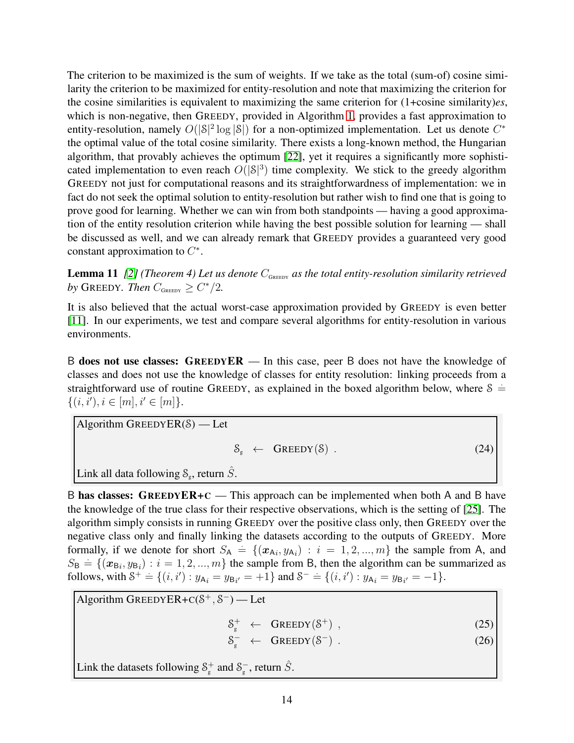The criterion to be maximized is the sum of weights. If we take as the total (sum-of) cosine similarity the criterion to be maximized for entity-resolution and note that maximizing the criterion for the cosine similarities is equivalent to maximizing the same criterion for (1+cosine similarity)*es*, which is non-negative, then GREEDY, provided in Algorithm 1, provides a fast approximation to entity-resolution, namely $O(|\mathcal{S}|^2 \log |\mathcal{S}|)$ for a non-optimized implementation. Let us denote $C^*$ the optimal value of the total cosine similarity. There exists a long-known method, the Hungarian algorithm, that provably achieves the optimum [22], yet it requires a significantly more sophisticated implementation to even reach $O(|\mathcal{S}|^3)$ time complexity. We stick to the greedy algorithm GREEDY not just for computational reasons and its straightforwardness of implementation: we in fact do not seek the optimal solution to entity-resolution but rather wish to find one that is going to prove good for learning. Whether we can win from both standpoints — having a good approximation of the entity resolution criterion while having the best possible solution for learning — shall be discussed as well, and we can already remark that GREEDY provides a guaranteed very good constant approximation to $C^*$.

**Lemma 11** *[2] (Theorem 4) Let us denote $C_{\text{GREEDY}}$ as the total entity-resolution similarity retrieved by* GREEDY*. Then $C_{\text{GREEDY}} \geq C^*/2$.*

It is also believed that the actual worst-case approximation provided by GREEDY is even better [11]. In our experiments, we test and compare several algorithms for entity-resolution in various environments.

B **does not use classes: GREEDYER** — In this case, peer B does not have the knowledge of classes and does not use the knowledge of classes for entity resolution: linking proceeds from a straightforward use of routine GREEDY, as explained in the boxed algorithm below, where $\mathcal{S} \doteq \{(i, i'), i \in [m], i' \in [m]\}$.

Algorithm GREEDYER($\mathcal{S}$) — Let

$$\mathcal{S}_{\text{g}} \leftarrow \text{GREEDY}(\mathcal{S}) \ . \tag{24}$$

Link all data following $\mathcal{S}_{\text{g}}$, return $\hat{S}$.

B **has classes: GREEDYER+C** — This approach can be implemented when both A and B have the knowledge of the true class for their respective observations, which is the setting of [25]. The algorithm simply consists in running GREEDY over the positive class only, then GREEDY over the negative class only and finally linking the datasets according to the outputs of GREEDY. More formally, if we denote for short $S_{\mathsf{A}} \doteq \{(\boldsymbol{x}_{\mathsf{A}i}, y_{\mathsf{A}i}) : i = 1, 2, ..., m\}$ the sample from A, and $S_{\mathsf{B}} \doteq \{(\boldsymbol{x}_{\mathsf{B}i}, y_{\mathsf{B}i}) : i = 1, 2, ..., m\}$ the sample from B, then the algorithm can be summarized as follows, with $\mathcal{S}^+ \doteq \{(i, i') : y_{\mathsf{A}i} = y_{\mathsf{B}i'} = +1\}$ and $\mathcal{S}^- \doteq \{(i, i') : y_{\mathsf{A}i} = y_{\mathsf{B}i'} = -1\}$.

Algorithm GREEDYER+C($\mathcal{S}^+, \mathcal{S}^-$) — Let

$$\mathcal{S}^+_{\text{g}} \leftarrow \text{GREEDY}(\mathcal{S}^+) \ , \tag{25}$$

$$\mathcal{S}^-_{\text{g}} \leftarrow \text{GREEDY}(\mathcal{S}^-) \ . \tag{26}$$

Link the datasets following $\mathcal{S}^+_{\text{g}}$ and $\mathcal{S}^-_{\text{g}}$, return $\hat{S}$.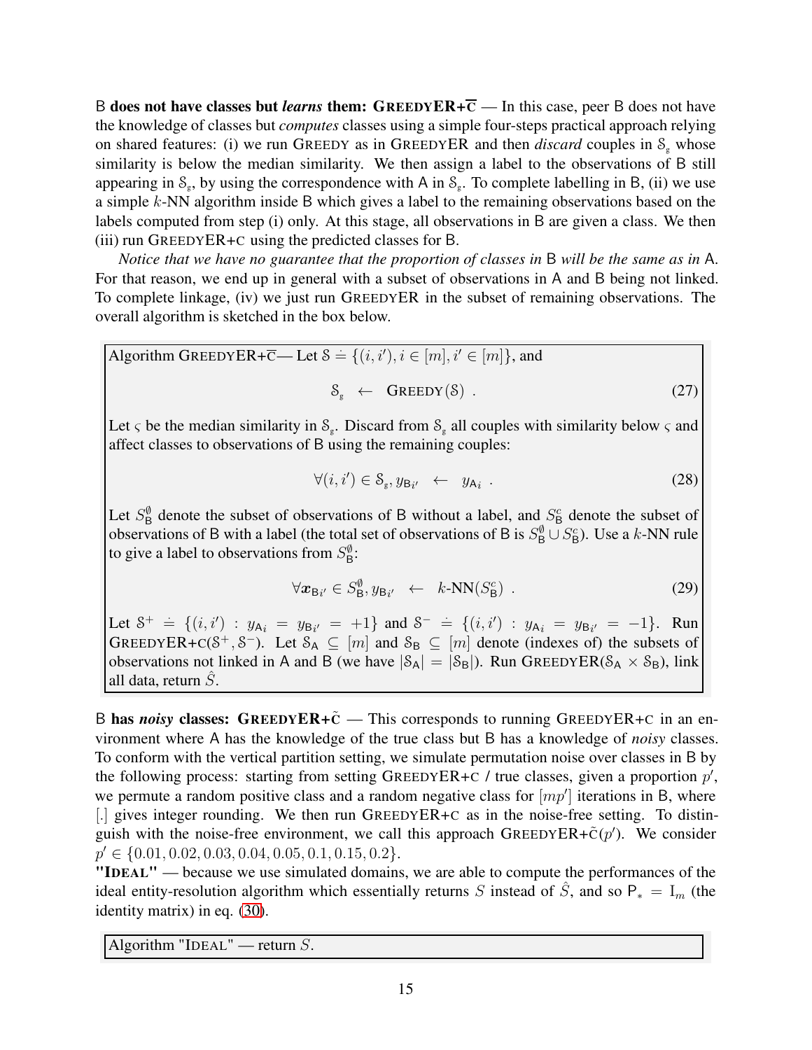B **does not have classes but *learns* them: GREEDYER+$\overline{\text{C}}$** — In this case, peer B does not have the knowledge of classes but *computes* classes using a simple four-steps practical approach relying on shared features: (i) we run GREEDY as in GREEDYER and then *discard* couples in $\mathcal{S}_g$ whose similarity is below the median similarity. We then assign a label to the observations of B still appearing in $\mathcal{S}_g$, by using the correspondence with A in $\mathcal{S}_g$. To complete labelling in B, (ii) we use a simple $k$-NN algorithm inside B which gives a label to the remaining observations based on the labels computed from step (i) only. At this stage, all observations in B are given a class. We then (iii) run GREEDYER+C using the predicted classes for B.

*Notice that we have no guarantee that the proportion of classes in* B *will be the same as in* A. For that reason, we end up in general with a subset of observations in A and B being not linked. To complete linkage, (iv) we just run GREEDYER in the subset of remaining observations. The overall algorithm is sketched in the box below.

Algorithm GREEDYER+$\overline{\text{C}}$— Let $\mathcal{S} \doteq \{(i, i'), i \in [m], i' \in [m]\}$, and

$$\mathcal{S}_g \quad \leftarrow \quad \text{GREEDY}(\mathcal{S}) \ . \tag{27}$$

Let $\varsigma$ be the median similarity in $\mathcal{S}_g$. Discard from $\mathcal{S}_g$ all couples with similarity below $\varsigma$ and affect classes to observations of B using the remaining couples:

$$\forall (i, i') \in \mathcal{S}_g, y_{\mathsf{B}_{i'}} \quad \leftarrow \quad y_{\mathsf{A}_i} \ . \tag{28}$$

Let $S^{\emptyset}_{\mathsf{B}}$ denote the subset of observations of B without a label, and $S^{c}_{\mathsf{B}}$ denote the subset of observations of B with a label (the total set of observations of B is $S^{\emptyset}_{\mathsf{B}} \cup S^{c}_{\mathsf{B}}$). Use a $k$-NN rule to give a label to observations from $S^{\emptyset}_{\mathsf{B}}$:

$$\forall \boldsymbol{x}_{\mathsf{B}_{i'}} \in S^{\emptyset}_{\mathsf{B}}, y_{\mathsf{B}_{i'}} \quad \leftarrow \quad k\text{-NN}(S^{c}_{\mathsf{B}}) \ . \tag{29}$$

Let $\mathcal{S}^+ \doteq \{(i, i') : y_{\mathsf{A}_i} = y_{\mathsf{B}_{i'}} = +1\}$ and $\mathcal{S}^- \doteq \{(i, i') : y_{\mathsf{A}_i} = y_{\mathsf{B}_{i'}} = -1\}$. Run GREEDYER+C($\mathcal{S}^+, \mathcal{S}^-$). Let $\mathcal{S}_{\mathsf{A}} \subseteq [m]$ and $\mathcal{S}_{\mathsf{B}} \subseteq [m]$ denote (indexes of) the subsets of observations not linked in A and B (we have $|\mathcal{S}_{\mathsf{A}}| = |\mathcal{S}_{\mathsf{B}}|$). Run GREEDYER($\mathcal{S}_{\mathsf{A}} \times \mathcal{S}_{\mathsf{B}}$), link all data, return $\hat{S}$.

B **has *noisy* classes: GREEDYER+$\tilde{\text{C}}$** — This corresponds to running GREEDYER+C in an environment where A has the knowledge of the true class but B has a knowledge of *noisy* classes. To conform with the vertical partition setting, we simulate permutation noise over classes in B by the following process: starting from setting GREEDYER+C / true classes, given a proportion $p'$, we permute a random positive class and a random negative class for $[mp']$ iterations in B, where $[.]$ gives integer rounding. We then run GREEDYER+C as in the noise-free setting. To distinguish with the noise-free environment, we call this approach GREEDYER+$\tilde{\text{C}}(p')$. We consider $p' \in \{0.01, 0.02, 0.03, 0.04, 0.05, 0.1, 0.15, 0.2\}$.

**"IDEAL"** — because we use simulated domains, we are able to compute the performances of the ideal entity-resolution algorithm which essentially returns $S$ instead of $\hat{S}$, and so $\mathsf{P}_* = \mathrm{I}_m$ (the identity matrix) in eq. (30).

Algorithm "IDEAL" — return $S$.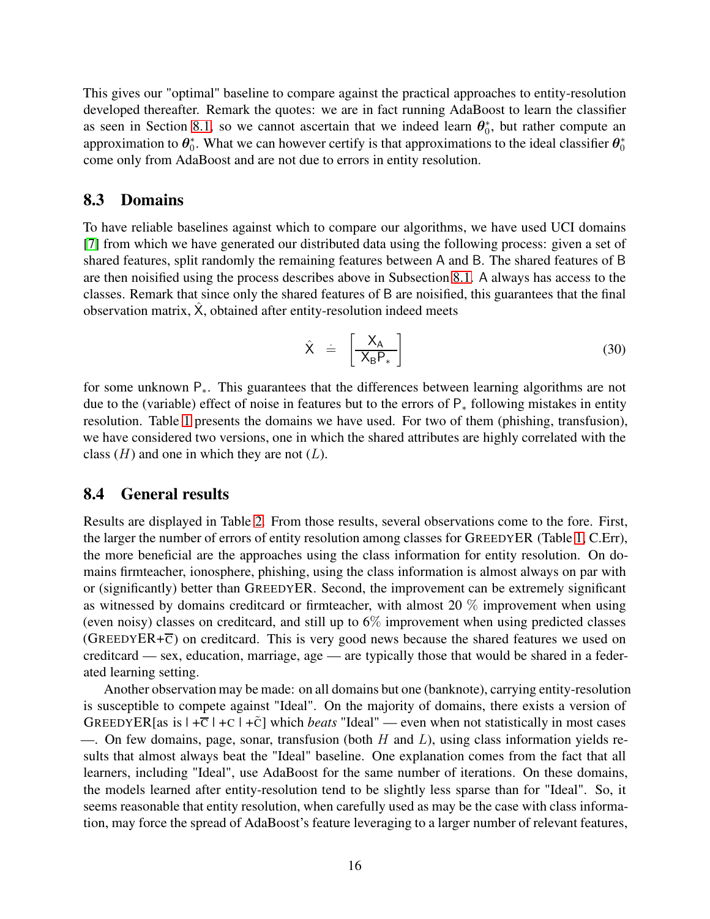This gives our "optimal" baseline to compare against the practical approaches to entity-resolution developed thereafter. Remark the quotes: we are in fact running AdaBoost to learn the classifier as seen in Section 8.1, so we cannot ascertain that we indeed learn $\boldsymbol{\theta}_0^*$, but rather compute an approximation to $\boldsymbol{\theta}_0^*$. What we can however certify is that approximations to the ideal classifier $\boldsymbol{\theta}_0^*$ come only from AdaBoost and are not due to errors in entity resolution.

## 8.3 Domains

To have reliable baselines against which to compare our algorithms, we have used UCI domains [7] from which we have generated our distributed data using the following process: given a set of shared features, split randomly the remaining features between A and B. The shared features of B are then noisified using the process describes above in Subsection 8.1. A always has access to the classes. Remark that since only the shared features of B are noisified, this guarantees that the final observation matrix, $\hat{\mathsf{X}}$, obtained after entity-resolution indeed meets

$$\hat{\mathsf{X}} \doteq \left[\frac{\mathsf{X}_\mathsf{A}}{\mathsf{X}_\mathsf{B}\mathsf{P}_*}\right] \tag{30}$$

for some unknown $\mathsf{P}_*$. This guarantees that the differences between learning algorithms are not due to the (variable) effect of noise in features but to the errors of $\mathsf{P}_*$ following mistakes in entity resolution. Table 1 presents the domains we have used. For two of them (phishing, transfusion), we have considered two versions, one in which the shared attributes are highly correlated with the class ($H$) and one in which they are not ($L$).

## 8.4 General results

Results are displayed in Table 2. From those results, several observations come to the fore. First, the larger the number of errors of entity resolution among classes for GREEDYER (Table 1, C.Err), the more beneficial are the approaches using the class information for entity resolution. On domains firmteacher, ionosphere, phishing, using the class information is almost always on par with or (significantly) better than GREEDYER. Second, the improvement can be extremely significant as witnessed by domains creditcard or firmteacher, with almost 20 % improvement when using (even noisy) classes on creditcard, and still up to 6% improvement when using predicted classes (GREEDYER+$\overline{\text{C}}$) on creditcard. This is very good news because the shared features we used on creditcard — sex, education, marriage, age — are typically those that would be shared in a federated learning setting.

Another observation may be made: on all domains but one (banknote), carrying entity-resolution is susceptible to compete against "Ideal". On the majority of domains, there exists a version of GREEDYER[as is | +$\overline{\text{C}}$ | +C | +$\tilde{\text{C}}$] which *beats* "Ideal" — even when not statistically in most cases —. On few domains, page, sonar, transfusion (both $H$ and $L$), using class information yields results that almost always beat the "Ideal" baseline. One explanation comes from the fact that all learners, including "Ideal", use AdaBoost for the same number of iterations. On these domains, the models learned after entity-resolution tend to be slightly less sparse than for "Ideal". So, it seems reasonable that entity resolution, when carefully used as may be the case with class information, may force the spread of AdaBoost's feature leveraging to a larger number of relevant features,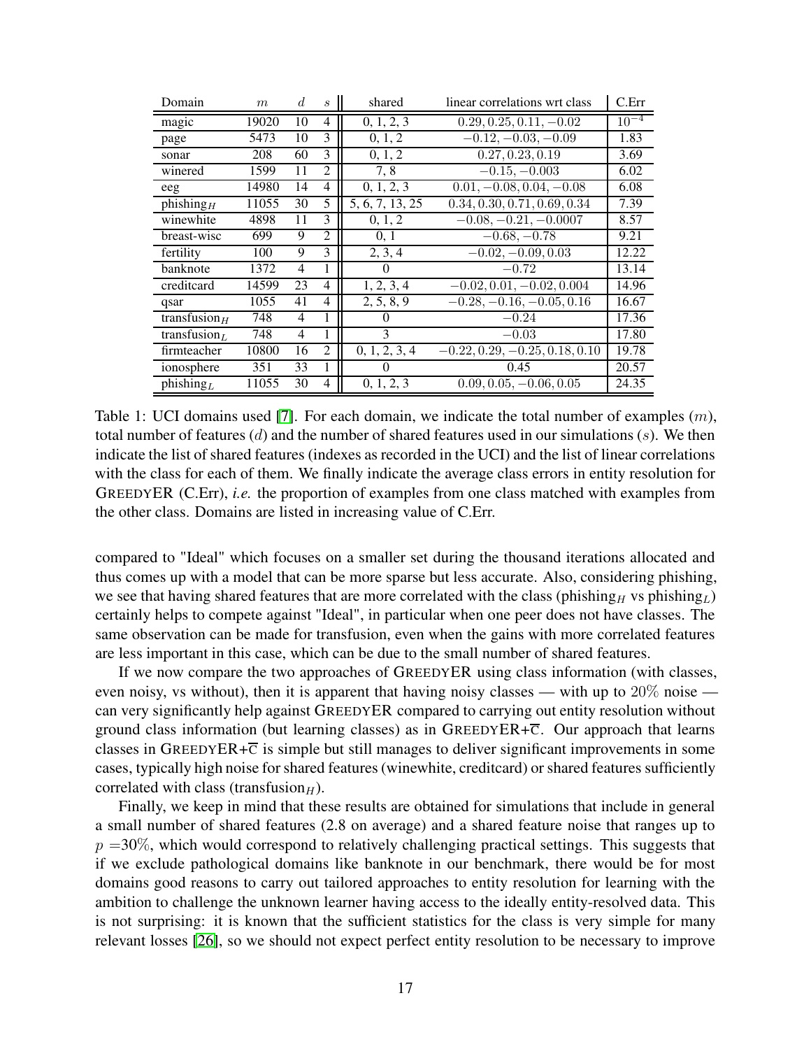| Domain | $m$ | $d$ | $s$ | shared | linear correlations wrt class | C.Err |
|---|---|---|---|---|---|---|
| magic | 19020 | 10 | 4 | 0, 1, 2, 3 | $0.29, 0.25, 0.11, -0.02$ | $10^{-4}$ |
| page | 5473 | 10 | 3 | 0, 1, 2 | $-0.12, -0.03, -0.09$ | 1.83 |
| sonar | 208 | 60 | 3 | 0, 1, 2 | $0.27, 0.23, 0.19$ | 3.69 |
| winered | 1599 | 11 | 2 | 7, 8 | $-0.15, -0.003$ | 6.02 |
| eeg | 14980 | 14 | 4 | 0, 1, 2, 3 | $0.01, -0.08, 0.04, -0.08$ | 6.08 |
| phishing$_H$ | 11055 | 30 | 5 | 5, 6, 7, 13, 25 | $0.34, 0.30, 0.71, 0.69, 0.34$ | 7.39 |
| winewhite | 4898 | 11 | 3 | 0, 1, 2 | $-0.08, -0.21, -0.0007$ | 8.57 |
| breast-wisc | 699 | 9 | 2 | 0, 1 | $-0.68, -0.78$ | 9.21 |
| fertility | 100 | 9 | 3 | 2, 3, 4 | $-0.02, -0.09, 0.03$ | 12.22 |
| banknote | 1372 | 4 | 1 | 0 | $-0.72$ | 13.14 |
| creditcard | 14599 | 23 | 4 | 1, 2, 3, 4 | $-0.02, 0.01, -0.02, 0.004$ | 14.96 |
| qsar | 1055 | 41 | 4 | 2, 5, 8, 9 | $-0.28, -0.16, -0.05, 0.16$ | 16.67 |
| transfusion$_H$ | 748 | 4 | 1 | 0 | $-0.24$ | 17.36 |
| transfusion$_L$ | 748 | 4 | 1 | 3 | $-0.03$ | 17.80 |
| firmteacher | 10800 | 16 | 2 | 0, 1, 2, 3, 4 | $-0.22, 0.29, -0.25, 0.18, 0.10$ | 19.78 |
| ionosphere | 351 | 33 | 1 | 0 | $0.45$ | 20.57 |
| phishing$_L$ | 11055 | 30 | 4 | 0, 1, 2, 3 | $0.09, 0.05, -0.06, 0.05$ | 24.35 |

Table 1: UCI domains used [7]. For each domain, we indicate the total number of examples ($m$), total number of features ($d$) and the number of shared features used in our simulations ($s$). We then indicate the list of shared features (indexes as recorded in the UCI) and the list of linear correlations with the class for each of them. We finally indicate the average class errors in entity resolution for GREEDYER (C.Err), *i.e.* the proportion of examples from one class matched with examples from the other class. Domains are listed in increasing value of C.Err.

compared to "Ideal" which focuses on a smaller set during the thousand iterations allocated and thus comes up with a model that can be more sparse but less accurate. Also, considering phishing, we see that having shared features that are more correlated with the class (phishing$_H$ vs phishing$_L$) certainly helps to compete against "Ideal", in particular when one peer does not have classes. The same observation can be made for transfusion, even when the gains with more correlated features are less important in this case, which can be due to the small number of shared features.

If we now compare the two approaches of GREEDYER using class information (with classes, even noisy, vs without), then it is apparent that having noisy classes — with up to $20\%$ noise — can very significantly help against GREEDYER compared to carrying out entity resolution without ground class information (but learning classes) as in GREEDYER+$\overline{\mathrm{c}}$. Our approach that learns classes in GREEDYER+$\overline{\mathrm{c}}$ is simple but still manages to deliver significant improvements in some cases, typically high noise for shared features (winewhite, creditcard) or shared features sufficiently correlated with class (transfusion$_H$).

Finally, we keep in mind that these results are obtained for simulations that include in general a small number of shared features (2.8 on average) and a shared feature noise that ranges up to $p = 30\%$, which would correspond to relatively challenging practical settings. This suggests that if we exclude pathological domains like banknote in our benchmark, there would be for most domains good reasons to carry out tailored approaches to entity resolution for learning with the ambition to challenge the unknown learner having access to the ideally entity-resolved data. This is not surprising: it is known that the sufficient statistics for the class is very simple for many relevant losses [26], so we should not expect perfect entity resolution to be necessary to improve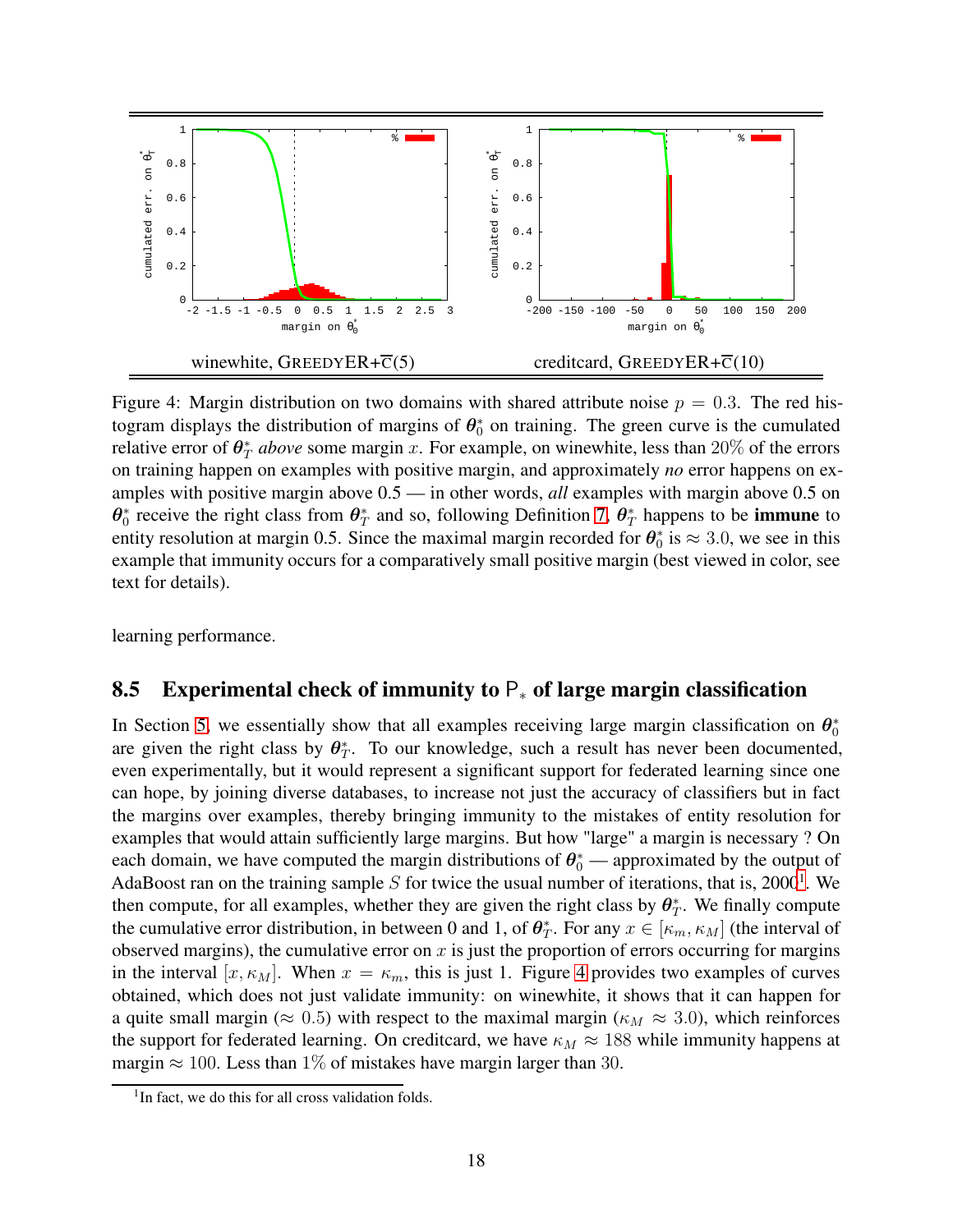winewhite, GREEDYER+$\overline{\text{C}}$(5) | creditcard, GREEDYER+$\overline{\text{C}}$(10)

Figure 4: Margin distribution on two domains with shared attribute noise $p = 0.3$. The red histogram displays the distribution of margins of $\boldsymbol{\theta}_0^*$ on training. The green curve is the cumulated relative error of $\boldsymbol{\theta}_T^*$ *above* some margin $x$. For example, on winewhite, less than 20% of the errors on training happen on examples with positive margin, and approximately *no* error happens on examples with positive margin above 0.5 — in other words, *all* examples with margin above 0.5 on $\boldsymbol{\theta}_0^*$ receive the right class from $\boldsymbol{\theta}_T^*$ and so, following Definition 7, $\boldsymbol{\theta}_T^*$ happens to be **immune** to entity resolution at margin 0.5. Since the maximal margin recorded for $\boldsymbol{\theta}_0^*$ is $\approx 3.0$, we see in this example that immunity occurs for a comparatively small positive margin (best viewed in color, see text for details).

learning performance.

## 8.5 Experimental check of immunity to $\mathsf{P}_*$ of large margin classification

In Section 5, we essentially show that all examples receiving large margin classification on $\boldsymbol{\theta}_0^*$ are given the right class by $\boldsymbol{\theta}_T^*$. To our knowledge, such a result has never been documented, even experimentally, but it would represent a significant support for federated learning since one can hope, by joining diverse databases, to increase not just the accuracy of classifiers but in fact the margins over examples, thereby bringing immunity to the mistakes of entity resolution for examples that would attain sufficiently large margins. But how "large" a margin is necessary ? On each domain, we have computed the margin distributions of $\boldsymbol{\theta}_0^*$ — approximated by the output of AdaBoost ran on the training sample $S$ for twice the usual number of iterations, that is, 2000[1]. We then compute, for all examples, whether they are given the right class by $\boldsymbol{\theta}_T^*$. We finally compute the cumulative error distribution, in between 0 and 1, of $\boldsymbol{\theta}_T^*$. For any $x \in [\kappa_m, \kappa_M]$ (the interval of observed margins), the cumulative error on $x$ is just the proportion of errors occurring for margins in the interval $[x, \kappa_M]$. When $x = \kappa_m$, this is just 1. Figure 4 provides two examples of curves obtained, which does not just validate immunity: on winewhite, it shows that it can happen for a quite small margin ($\approx 0.5$) with respect to the maximal margin ($\kappa_M \approx 3.0$), which reinforces the support for federated learning. On creditcard, we have $\kappa_M \approx 188$ while immunity happens at margin $\approx 100$. Less than 1% of mistakes have margin larger than 30.

[1] In fact, we do this for all cross validation folds.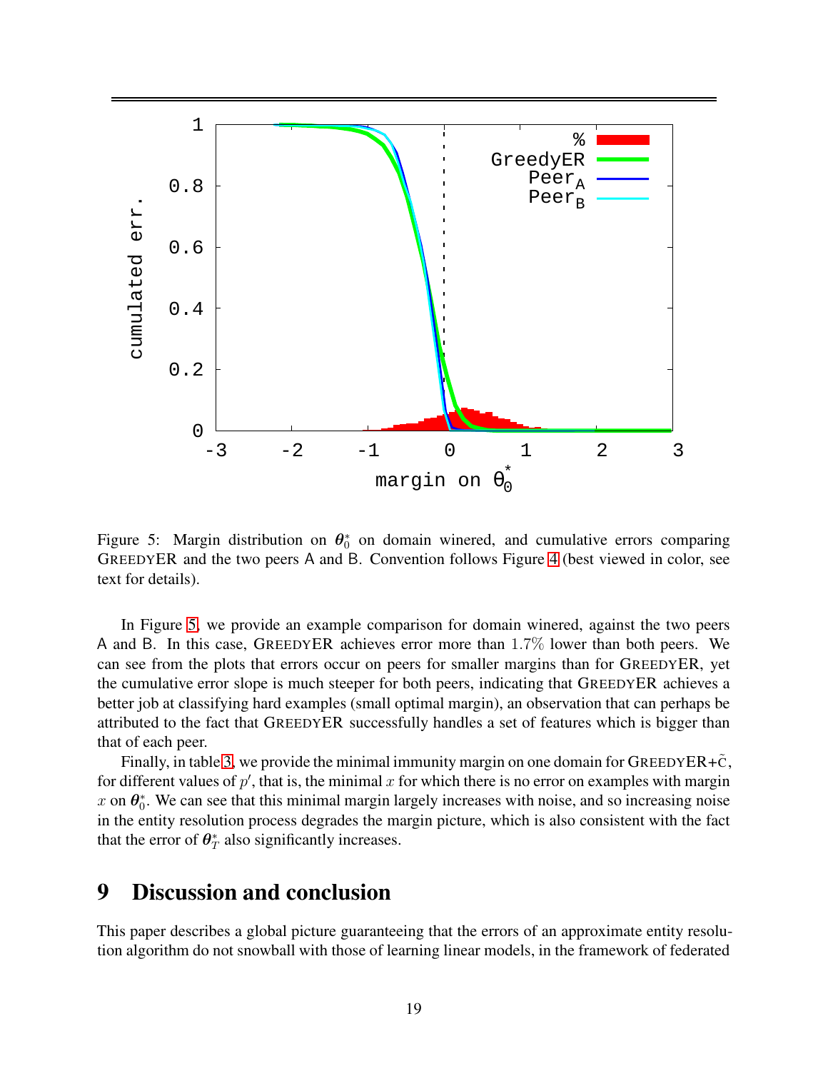Figure 5: Margin distribution on $\boldsymbol{\theta}_0^*$ on domain winered, and cumulative errors comparing GREEDYER and the two peers A and B. Convention follows Figure 4 (best viewed in color, see text for details).

In Figure 5, we provide an example comparison for domain winered, against the two peers A and B. In this case, GREEDYER achieves error more than $1.7\%$ lower than both peers. We can see from the plots that errors occur on peers for smaller margins than for GREEDYER, yet the cumulative error slope is much steeper for both peers, indicating that GREEDYER achieves a better job at classifying hard examples (small optimal margin), an observation that can perhaps be attributed to the fact that GREEDYER successfully handles a set of features which is bigger than that of each peer.

Finally, in table 3, we provide the minimal immunity margin on one domain for GREEDYER+$\tilde{\mathrm{C}}$, for different values of $p'$, that is, the minimal $x$ for which there is no error on examples with margin $x$ on $\boldsymbol{\theta}_0^*$. We can see that this minimal margin largely increases with noise, and so increasing noise in the entity resolution process degrades the margin picture, which is also consistent with the fact that the error of $\boldsymbol{\theta}_T^*$ also significantly increases.

# 9 Discussion and conclusion

This paper describes a global picture guaranteeing that the errors of an approximate entity resolution algorithm do not snowball with those of learning linear models, in the framework of federated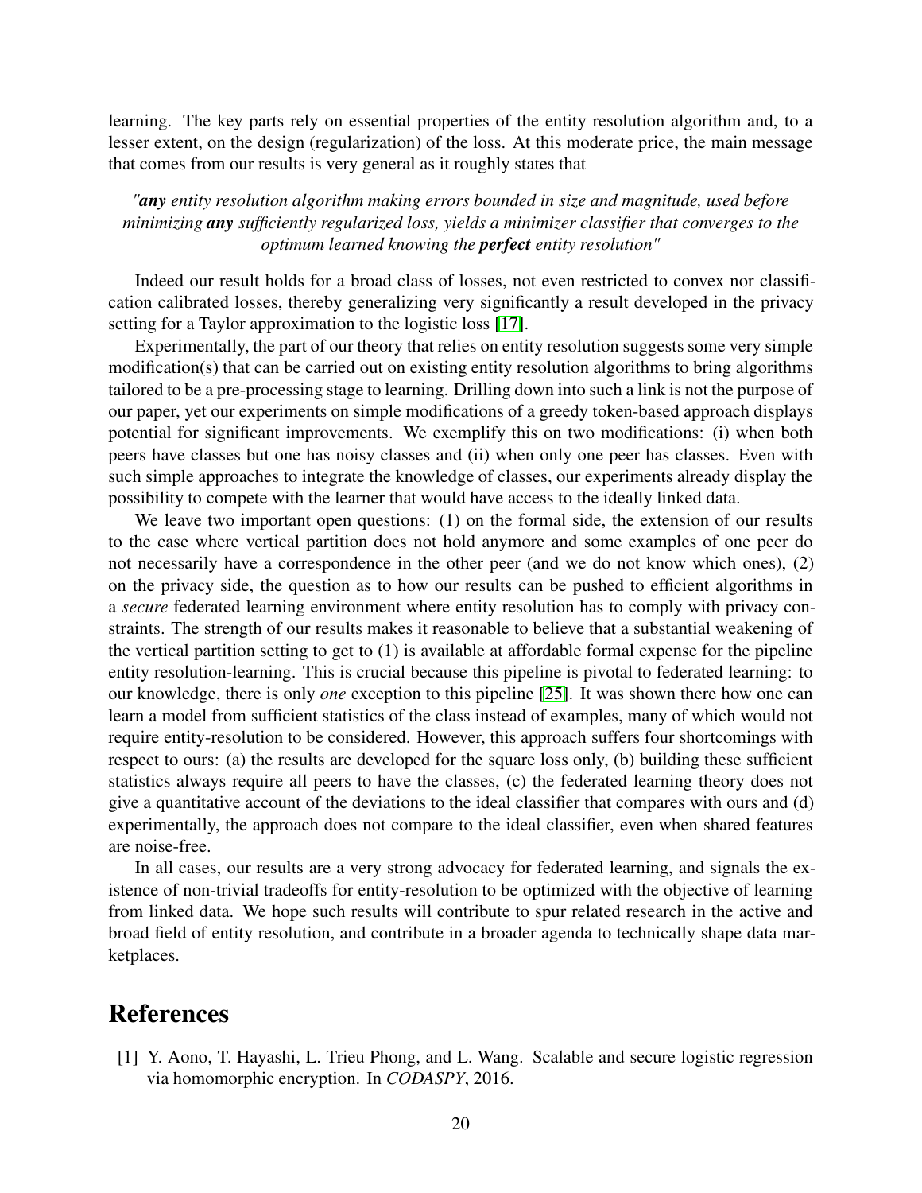learning. The key parts rely on essential properties of the entity resolution algorithm and, to a lesser extent, on the design (regularization) of the loss. At this moderate price, the main message that comes from our results is very general as it roughly states that

*"**any** entity resolution algorithm making errors bounded in size and magnitude, used before minimizing **any** sufficiently regularized loss, yields a minimizer classifier that converges to the optimum learned knowing the **perfect** entity resolution"*

Indeed our result holds for a broad class of losses, not even restricted to convex nor classification calibrated losses, thereby generalizing very significantly a result developed in the privacy setting for a Taylor approximation to the logistic loss [17].

Experimentally, the part of our theory that relies on entity resolution suggests some very simple modification(s) that can be carried out on existing entity resolution algorithms to bring algorithms tailored to be a pre-processing stage to learning. Drilling down into such a link is not the purpose of our paper, yet our experiments on simple modifications of a greedy token-based approach displays potential for significant improvements. We exemplify this on two modifications: (i) when both peers have classes but one has noisy classes and (ii) when only one peer has classes. Even with such simple approaches to integrate the knowledge of classes, our experiments already display the possibility to compete with the learner that would have access to the ideally linked data.

We leave two important open questions: (1) on the formal side, the extension of our results to the case where vertical partition does not hold anymore and some examples of one peer do not necessarily have a correspondence in the other peer (and we do not know which ones), (2) on the privacy side, the question as to how our results can be pushed to efficient algorithms in a *secure* federated learning environment where entity resolution has to comply with privacy constraints. The strength of our results makes it reasonable to believe that a substantial weakening of the vertical partition setting to get to (1) is available at affordable formal expense for the pipeline entity resolution-learning. This is crucial because this pipeline is pivotal to federated learning: to our knowledge, there is only *one* exception to this pipeline [25]. It was shown there how one can learn a model from sufficient statistics of the class instead of examples, many of which would not require entity-resolution to be considered. However, this approach suffers four shortcomings with respect to ours: (a) the results are developed for the square loss only, (b) building these sufficient statistics always require all peers to have the classes, (c) the federated learning theory does not give a quantitative account of the deviations to the ideal classifier that compares with ours and (d) experimentally, the approach does not compare to the ideal classifier, even when shared features are noise-free.

In all cases, our results are a very strong advocacy for federated learning, and signals the existence of non-trivial tradeoffs for entity-resolution to be optimized with the objective of learning from linked data. We hope such results will contribute to spur related research in the active and broad field of entity resolution, and contribute in a broader agenda to technically shape data marketplaces.

# References

[1] Y. Aono, T. Hayashi, L. Trieu Phong, and L. Wang. Scalable and secure logistic regression via homomorphic encryption. In *CODASPY*, 2016.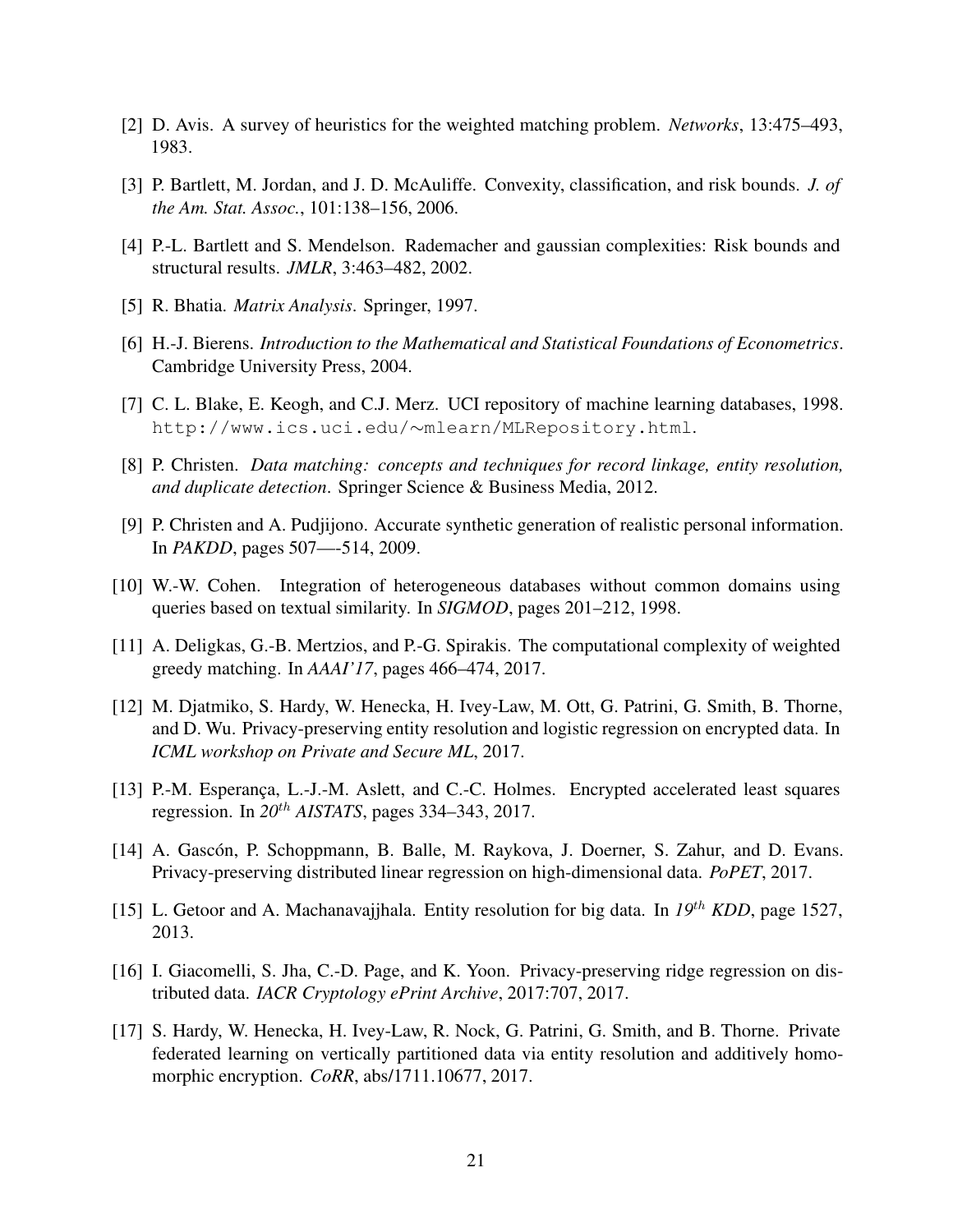[2] D. Avis. A survey of heuristics for the weighted matching problem. *Networks*, 13:475–493, 1983.

[3] P. Bartlett, M. Jordan, and J. D. McAuliffe. Convexity, classification, and risk bounds. *J. of the Am. Stat. Assoc.*, 101:138–156, 2006.

[4] P.-L. Bartlett and S. Mendelson. Rademacher and gaussian complexities: Risk bounds and structural results. *JMLR*, 3:463–482, 2002.

[5] R. Bhatia. *Matrix Analysis*. Springer, 1997.

[6] H.-J. Bierens. *Introduction to the Mathematical and Statistical Foundations of Econometrics*. Cambridge University Press, 2004.

[7] C. L. Blake, E. Keogh, and C.J. Merz. UCI repository of machine learning databases, 1998. `http://www.ics.uci.edu/∼mlearn/MLRepository.html`.

[8] P. Christen. *Data matching: concepts and techniques for record linkage, entity resolution, and duplicate detection*. Springer Science & Business Media, 2012.

[9] P. Christen and A. Pudjijono. Accurate synthetic generation of realistic personal information. In *PAKDD*, pages 507—-514, 2009.

[10] W.-W. Cohen. Integration of heterogeneous databases without common domains using queries based on textual similarity. In *SIGMOD*, pages 201–212, 1998.

[11] A. Deligkas, G.-B. Mertzios, and P.-G. Spirakis. The computational complexity of weighted greedy matching. In *AAAI'17*, pages 466–474, 2017.

[12] M. Djatmiko, S. Hardy, W. Henecka, H. Ivey-Law, M. Ott, G. Patrini, G. Smith, B. Thorne, and D. Wu. Privacy-preserving entity resolution and logistic regression on encrypted data. In *ICML workshop on Private and Secure ML*, 2017.

[13] P.-M. Esperança, L.-J.-M. Aslett, and C.-C. Holmes. Encrypted accelerated least squares regression. In *20$^{th}$ AISTATS*, pages 334–343, 2017.

[14] A. Gascón, P. Schoppmann, B. Balle, M. Raykova, J. Doerner, S. Zahur, and D. Evans. Privacy-preserving distributed linear regression on high-dimensional data. *PoPET*, 2017.

[15] L. Getoor and A. Machanavajjhala. Entity resolution for big data. In *19$^{th}$ KDD*, page 1527, 2013.

[16] I. Giacomelli, S. Jha, C.-D. Page, and K. Yoon. Privacy-preserving ridge regression on distributed data. *IACR Cryptology ePrint Archive*, 2017:707, 2017.

[17] S. Hardy, W. Henecka, H. Ivey-Law, R. Nock, G. Patrini, G. Smith, and B. Thorne. Private federated learning on vertically partitioned data via entity resolution and additively homomorphic encryption. *CoRR*, abs/1711.10677, 2017.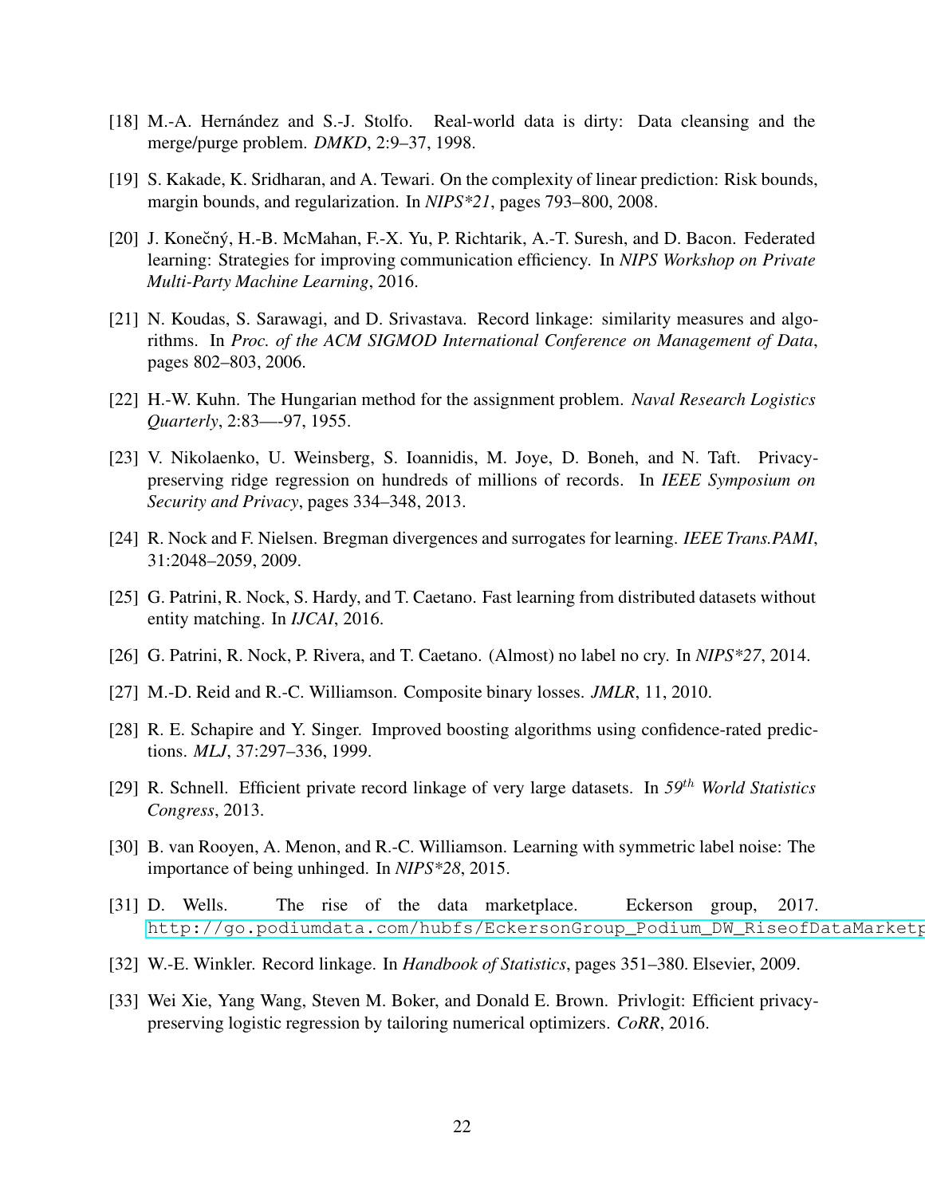[18] M.-A. Hernández and S.-J. Stolfo. Real-world data is dirty: Data cleansing and the merge/purge problem. *DMKD*, 2:9–37, 1998.

[19] S. Kakade, K. Sridharan, and A. Tewari. On the complexity of linear prediction: Risk bounds, margin bounds, and regularization. In *NIPS*21*, pages 793–800, 2008.

[20] J. Konečný, H.-B. McMahan, F.-X. Yu, P. Richtarik, A.-T. Suresh, and D. Bacon. Federated learning: Strategies for improving communication efficiency. In *NIPS Workshop on Private Multi-Party Machine Learning*, 2016.

[21] N. Koudas, S. Sarawagi, and D. Srivastava. Record linkage: similarity measures and algorithms. In *Proc. of the ACM SIGMOD International Conference on Management of Data*, pages 802–803, 2006.

[22] H.-W. Kuhn. The Hungarian method for the assignment problem. *Naval Research Logistics Quarterly*, 2:83—-97, 1955.

[23] V. Nikolaenko, U. Weinsberg, S. Ioannidis, M. Joye, D. Boneh, and N. Taft. Privacy-preserving ridge regression on hundreds of millions of records. In *IEEE Symposium on Security and Privacy*, pages 334–348, 2013.

[24] R. Nock and F. Nielsen. Bregman divergences and surrogates for learning. *IEEE Trans.PAMI*, 31:2048–2059, 2009.

[25] G. Patrini, R. Nock, S. Hardy, and T. Caetano. Fast learning from distributed datasets without entity matching. In *IJCAI*, 2016.

[26] G. Patrini, R. Nock, P. Rivera, and T. Caetano. (Almost) no label no cry. In *NIPS*27*, 2014.

[27] M.-D. Reid and R.-C. Williamson. Composite binary losses. *JMLR*, 11, 2010.

[28] R. E. Schapire and Y. Singer. Improved boosting algorithms using confidence-rated predictions. *MLJ*, 37:297–336, 1999.

[29] R. Schnell. Efficient private record linkage of very large datasets. In *59$^{th}$ World Statistics Congress*, 2013.

[30] B. van Rooyen, A. Menon, and R.-C. Williamson. Learning with symmetric label noise: The importance of being unhinged. In *NIPS*28*, 2015.

[31] D. Wells. The rise of the data marketplace. Eckerson group, 2017. http://go.podiumdata.com/hubfs/EckersonGroup_Podium_DW_RiseofDataMarketp

[32] W.-E. Winkler. Record linkage. In *Handbook of Statistics*, pages 351–380. Elsevier, 2009.

[33] Wei Xie, Yang Wang, Steven M. Boker, and Donald E. Brown. Privlogit: Efficient privacy-preserving logistic regression by tailoring numerical optimizers. *CoRR*, 2016.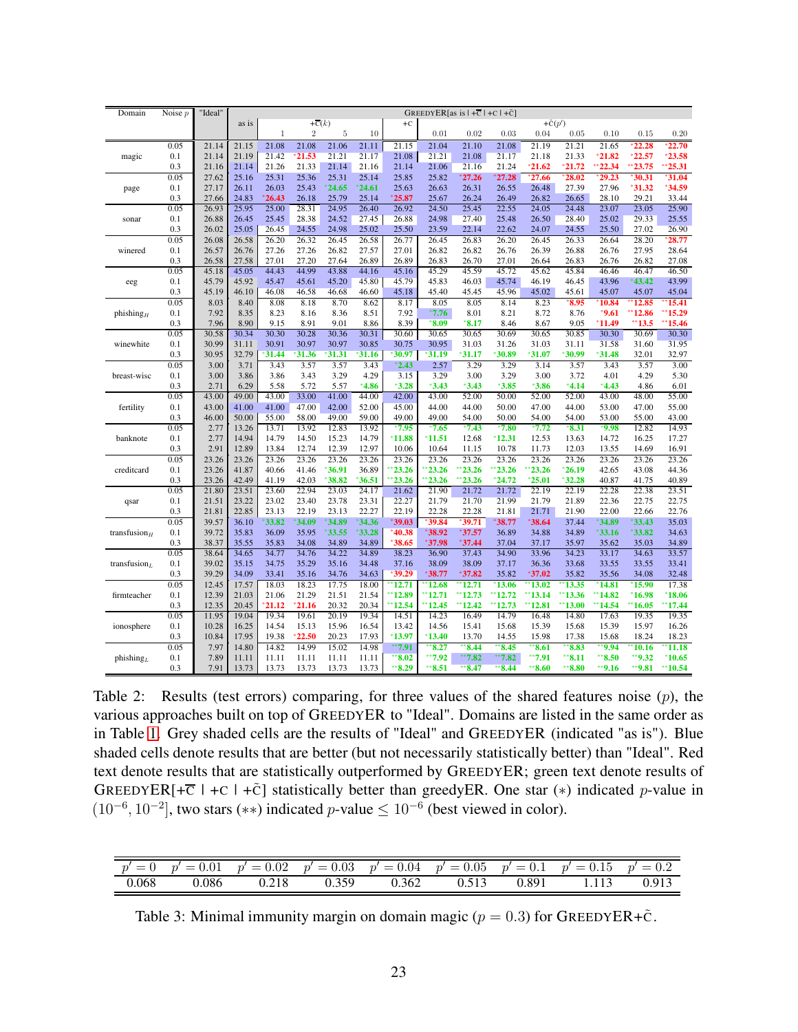| Domain | Noise $p$ | "Ideal" | GREEDYER[as is \| $+\overline{\text{C}}$ \| $+\text{C}$ \| $+\tilde{\text{C}}$] | | | | | | | | | | | | | |
|---|---|---|---|---|---|---|---|---|---|---|---|---|---|---|---|---|
| | | | as is | $+\overline{\text{C}}(k)$ | | | | $+\text{C}$ | $+\tilde{\text{C}}(p')$ | | | | | | | |
| | | | | 1 | 2 | 5 | 10 | | 0.01 | 0.02 | 0.03 | 0.04 | 0.05 | 0.10 | 0.15 | 0.20 |
| magic | 0.05 | 21.14 | 21.15 | 21.08 | 21.08 | 21.06 | 21.11 | 21.15 | 21.04 | 21.10 | 21.08 | 21.19 | 21.21 | 21.65 | *22.28 | *22.70 |
| | 0.1 | 21.14 | 21.19 | 21.42 | *21.53 | 21.21 | 21.17 | 21.08 | 21.21 | 21.08 | 21.17 | 21.18 | 21.33 | *21.82 | *22.57 | *23.58 |
| | 0.3 | 21.16 | 21.14 | 21.26 | 21.33 | 21.14 | 21.16 | 21.14 | 21.06 | 21.16 | 21.24 | *21.62 | *21.72 | **22.34 | **23.75 | **25.31 |
| page | 0.05 | 27.62 | 25.16 | 25.31 | 25.36 | 25.31 | 25.14 | 25.85 | 25.82 | *27.26 | *27.28 | *27.66 | *28.02 | *29.23 | *30.31 | *31.04 |
| | 0.1 | 27.17 | 26.11 | 26.03 | 25.43 | *24.65 | *24.61 | 25.63 | 26.63 | 26.31 | 26.55 | 26.48 | 27.39 | 27.96 | *31.32 | *34.59 |
| | 0.3 | 27.66 | 24.83 | *26.43 | 26.18 | 25.79 | 25.14 | *25.87 | 25.67 | 26.24 | 26.49 | 26.82 | 26.65 | 28.10 | 29.21 | 33.44 |
| sonar | 0.05 | 26.93 | 25.95 | 25.00 | 28.31 | 24.95 | 26.40 | 26.92 | 24.50 | 25.45 | 22.55 | 24.05 | 24.48 | 23.07 | 23.05 | 25.90 |
| | 0.1 | 26.88 | 26.45 | 25.45 | 28.38 | 24.52 | 27.45 | 26.88 | 24.98 | 27.40 | 25.48 | 26.50 | 28.40 | 25.02 | 29.33 | 25.55 |
| | 0.3 | 26.02 | 25.05 | 26.45 | 24.55 | 24.98 | 25.02 | 25.50 | 23.59 | 22.14 | 22.62 | 24.07 | 24.55 | 25.50 | 27.02 | 26.90 |
| winered | 0.05 | 26.08 | 26.58 | 26.20 | 26.32 | 26.45 | 26.58 | 26.77 | 26.45 | 26.83 | 26.20 | 26.45 | 26.33 | 26.64 | 28.20 | *28.77 |
| | 0.1 | 26.57 | 26.76 | 27.26 | 27.26 | 26.82 | 27.57 | 27.01 | 26.82 | 26.82 | 26.76 | 26.39 | 26.88 | 26.76 | 27.95 | 28.64 |
| | 0.3 | 26.58 | 27.58 | 27.01 | 27.20 | 27.64 | 26.89 | 26.89 | 26.83 | 26.70 | 27.01 | 26.64 | 26.83 | 26.76 | 26.82 | 27.08 |
| eeg | 0.05 | 45.18 | 45.05 | 44.43 | 44.99 | 43.88 | 44.16 | 45.16 | 45.29 | 45.59 | 45.72 | 45.62 | 45.84 | 46.46 | 46.47 | 46.50 |
| | 0.1 | 45.79 | 45.92 | 45.47 | 45.61 | 45.20 | 45.80 | 45.79 | 45.83 | 46.03 | 45.74 | 46.19 | 46.45 | 43.96 | *43.42 | 43.99 |
| | 0.3 | 45.19 | 46.10 | 46.08 | 46.58 | 46.68 | 46.60 | 45.18 | 45.40 | 45.45 | 45.96 | 45.02 | 45.61 | 45.07 | 45.07 | 45.04 |
| phishing$_H$ | 0.05 | 8.03 | 8.40 | 8.08 | 8.18 | 8.70 | 8.62 | 8.17 | 8.05 | 8.05 | 8.14 | 8.23 | *8.95 | *10.84 | **12.85 | **15.41 |
| | 0.1 | 7.92 | 8.35 | 8.23 | 8.16 | 8.36 | 8.51 | 7.92 | *7.76 | 8.01 | 8.21 | 8.72 | 8.76 | *9.61 | **12.86 | **15.29 |
| | 0.3 | 7.96 | 8.90 | 9.15 | 8.91 | 9.01 | 8.86 | 8.39 | *8.09 | *8.17 | 8.46 | 8.67 | 9.05 | *11.49 | **13.5 | **15.46 |
| winewhite | 0.05 | 30.58 | 30.34 | 30.30 | 30.28 | 30.36 | 30.31 | 30.60 | 30.65 | 30.65 | 30.69 | 30.65 | 30.85 | 30.30 | 30.69 | 30.30 |
| | 0.1 | 30.99 | 31.11 | 30.91 | 30.97 | 30.97 | 30.85 | 30.75 | 30.95 | 31.03 | 31.26 | 31.03 | 31.11 | 31.58 | 31.60 | 31.95 |
| | 0.3 | 30.95 | 32.79 | *31.44 | *31.36 | *31.31 | *31.16 | *30.97 | *31.19 | *31.17 | *30.89 | *31.07 | *30.99 | *31.48 | 32.01 | 32.97 |
| breast-wisc | 0.05 | 3.00 | 3.71 | 3.43 | 3.57 | 3.57 | 3.43 | *2.43 | 2.57 | 3.29 | 3.29 | 3.14 | 3.57 | 3.43 | 3.57 | 3.00 |
| | 0.1 | 3.00 | 3.86 | 3.86 | 3.43 | 3.29 | 4.29 | 3.15 | 3.29 | 3.00 | 3.29 | 3.00 | 3.72 | 4.01 | 4.29 | 5.30 |
| | 0.3 | 2.71 | 6.29 | 5.58 | 5.72 | 5.57 | *4.86 | *3.28 | *3.43 | *3.43 | *3.85 | *3.86 | *4.14 | *4.43 | 4.86 | 6.01 |
| fertility | 0.05 | 43.00 | 49.00 | 43.00 | 33.00 | 41.00 | 44.00 | 42.00 | 43.00 | 52.00 | 50.00 | 52.00 | 52.00 | 43.00 | 48.00 | 55.00 |
| | 0.1 | 43.00 | 41.00 | 41.00 | 47.00 | 42.00 | 52.00 | 45.00 | 44.00 | 44.00 | 50.00 | 47.00 | 44.00 | 53.00 | 47.00 | 55.00 |
| | 0.3 | 46.00 | 50.00 | 55.00 | 58.00 | 49.00 | 59.00 | 49.00 | 49.00 | 54.00 | 50.00 | 54.00 | 54.00 | 53.00 | 55.00 | 43.00 |
| banknote | 0.05 | 2.77 | 13.26 | 13.71 | 13.92 | 12.83 | 13.92 | *7.95 | *7.65 | *7.43 | *7.80 | *7.72 | *8.31 | *9.98 | 12.82 | 14.93 |
| | 0.1 | 2.77 | 14.94 | 14.79 | 14.50 | 15.23 | 14.79 | *11.88 | *11.51 | 12.68 | *12.31 | 12.53 | 13.63 | 14.72 | 16.25 | 17.27 |
| | 0.3 | 2.91 | 12.89 | 13.84 | 12.74 | 12.39 | 12.97 | 10.06 | 10.64 | 11.15 | 10.78 | 11.73 | 12.03 | 13.55 | 14.69 | 16.91 |
| creditcard | 0.05 | 23.26 | 23.26 | 23.26 | 23.26 | 23.26 | 23.26 | 23.26 | 23.26 | 23.26 | 23.26 | 23.26 | 23.26 | 23.26 | 23.26 | 23.26 |
| | 0.1 | 23.26 | 41.87 | 40.66 | 41.46 | *36.91 | 36.89 | **23.26 | **23.26 | **23.26 | **23.26 | **23.26 | *26.19 | 42.65 | 43.08 | 44.36 |
| | 0.3 | 23.26 | 42.49 | 41.19 | 42.03 | *38.82 | *36.51 | **23.26 | **23.26 | **23.26 | *24.72 | *25.01 | *32.28 | 40.87 | 41.75 | 40.89 |
| qsar | 0.05 | 21.80 | 23.51 | 23.60 | 22.94 | 23.03 | 24.17 | 21.62 | 21.90 | 21.72 | 21.72 | 22.19 | 22.19 | 22.28 | 22.38 | 23.51 |
| | 0.1 | 21.51 | 23.22 | 23.02 | 23.40 | 23.78 | 23.31 | 22.27 | 21.79 | 21.70 | 21.99 | 21.79 | 21.89 | 22.36 | 22.75 | 22.75 |
| | 0.3 | 21.81 | 22.85 | 23.13 | 22.19 | 23.13 | 22.27 | 22.19 | 22.28 | 22.28 | 21.81 | 21.71 | 21.90 | 22.00 | 22.66 | 22.76 |
| transfusion$_H$ | 0.05 | 39.57 | 36.10 | *33.82 | *34.09 | *34.89 | *34.36 | *39.03 | *39.84 | *39.71 | *38.77 | *38.64 | 37.44 | *34.89 | *33.43 | 35.03 |
| | 0.1 | 39.72 | 35.83 | 36.09 | 35.95 | *33.55 | *33.28 | *40.38 | *38.92 | *37.57 | 36.89 | 34.88 | 34.89 | *33.16 | *33.82 | 34.63 |
| | 0.3 | 38.37 | 35.55 | 35.83 | 34.08 | 34.89 | 34.89 | *38.65 | *37.98 | *37.44 | 37.04 | 37.17 | 35.97 | 35.62 | 35.03 | 34.89 |
| transfusion$_L$ | 0.05 | 38.64 | 34.65 | 34.77 | 34.76 | 34.22 | 34.89 | 38.23 | 36.90 | 37.43 | 34.90 | 33.96 | 34.23 | 33.17 | 34.63 | 33.57 |
| | 0.1 | 39.02 | 35.15 | 34.75 | 35.29 | 35.16 | 34.48 | 37.16 | 38.09 | 38.09 | 37.17 | 36.36 | 33.68 | 33.55 | 33.55 | 33.41 |
| | 0.3 | 39.29 | 34.09 | 33.41 | 35.16 | 34.76 | 34.63 | *39.29 | *38.77 | *37.82 | 35.82 | *37.02 | 35.82 | 35.56 | 34.08 | 32.48 |
| firmteacher | 0.05 | 12.45 | 17.57 | 18.03 | 18.23 | 17.75 | 18.00 | **12.71 | **12.68 | **12.71 | **13.06 | **13.02 | **13.35 | *14.81 | *15.90 | 17.38 |
| | 0.1 | 12.39 | 21.03 | 21.06 | 21.29 | 21.51 | 21.54 | **12.89 | **12.71 | **12.73 | **12.72 | **13.14 | **13.36 | **14.82 | *16.98 | *18.06 |
| | 0.3 | 12.35 | 20.45 | *21.12 | *21.16 | 20.32 | 20.34 | **12.54 | **12.45 | **12.42 | **12.73 | **12.81 | **13.00 | **14.54 | **16.05 | **17.44 |
| ionosphere | 0.05 | 11.95 | 19.04 | 19.34 | 19.61 | 20.19 | 19.34 | 14.51 | 14.23 | 16.49 | 14.79 | 16.48 | 14.80 | 17.63 | 19.35 | 19.35 |
| | 0.1 | 10.28 | 16.25 | 14.54 | 15.13 | 15.96 | 16.54 | 13.42 | 14.56 | 15.41 | 15.68 | 15.39 | 15.68 | 15.39 | 15.97 | 16.26 |
| | 0.3 | 10.84 | 17.95 | 19.38 | *22.50 | 20.23 | 17.93 | *13.97 | *13.40 | 13.70 | 14.55 | 15.98 | 17.38 | 15.68 | 18.24 | 18.23 |
| phishing$_L$ | 0.05 | 7.97 | 14.80 | 14.82 | 14.99 | 15.02 | 14.98 | **7.91 | **8.27 | **8.44 | **8.45 | **8.61 | **8.83 | **9.94 | **10.16 | **11.18 |
| | 0.1 | 7.89 | 11.11 | 11.11 | 11.11 | 11.11 | 11.11 | **8.02 | **7.92 | **7.82 | **7.82 | **7.91 | **8.11 | **8.50 | **9.32 | **10.65 |
| | 0.3 | 7.91 | 13.73 | 13.73 | 13.73 | 13.73 | 13.73 | **8.29 | **8.51 | **8.47 | **8.44 | **8.60 | **8.80 | **9.16 | **9.81 | **10.54 |

Table 2: Results (test errors) comparing, for three values of the shared features noise ($p$), the various approaches built on top of GREEDYER to "Ideal". Domains are listed in the same order as in Table 1. Grey shaded cells are the results of "Ideal" and GREEDYER (indicated "as is"). Blue shaded cells denote results that are better (but not necessarily statistically better) than "Ideal". Red text denote results that are statistically outperformed by GREEDYER; green text denote results of GREEDYER[$+\overline{\text{C}}$ | $+\text{C}$ | $+\tilde{\text{C}}$] statistically better than greedyER. One star ($*$) indicated $p$-value in $(10^{-6}, 10^{-2}]$, two stars ($**$) indicated $p$-value $\leq 10^{-6}$ (best viewed in color).

| $p' = 0$ | $p' = 0.01$ | $p' = 0.02$ | $p' = 0.03$ | $p' = 0.04$ | $p' = 0.05$ | $p' = 0.1$ | $p' = 0.15$ | $p' = 0.2$ |
|---|---|---|---|---|---|---|---|---|
| 0.068 | 0.086 | 0.218 | 0.359 | 0.362 | 0.513 | 0.891 | 1.113 | 0.913 |

Table 3: Minimal immunity margin on domain magic ($p = 0.3$) for GREEDYER$+\tilde{\text{C}}$.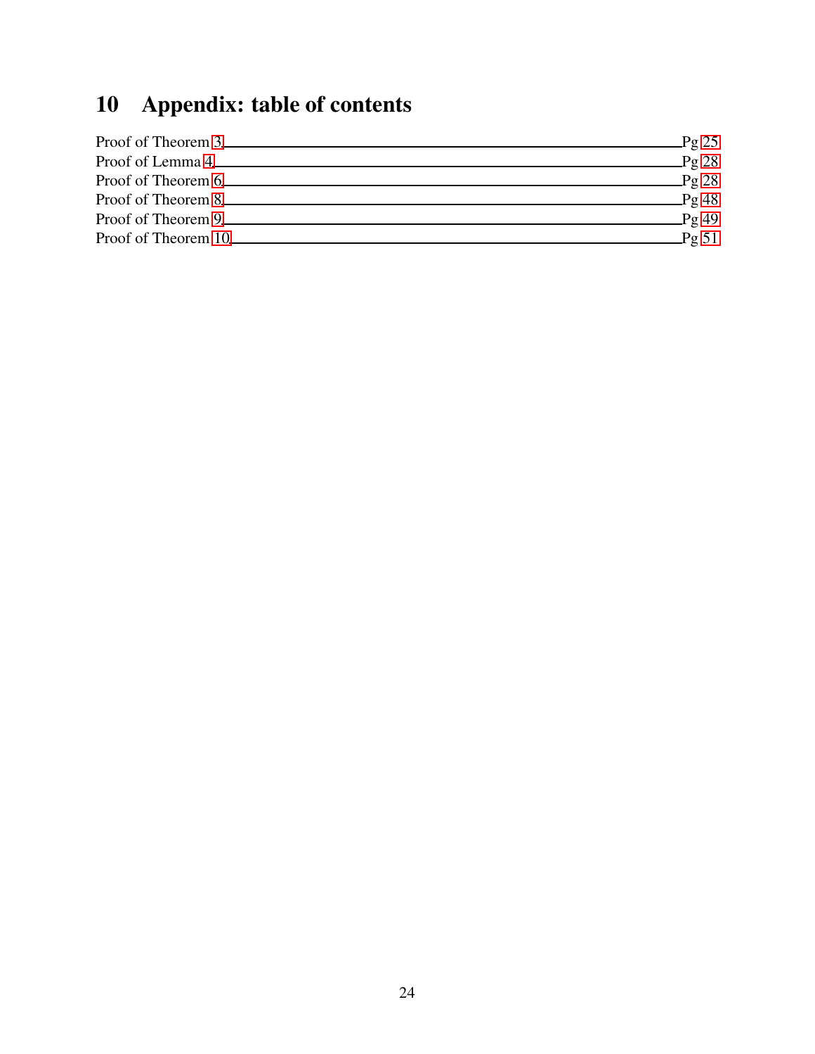# 10 Appendix: table of contents

| | |
|---|---|
| Proof of Theorem 3 | Pg 25 |
| Proof of Lemma 4 | Pg 28 |
| Proof of Theorem 6 | Pg 28 |
| Proof of Theorem 8 | Pg 48 |
| Proof of Theorem 9 | Pg 49 |
| Proof of Theorem 10 | Pg 51 |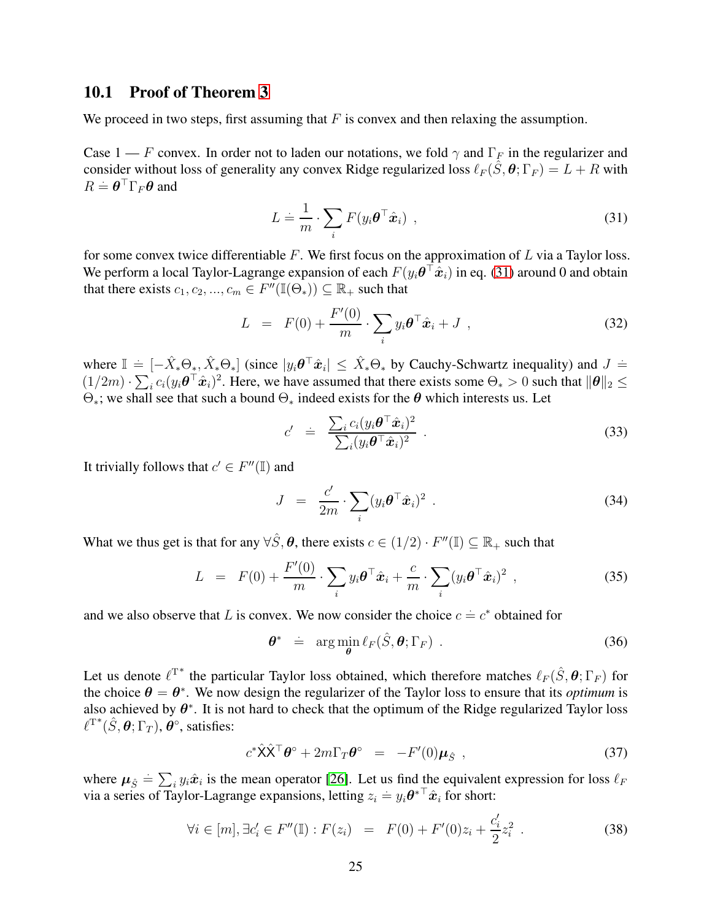### 10.1 Proof of Theorem 3

We proceed in two steps, first assuming that $F$ is convex and then relaxing the assumption.

Case 1 — $F$ convex. In order not to laden our notations, we fold $\gamma$ and $\Gamma_F$ in the regularizer and consider without loss of generality any convex Ridge regularized loss $\ell_F(\hat{S}, \boldsymbol{\theta}; \Gamma_F) = L + R$ with $R \doteq \boldsymbol{\theta}^\top \Gamma_F \boldsymbol{\theta}$ and

$$
L \doteq \frac{1}{m} \cdot \sum_i F(y_i \boldsymbol{\theta}^\top \hat{\boldsymbol{x}}_i) \ , \tag{31}
$$

for some convex twice differentiable $F$. We first focus on the approximation of $L$ via a Taylor loss. We perform a local Taylor-Lagrange expansion of each $F(y_i \boldsymbol{\theta}^\top \hat{\boldsymbol{x}}_i)$ in eq. (31) around 0 and obtain that there exists $c_1, c_2, ..., c_m \in F''(\mathbb{I}(\Theta_*)) \subseteq \mathbb{R}_+$ such that

$$
L \ = \ F(0) + \frac{F'(0)}{m} \cdot \sum_i y_i \boldsymbol{\theta}^\top \hat{\boldsymbol{x}}_i + J \ , \tag{32}
$$

where $\mathbb{I} \doteq [-\hat{X}_* \Theta_*, \hat{X}_* \Theta_*]$ (since $|y_i \boldsymbol{\theta}^\top \hat{\boldsymbol{x}}_i| \leq \hat{X}_* \Theta_*$ by Cauchy-Schwartz inequality) and $J \doteq (1/2m) \cdot \sum_i c_i (y_i \boldsymbol{\theta}^\top \hat{\boldsymbol{x}}_i)^2$. Here, we have assumed that there exists some $\Theta_* > 0$ such that $\|\boldsymbol{\theta}\|_2 \leq \Theta_*$; we shall see that such a bound $\Theta_*$ indeed exists for the $\boldsymbol{\theta}$ which interests us. Let

$$
c' \ \doteq \ \frac{\sum_i c_i (y_i \boldsymbol{\theta}^\top \hat{\boldsymbol{x}}_i)^2}{\sum_i (y_i \boldsymbol{\theta}^\top \hat{\boldsymbol{x}}_i)^2} \ . \tag{33}
$$

It trivially follows that $c' \in F''(\mathbb{I})$ and

$$
J \ = \ \frac{c'}{2m} \cdot \sum_i (y_i \boldsymbol{\theta}^\top \hat{\boldsymbol{x}}_i)^2 \ . \tag{34}
$$

What we thus get is that for any $\forall \hat{S}, \boldsymbol{\theta}$, there exists $c \in (1/2) \cdot F''(\mathbb{I}) \subseteq \mathbb{R}_+$ such that

$$
L \ = \ F(0) + \frac{F'(0)}{m} \cdot \sum_i y_i \boldsymbol{\theta}^\top \hat{\boldsymbol{x}}_i + \frac{c}{m} \cdot \sum_i (y_i \boldsymbol{\theta}^\top \hat{\boldsymbol{x}}_i)^2 \ , \tag{35}
$$

and we also observe that $L$ is convex. We now consider the choice $c \doteq c^*$ obtained for

$$
\boldsymbol{\theta}^* \ \doteq \ \arg\min_{\boldsymbol{\theta}} \ell_F(\hat{S}, \boldsymbol{\theta}; \Gamma_F) \ . \tag{36}
$$

Let us denote $\ell^{\mathrm{T}^*}$ the particular Taylor loss obtained, which therefore matches $\ell_F(\hat{S}, \boldsymbol{\theta}; \Gamma_F)$ for the choice $\boldsymbol{\theta} = \boldsymbol{\theta}^*$. We now design the regularizer of the Taylor loss to ensure that its *optimum* is also achieved by $\boldsymbol{\theta}^*$. It is not hard to check that the optimum of the Ridge regularized Taylor loss $\ell^{\mathrm{T}^*}(\hat{S}, \boldsymbol{\theta}; \Gamma_T)$, $\boldsymbol{\theta}^\circ$, satisfies:

$$
c^* \hat{\mathsf{X}} \hat{\mathsf{X}}^\top \boldsymbol{\theta}^\circ + 2m \Gamma_T \boldsymbol{\theta}^\circ \ = \ -F'(0) \boldsymbol{\mu}_{\hat{S}} \ , \tag{37}
$$

where $\boldsymbol{\mu}_{\hat{S}} \doteq \sum_i y_i \hat{\boldsymbol{x}}_i$ is the mean operator [26]. Let us find the equivalent expression for loss $\ell_F$ via a series of Taylor-Lagrange expansions, letting $z_i \doteq y_i \boldsymbol{\theta}^{*\top} \hat{\boldsymbol{x}}_i$ for short:

$$
\forall i \in [m], \exists c'_i \in F''(\mathbb{I}) : F(z_i) \ = \ F(0) + F'(0) z_i + \frac{c'_i}{2} z_i^2 \ . \tag{38}
$$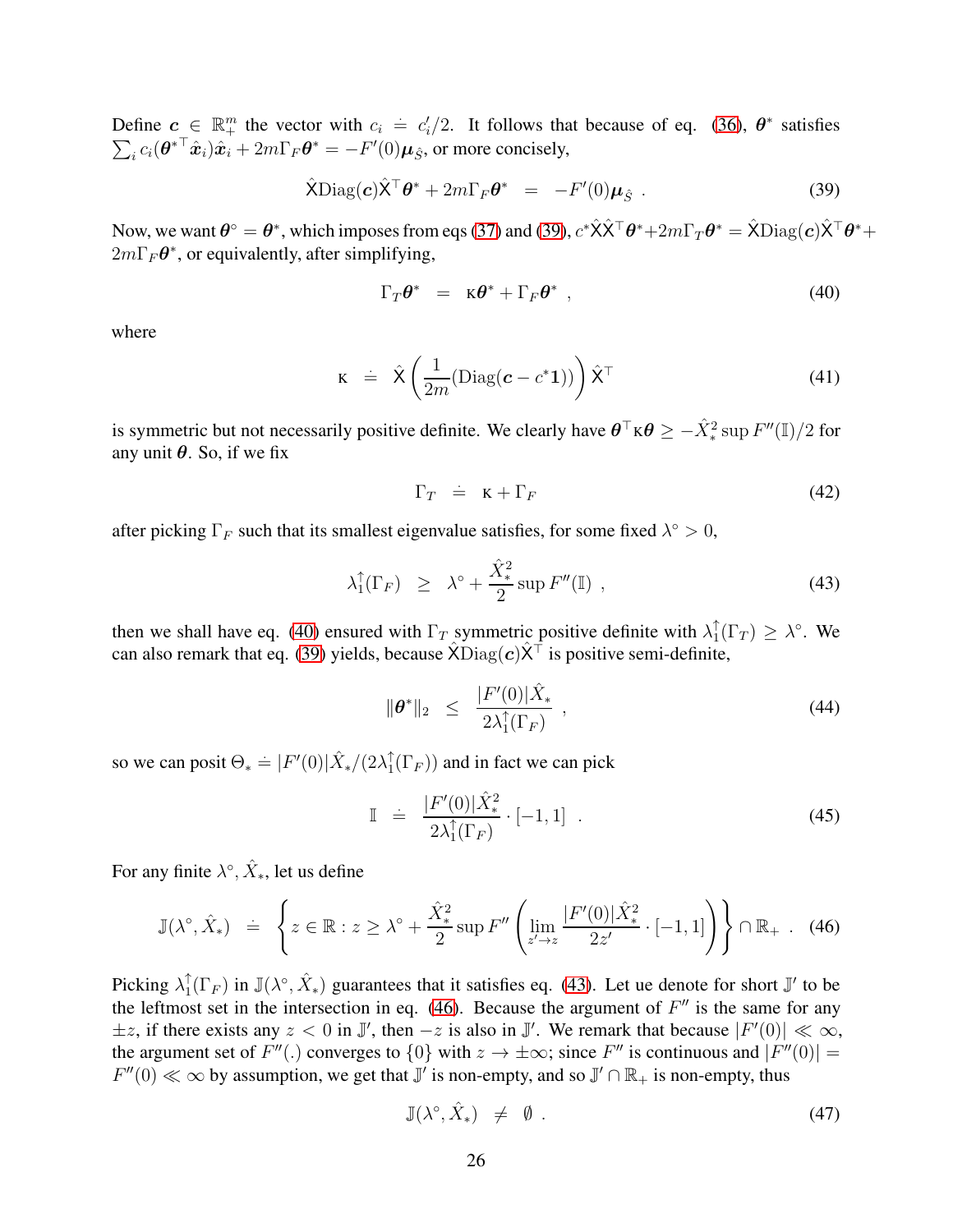Define $\boldsymbol{c} \in \mathbb{R}_+^m$ the vector with $c_i \doteq c'_i/2$. It follows that because of eq. (36), $\boldsymbol{\theta}^*$ satisfies $\sum_i c_i({\boldsymbol{\theta}^*}^\top \hat{\boldsymbol{x}}_i)\hat{\boldsymbol{x}}_i + 2m\Gamma_F\boldsymbol{\theta}^* = -F'(0)\boldsymbol{\mu}_{\hat{S}}$, or more concisely,

$$\hat{\mathsf{X}}\mathrm{Diag}(\boldsymbol{c})\hat{\mathsf{X}}^\top\boldsymbol{\theta}^* + 2m\Gamma_F\boldsymbol{\theta}^* \;\; = \;\; -F'(0)\boldsymbol{\mu}_{\hat{S}} \ . \tag{39}$$

Now, we want $\boldsymbol{\theta}^\circ = \boldsymbol{\theta}^*$, which imposes from eqs (37) and (39), $c^*\hat{\mathsf{X}}\hat{\mathsf{X}}^\top\boldsymbol{\theta}^* + 2m\Gamma_T\boldsymbol{\theta}^* = \hat{\mathsf{X}}\mathrm{Diag}(\boldsymbol{c})\hat{\mathsf{X}}^\top\boldsymbol{\theta}^* + 2m\Gamma_F\boldsymbol{\theta}^*$, or equivalently, after simplifying,

$$\Gamma_T\boldsymbol{\theta}^* \;\; = \;\; \mathsf{K}\boldsymbol{\theta}^* + \Gamma_F\boldsymbol{\theta}^* \ , \tag{40}$$

where

$$\mathsf{K} \;\; \doteq \;\; \hat{\mathsf{X}}\left(\frac{1}{2m}(\mathrm{Diag}(\boldsymbol{c} - c^*\boldsymbol{1}))\right)\hat{\mathsf{X}}^\top \tag{41}$$

is symmetric but not necessarily positive definite. We clearly have $\boldsymbol{\theta}^\top\mathsf{K}\boldsymbol{\theta} \geq -\hat{X}_*^2 \sup F''(\mathbb{I})/2$ for any unit $\boldsymbol{\theta}$. So, if we fix

$$\Gamma_T \;\; \doteq \;\; \mathsf{K} + \Gamma_F \tag{42}$$

after picking $\Gamma_F$ such that its smallest eigenvalue satisfies, for some fixed $\lambda^\circ > 0$,

$$\lambda_1^\uparrow(\Gamma_F) \;\; \geq \;\; \lambda^\circ + \frac{\hat{X}_*^2}{2}\sup F''(\mathbb{I}) \ , \tag{43}$$

then we shall have eq. (40) ensured with $\Gamma_T$ symmetric positive definite with $\lambda_1^\uparrow(\Gamma_T) \geq \lambda^\circ$. We can also remark that eq. (39) yields, because $\hat{\mathsf{X}}\mathrm{Diag}(\boldsymbol{c})\hat{\mathsf{X}}^\top$ is positive semi-definite,

$$\|\boldsymbol{\theta}^*\|_2 \;\; \leq \;\; \frac{|F'(0)|\hat{X}_*}{2\lambda_1^\uparrow(\Gamma_F)} \ , \tag{44}$$

so we can posit $\Theta_* \doteq |F'(0)|\hat{X}_*/(2\lambda_1^\uparrow(\Gamma_F))$ and in fact we can pick

$$\mathbb{I} \;\; \doteq \;\; \frac{|F'(0)|\hat{X}_*^2}{2\lambda_1^\uparrow(\Gamma_F)} \cdot [-1, 1] \ . \tag{45}$$

For any finite $\lambda^\circ, \hat{X}_*$, let us define

$$\mathbb{J}(\lambda^\circ, \hat{X}_*) \;\; \doteq \;\; \left\{ z \in \mathbb{R} : z \geq \lambda^\circ + \frac{\hat{X}_*^2}{2}\sup F''\left(\lim_{z' \to z} \frac{|F'(0)|\hat{X}_*^2}{2z'} \cdot [-1, 1]\right)\right\} \cap \mathbb{R}_+ \ . \tag{46}$$

Picking $\lambda_1^\uparrow(\Gamma_F)$ in $\mathbb{J}(\lambda^\circ, \hat{X}_*)$ guarantees that it satisfies eq. (43). Let ue denote for short $\mathbb{J}'$ to be the leftmost set in the intersection in eq. (46). Because the argument of $F''$ is the same for any $\pm z$, if there exists any $z < 0$ in $\mathbb{J}'$, then $-z$ is also in $\mathbb{J}'$. We remark that because $|F'(0)| \ll \infty$, the argument set of $F''(.)$ converges to $\{0\}$ with $z \to \pm\infty$; since $F''$ is continuous and $|F''(0)| = F''(0) \ll \infty$ by assumption, we get that $\mathbb{J}'$ is non-empty, and so $\mathbb{J}' \cap \mathbb{R}_+$ is non-empty, thus

$$\mathbb{J}(\lambda^\circ, \hat{X}_*) \;\; \neq \;\; \emptyset \ . \tag{47}$$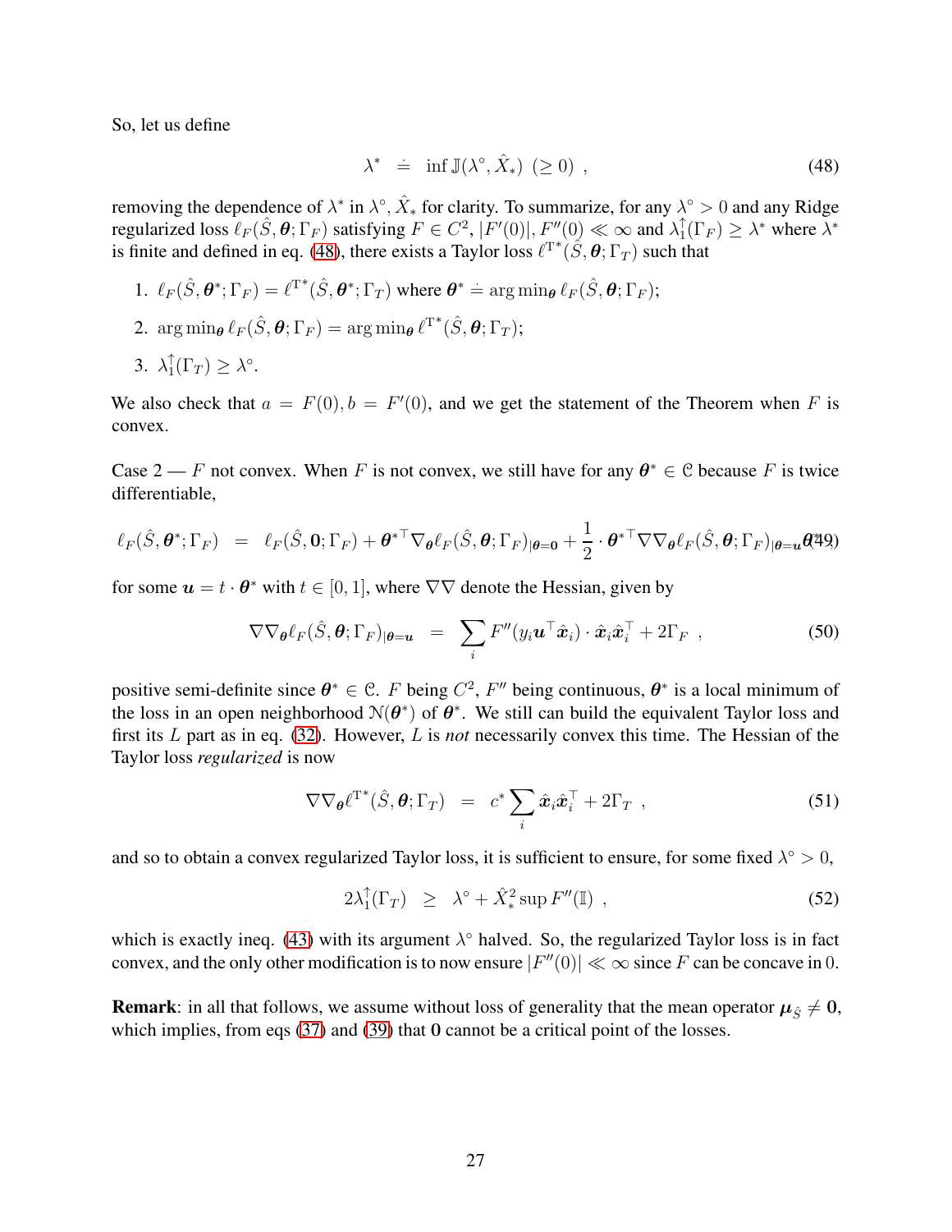So, let us define

$$\lambda^* \doteq \inf \mathbb{J}(\lambda^\circ, \hat{X}_*) \ (\geq 0) \ , \tag{48}$$

removing the dependence of $\lambda^*$ in $\lambda^\circ, \hat{X}_*$ for clarity. To summarize, for any $\lambda^\circ > 0$ and any Ridge regularized loss $\ell_F(\hat{S}, \boldsymbol{\theta}; \Gamma_F)$ satisfying $F \in C^2$, $|F'(0)|, F''(0) \ll \infty$ and $\lambda_1^\uparrow(\Gamma_F) \geq \lambda^*$ where $\lambda^*$ is finite and defined in eq. (48), there exists a Taylor loss $\ell^{\mathrm{T}^*}(\hat{S}, \boldsymbol{\theta}; \Gamma_T)$ such that

1. $\ell_F(\hat{S}, \boldsymbol{\theta}^*; \Gamma_F) = \ell^{\mathrm{T}^*}(\hat{S}, \boldsymbol{\theta}^*; \Gamma_T)$ where $\boldsymbol{\theta}^* \doteq \arg\min_{\boldsymbol{\theta}} \ell_F(\hat{S}, \boldsymbol{\theta}; \Gamma_F)$;
2. $\arg\min_{\boldsymbol{\theta}} \ell_F(\hat{S}, \boldsymbol{\theta}; \Gamma_F) = \arg\min_{\boldsymbol{\theta}} \ell^{\mathrm{T}^*}(\hat{S}, \boldsymbol{\theta}; \Gamma_T)$;
3. $\lambda_1^\uparrow(\Gamma_T) \geq \lambda^\circ$.

We also check that $a = F(0), b = F'(0)$, and we get the statement of the Theorem when $F$ is convex.

Case 2 — $F$ not convex. When $F$ is not convex, we still have for any $\boldsymbol{\theta}^* \in \mathcal{C}$ because $F$ is twice differentiable,

$$\ell_F(\hat{S}, \boldsymbol{\theta}^*; \Gamma_F) = \ell_F(\hat{S}, \mathbf{0}; \Gamma_F) + \boldsymbol{\theta}^{*\top} \nabla_{\boldsymbol{\theta}} \ell_F(\hat{S}, \boldsymbol{\theta}; \Gamma_F)_{|\boldsymbol{\theta} = \mathbf{0}} + \frac{1}{2} \cdot \boldsymbol{\theta}^{*\top} \nabla\nabla_{\boldsymbol{\theta}} \ell_F(\hat{S}, \boldsymbol{\theta}; \Gamma_F)_{|\boldsymbol{\theta} = \boldsymbol{u}} \boldsymbol{\theta}^* \tag{49}$$

for some $\boldsymbol{u} = t \cdot \boldsymbol{\theta}^*$ with $t \in [0, 1]$, where $\nabla\nabla$ denote the Hessian, given by

$$\nabla\nabla_{\boldsymbol{\theta}} \ell_F(\hat{S}, \boldsymbol{\theta}; \Gamma_F)_{|\boldsymbol{\theta} = \boldsymbol{u}} = \sum_i F''(y_i \boldsymbol{u}^\top \hat{\boldsymbol{x}}_i) \cdot \hat{\boldsymbol{x}}_i \hat{\boldsymbol{x}}_i^\top + 2\Gamma_F \ , \tag{50}$$

positive semi-definite since $\boldsymbol{\theta}^* \in \mathcal{C}$. $F$ being $C^2$, $F''$ being continuous, $\boldsymbol{\theta}^*$ is a local minimum of the loss in an open neighborhood $\mathcal{N}(\boldsymbol{\theta}^*)$ of $\boldsymbol{\theta}^*$. We still can build the equivalent Taylor loss and first its $L$ part as in eq. (32). However, $L$ is *not* necessarily convex this time. The Hessian of the Taylor loss *regularized* is now

$$\nabla\nabla_{\boldsymbol{\theta}} \ell^{\mathrm{T}^*}(\hat{S}, \boldsymbol{\theta}; \Gamma_T) = c^* \sum_i \hat{\boldsymbol{x}}_i \hat{\boldsymbol{x}}_i^\top + 2\Gamma_T \ , \tag{51}$$

and so to obtain a convex regularized Taylor loss, it is sufficient to ensure, for some fixed $\lambda^\circ > 0$,

$$2\lambda_1^\uparrow(\Gamma_T) \geq \lambda^\circ + \hat{X}_*^2 \sup F''(\mathbb{I}) \ , \tag{52}$$

which is exactly ineq. (43) with its argument $\lambda^\circ$ halved. So, the regularized Taylor loss is in fact convex, and the only other modification is to now ensure $|F''(0)| \ll \infty$ since $F$ can be concave in $0$.

**Remark**: in all that follows, we assume without loss of generality that the mean operator $\boldsymbol{\mu}_{\hat{S}} \neq \mathbf{0}$, which implies, from eqs (37) and (39) that $\mathbf{0}$ cannot be a critical point of the losses.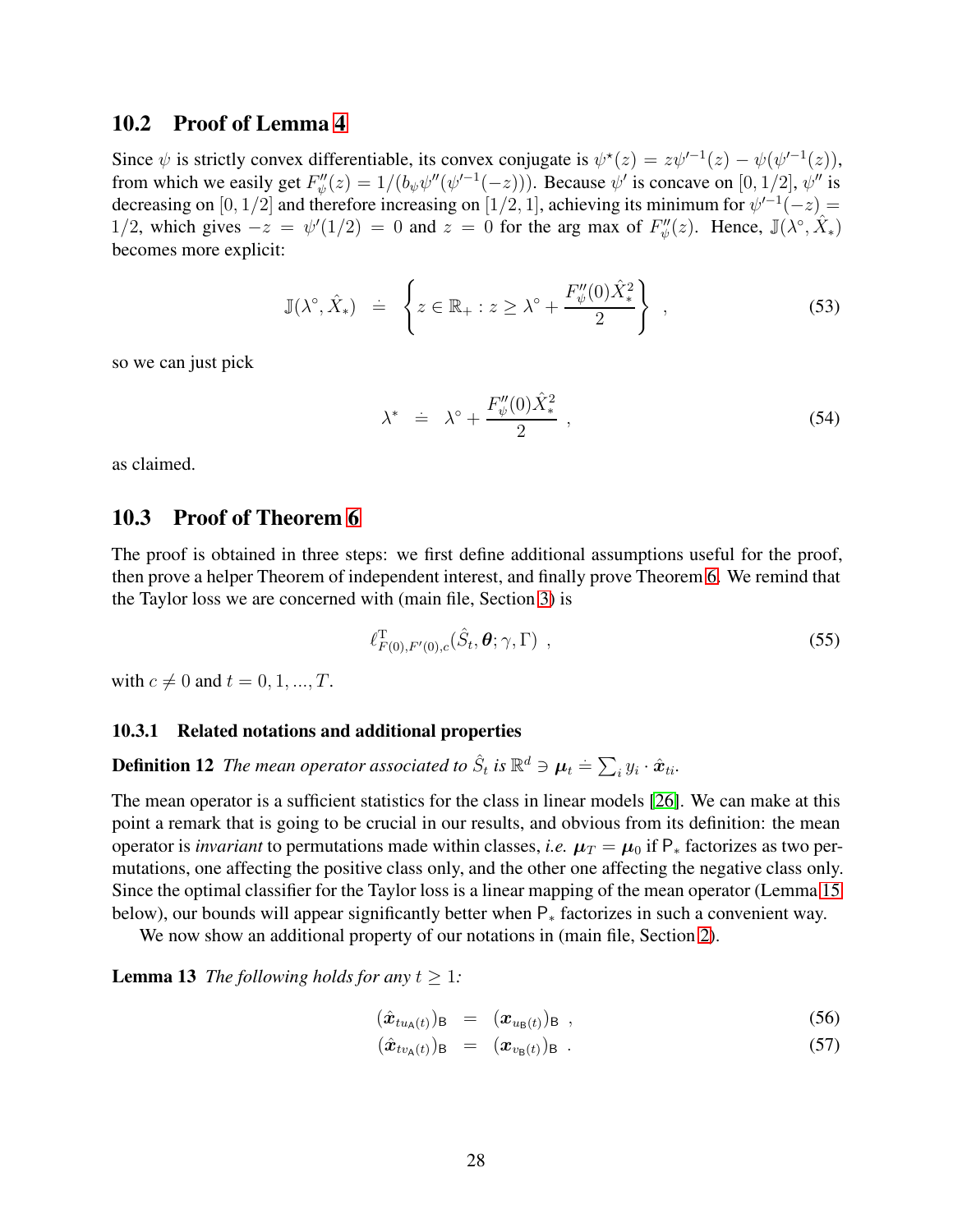## 10.2 Proof of Lemma 4

Since $\psi$ is strictly convex differentiable, its convex conjugate is $\psi^\star(z) = z\psi'^{-1}(z) - \psi(\psi'^{-1}(z))$, from which we easily get $F''_\psi(z) = 1/(b_\psi \psi''(\psi'^{-1}(-z)))$. Because $\psi'$ is concave on $[0, 1/2]$, $\psi''$ is decreasing on $[0, 1/2]$ and therefore increasing on $[1/2, 1]$, achieving its minimum for $\psi'^{-1}(-z) = 1/2$, which gives $-z = \psi'(1/2) = 0$ and $z = 0$ for the arg max of $F''_\psi(z)$. Hence, $\mathbb{J}(\lambda^\circ, \hat{X}_*)$ becomes more explicit:

$$
\mathbb{J}(\lambda^\circ, \hat{X}_*) \doteq \left\{ z \in \mathbb{R}_+ : z \geq \lambda^\circ + \frac{F''_\psi(0)\hat{X}_*^2}{2} \right\} , \tag{53}
$$

so we can just pick

$$
\lambda^* \doteq \lambda^\circ + \frac{F''_\psi(0)\hat{X}_*^2}{2} , \tag{54}
$$

as claimed.

## 10.3 Proof of Theorem 6

The proof is obtained in three steps: we first define additional assumptions useful for the proof, then prove a helper Theorem of independent interest, and finally prove Theorem 6. We remind that the Taylor loss we are concerned with (main file, Section 3) is

$$
\ell^{\mathrm{T}}_{F(0),F'(0),c}(\hat{S}_t, \boldsymbol{\theta}; \gamma, \Gamma) , \tag{55}
$$

with $c \neq 0$ and $t = 0, 1, ..., T$.

### 10.3.1 Related notations and additional properties

**Definition 12** *The mean operator associated to $\hat{S}_t$ is $\mathbb{R}^d \ni \boldsymbol{\mu}_t \doteq \sum_i y_i \cdot \hat{\boldsymbol{x}}_{ti}$.*

The mean operator is a sufficient statistics for the class in linear models [26]. We can make at this point a remark that is going to be crucial in our results, and obvious from its definition: the mean operator is *invariant* to permutations made within classes, *i.e.* $\boldsymbol{\mu}_T = \boldsymbol{\mu}_0$ if $\mathsf{P}_*$ factorizes as two permutations, one affecting the positive class only, and the other one affecting the negative class only. Since the optimal classifier for the Taylor loss is a linear mapping of the mean operator (Lemma 15 below), our bounds will appear significantly better when $\mathsf{P}_*$ factorizes in such a convenient way.

We now show an additional property of our notations in (main file, Section 2).

**Lemma 13** *The following holds for any $t \geq 1$:*

$$
(\hat{\boldsymbol{x}}_{tu_{\mathsf{A}}(t)})_{\mathsf{B}} = (\boldsymbol{x}_{u_{\mathsf{B}}(t)})_{\mathsf{B}} , \tag{56}
$$

$$
(\hat{\boldsymbol{x}}_{tv_{\mathsf{A}}(t)})_{\mathsf{B}} = (\boldsymbol{x}_{v_{\mathsf{B}}(t)})_{\mathsf{B}} . \tag{57}
$$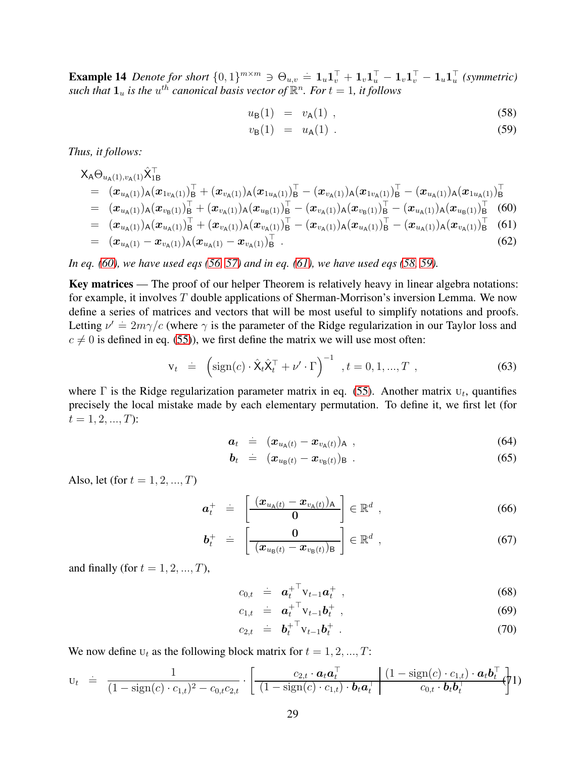**Example 14** *Denote for short* $\{0,1\}^{m\times m} \ni \Theta_{u,v} \doteq \mathbf{1}_u\mathbf{1}_v^\top + \mathbf{1}_v\mathbf{1}_u^\top - \mathbf{1}_v\mathbf{1}_v^\top - \mathbf{1}_u\mathbf{1}_u^\top$ *(symmetric) such that* $\mathbf{1}_u$ *is the* $u^{th}$ *canonical basis vector of* $\mathbb{R}^n$. *For* $t = 1$, *it follows*

$$
\begin{aligned}
u_{\mathsf{B}}(1) &= v_{\mathsf{A}}(1) \ , & (58)\\
v_{\mathsf{B}}(1) &= u_{\mathsf{A}}(1) \ . & (59)
\end{aligned}
$$

*Thus, it follows:*

$$
\begin{aligned}
&\mathsf{X}_{\mathsf{A}}\Theta_{u_{\mathsf{A}}(1),v_{\mathsf{A}}(1)}\hat{\mathsf{X}}_{1\mathsf{B}}^\top \\
&= (\boldsymbol{x}_{u_{\mathsf{A}}(1)})_{\mathsf{A}}(\boldsymbol{x}_{1v_{\mathsf{A}}(1)})_{\mathsf{B}}^\top + (\boldsymbol{x}_{v_{\mathsf{A}}(1)})_{\mathsf{A}}(\boldsymbol{x}_{1u_{\mathsf{A}}(1)})_{\mathsf{B}}^\top - (\boldsymbol{x}_{v_{\mathsf{A}}(1)})_{\mathsf{A}}(\boldsymbol{x}_{1v_{\mathsf{A}}(1)})_{\mathsf{B}}^\top - (\boldsymbol{x}_{u_{\mathsf{A}}(1)})_{\mathsf{A}}(\boldsymbol{x}_{1u_{\mathsf{A}}(1)})_{\mathsf{B}}^\top \\
&= (\boldsymbol{x}_{u_{\mathsf{A}}(1)})_{\mathsf{A}}(\boldsymbol{x}_{v_{\mathsf{B}}(1)})_{\mathsf{B}}^\top + (\boldsymbol{x}_{v_{\mathsf{A}}(1)})_{\mathsf{A}}(\boldsymbol{x}_{u_{\mathsf{B}}(1)})_{\mathsf{B}}^\top - (\boldsymbol{x}_{v_{\mathsf{A}}(1)})_{\mathsf{A}}(\boldsymbol{x}_{v_{\mathsf{B}}(1)})_{\mathsf{B}}^\top - (\boldsymbol{x}_{u_{\mathsf{A}}(1)})_{\mathsf{A}}(\boldsymbol{x}_{u_{\mathsf{B}}(1)})_{\mathsf{B}}^\top \quad (60)\\
&= (\boldsymbol{x}_{u_{\mathsf{A}}(1)})_{\mathsf{A}}(\boldsymbol{x}_{u_{\mathsf{A}}(1)})_{\mathsf{B}}^\top + (\boldsymbol{x}_{v_{\mathsf{A}}(1)})_{\mathsf{A}}(\boldsymbol{x}_{v_{\mathsf{A}}(1)})_{\mathsf{B}}^\top - (\boldsymbol{x}_{v_{\mathsf{A}}(1)})_{\mathsf{A}}(\boldsymbol{x}_{u_{\mathsf{A}}(1)})_{\mathsf{B}}^\top - (\boldsymbol{x}_{u_{\mathsf{A}}(1)})_{\mathsf{A}}(\boldsymbol{x}_{v_{\mathsf{A}}(1)})_{\mathsf{B}}^\top \quad (61)\\
&= (\boldsymbol{x}_{u_{\mathsf{A}}(1)} - \boldsymbol{x}_{v_{\mathsf{A}}(1)})_{\mathsf{A}}(\boldsymbol{x}_{u_{\mathsf{A}}(1)} - \boldsymbol{x}_{v_{\mathsf{A}}(1)})_{\mathsf{B}}^\top \ . \quad (62)
\end{aligned}
$$

*In eq. (60), we have used eqs (56, 57) and in eq. (61), we have used eqs (58, 59).*

**Key matrices** — The proof of our helper Theorem is relatively heavy in linear algebra notations: for example, it involves $T$ double applications of Sherman-Morrison's inversion Lemma. We now define a series of matrices and vectors that will be most useful to simplify notations and proofs. Letting $\nu' \doteq 2m\gamma/c$ (where $\gamma$ is the parameter of the Ridge regularization in our Taylor loss and $c \neq 0$ is defined in eq. (55)), we first define the matrix we will use most often:

$$
\mathrm{v}_t \doteq \left(\mathrm{sign}(c)\cdot\hat{\mathsf{X}}_t\hat{\mathsf{X}}_t^\top + \nu'\cdot\Gamma\right)^{-1} \ , t = 0, 1, ..., T \ , \quad (63)
$$

where $\Gamma$ is the Ridge regularization parameter matrix in eq. (55). Another matrix $\mathrm{u}_t$, quantifies precisely the local mistake made by each elementary permutation. To define it, we first let (for $t = 1, 2, ..., T$):

$$
\begin{aligned}
\boldsymbol{a}_t &\doteq (\boldsymbol{x}_{u_{\mathsf{A}}(t)} - \boldsymbol{x}_{v_{\mathsf{A}}(t)})_{\mathsf{A}} \ , & (64)\\
\boldsymbol{b}_t &\doteq (\boldsymbol{x}_{u_{\mathsf{B}}(t)} - \boldsymbol{x}_{v_{\mathsf{B}}(t)})_{\mathsf{B}} \ . & (65)
\end{aligned}
$$

Also, let (for $t = 1, 2, ..., T$)

$$
\boldsymbol{a}_t^+ \doteq \left[\begin{array}{c}(\boldsymbol{x}_{u_{\mathsf{A}}(t)} - \boldsymbol{x}_{v_{\mathsf{A}}(t)})_{\mathsf{A}} \\ \hline \mathbf{0}\end{array}\right] \in \mathbb{R}^d \ , \quad (66)
$$

$$
\boldsymbol{b}_t^+ \doteq \left[\begin{array}{c}\mathbf{0} \\ \hline (\boldsymbol{x}_{u_{\mathsf{B}}(t)} - \boldsymbol{x}_{v_{\mathsf{B}}(t)})_{\mathsf{B}}\end{array}\right] \in \mathbb{R}^d \ , \quad (67)
$$

and finally (for $t = 1, 2, ..., T$),

$$
\begin{aligned}
c_{0,t} &\doteq \boldsymbol{a}_t^{+\top}\mathrm{v}_{t-1}\boldsymbol{a}_t^+ \ , & (68)\\
c_{1,t} &\doteq \boldsymbol{a}_t^{+\top}\mathrm{v}_{t-1}\boldsymbol{b}_t^+ \ , & (69)\\
c_{2,t} &\doteq \boldsymbol{b}_t^{+\top}\mathrm{v}_{t-1}\boldsymbol{b}_t^+ \ . & (70)
\end{aligned}
$$

We now define $\mathrm{u}_t$ as the following block matrix for $t = 1, 2, ..., T$:

$$
\mathrm{u}_t \doteq \frac{1}{(1-\mathrm{sign}(c)\cdot c_{1,t})^2 - c_{0,t}c_{2,t}} \cdot \left[\begin{array}{c|c} c_{2,t}\cdot\boldsymbol{a}_t\boldsymbol{a}_t^\top & (1-\mathrm{sign}(c)\cdot c_{1,t})\cdot\boldsymbol{a}_t\boldsymbol{b}_t^\top \\ \hline (1-\mathrm{sign}(c)\cdot c_{1,t})\cdot\boldsymbol{b}_t\boldsymbol{a}_t^\top & c_{0,t}\cdot\boldsymbol{b}_t\boldsymbol{b}_t^\top \end{array}\right] \quad (71)
$$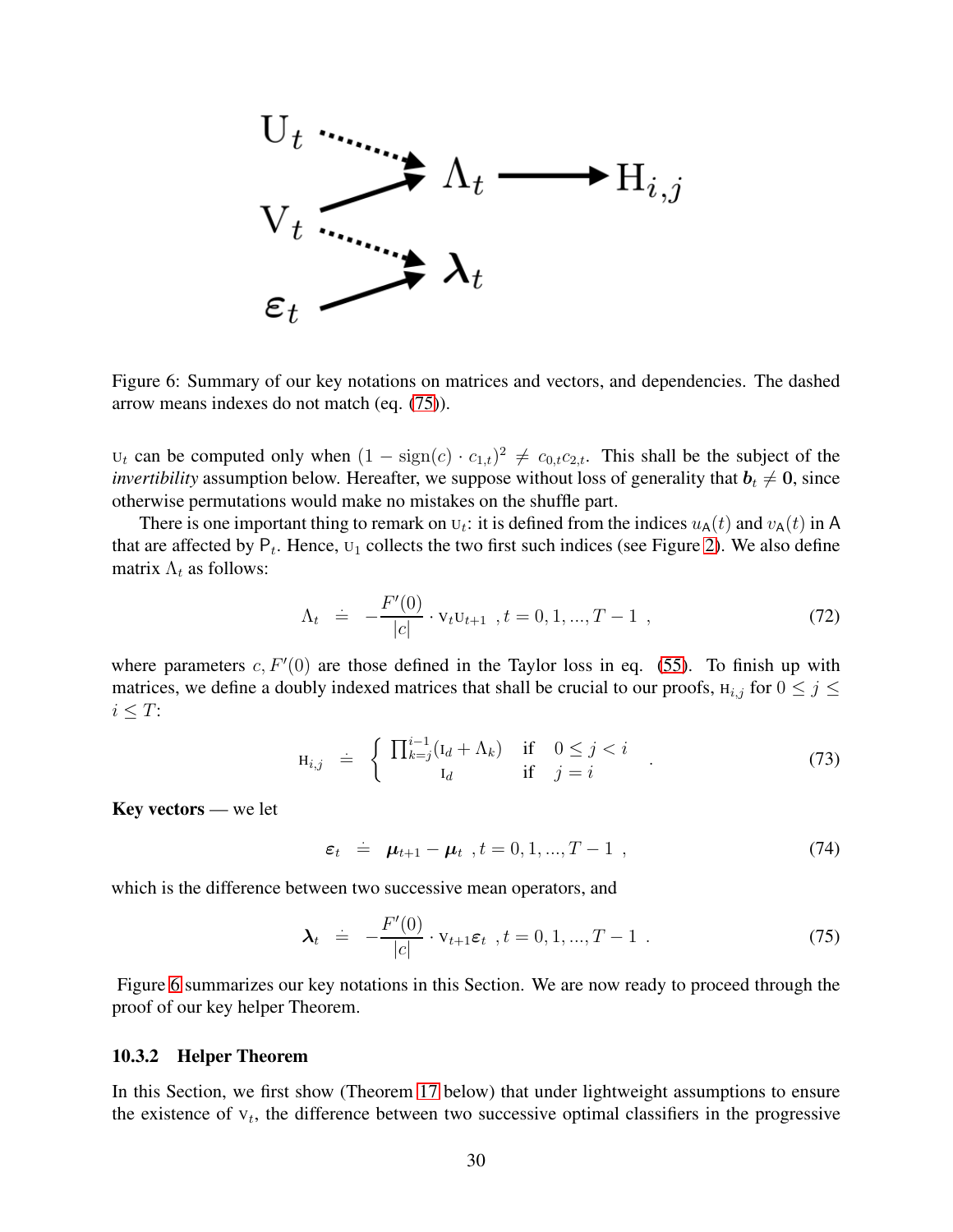Figure 6: Summary of our key notations on matrices and vectors, and dependencies. The dashed arrow means indexes do not match (eq. (75)).

$\mathrm{U}_t$ can be computed only when $(1 - \mathrm{sign}(c) \cdot c_{1,t})^2 \neq c_{0,t}c_{2,t}$. This shall be the subject of the *invertibility* assumption below. Hereafter, we suppose without loss of generality that $\boldsymbol{b}_t \neq \mathbf{0}$, since otherwise permutations would make no mistakes on the shuffle part.

There is one important thing to remark on $\mathrm{U}_t$: it is defined from the indices $u_{\mathsf{A}}(t)$ and $v_{\mathsf{A}}(t)$ in $\mathsf{A}$ that are affected by $\mathsf{P}_t$. Hence, $\mathrm{U}_1$ collects the two first such indices (see Figure 2). We also define matrix $\Lambda_t$ as follows:

$$\Lambda_t \doteq -\frac{F'(0)}{|c|} \cdot \mathrm{V}_t \mathrm{U}_{t+1} \ , t = 0, 1, ..., T-1 \ , \tag{72}$$

where parameters $c, F'(0)$ are those defined in the Taylor loss in eq. (55). To finish up with matrices, we define a doubly indexed matrices that shall be crucial to our proofs, $\mathrm{H}_{i,j}$ for $0 \leq j \leq i \leq T$:

$$\mathrm{H}_{i,j} \doteq \left\{ \begin{array}{ccl} \prod_{k=j}^{i-1} (\mathrm{I}_d + \Lambda_k) & \text{if} & 0 \leq j < i \\ \mathrm{I}_d & \text{if} & j = i \end{array} \right. . \tag{73}$$

**Key vectors** — we let

$$\boldsymbol{\varepsilon}_t \doteq \boldsymbol{\mu}_{t+1} - \boldsymbol{\mu}_t \ , t = 0, 1, ..., T-1 \ , \tag{74}$$

which is the difference between two successive mean operators, and

$$\boldsymbol{\lambda}_t \doteq -\frac{F'(0)}{|c|} \cdot \mathrm{V}_{t+1} \boldsymbol{\varepsilon}_t \ , t = 0, 1, ..., T-1 \ . \tag{75}$$

Figure 6 summarizes our key notations in this Section. We are now ready to proceed through the proof of our key helper Theorem.

### 10.3.2 Helper Theorem

In this Section, we first show (Theorem 17 below) that under lightweight assumptions to ensure the existence of $\mathrm{V}_t$, the difference between two successive optimal classifiers in the progressive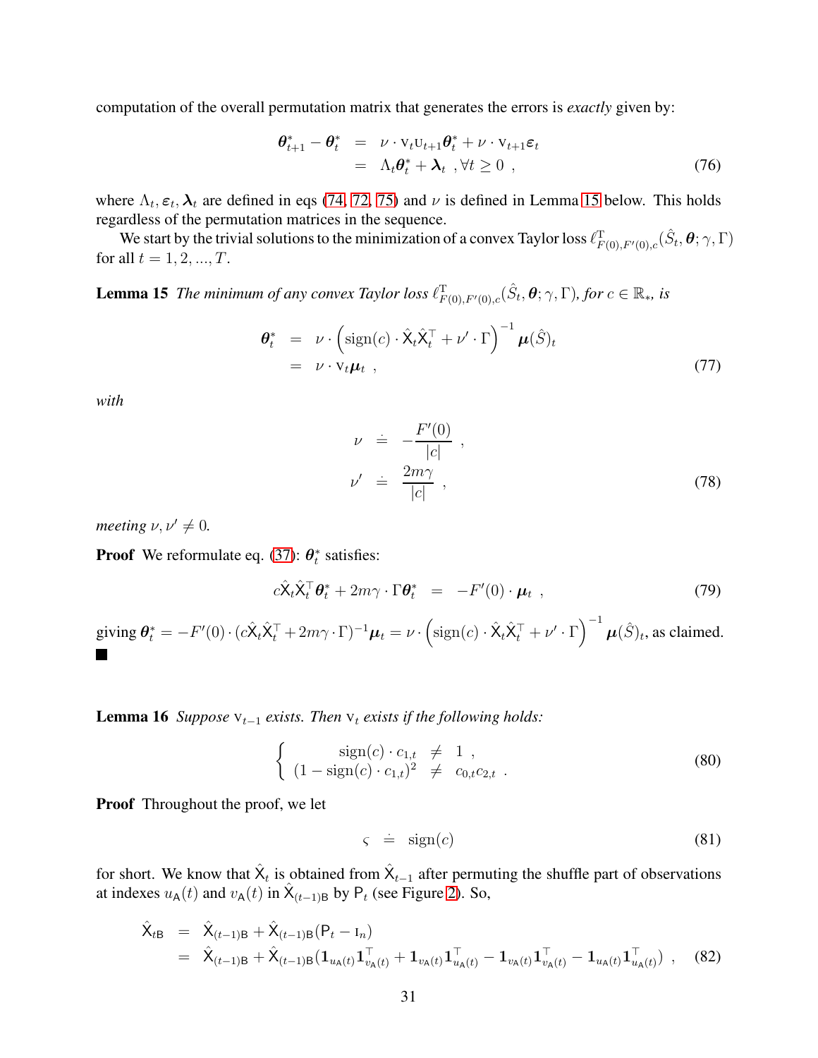computation of the overall permutation matrix that generates the errors is *exactly* given by:

$$
\begin{aligned}
\boldsymbol{\theta}^*_{t+1} - \boldsymbol{\theta}^*_t &= \nu \cdot \mathrm{V}_t \mathrm{U}_{t+1} \boldsymbol{\theta}^*_t + \nu \cdot \mathrm{V}_{t+1} \boldsymbol{\varepsilon}_t \\
&= \Lambda_t \boldsymbol{\theta}^*_t + \boldsymbol{\lambda}_t \ , \forall t \geq 0 \ , \qquad (76)
\end{aligned}
$$

where $\Lambda_t, \boldsymbol{\varepsilon}_t, \boldsymbol{\lambda}_t$ are defined in eqs (74, 72, 75) and $\nu$ is defined in Lemma 15 below. This holds regardless of the permutation matrices in the sequence.

We start by the trivial solutions to the minimization of a convex Taylor loss $\ell^{\mathrm{T}}_{F(0),F'(0),c}(\hat{S}_t, \boldsymbol{\theta}; \gamma, \Gamma)$ for all $t = 1, 2, ..., T$.

**Lemma 15** *The minimum of any convex Taylor loss* $\ell^{\mathrm{T}}_{F(0),F'(0),c}(\hat{S}_t, \boldsymbol{\theta}; \gamma, \Gamma)$*, for* $c \in \mathbb{R}_*$*, is*

$$
\begin{aligned}
\boldsymbol{\theta}^*_t &= \nu \cdot \left(\mathrm{sign}(c) \cdot \hat{\mathsf{X}}_t \hat{\mathsf{X}}_t^\top + \nu' \cdot \Gamma\right)^{-1} \boldsymbol{\mu}(\hat{S})_t \\
&= \nu \cdot \mathrm{V}_t \boldsymbol{\mu}_t \ , \qquad (77)
\end{aligned}
$$

*with*

$$
\begin{aligned}
\nu &\doteq -\frac{F'(0)}{|c|} \ , \\
\nu' &\doteq \frac{2m\gamma}{|c|} \ , \qquad (78)
\end{aligned}
$$

*meeting* $\nu, \nu' \neq 0$.

**Proof** We reformulate eq. (37): $\boldsymbol{\theta}^*_t$ satisfies:

$$
c\hat{\mathsf{X}}_t \hat{\mathsf{X}}_t^\top \boldsymbol{\theta}^*_t + 2m\gamma \cdot \Gamma \boldsymbol{\theta}^*_t = -F'(0) \cdot \boldsymbol{\mu}_t \ , \qquad (79)
$$

giving $\boldsymbol{\theta}^*_t = -F'(0) \cdot (c\hat{\mathsf{X}}_t \hat{\mathsf{X}}_t^\top + 2m\gamma \cdot \Gamma)^{-1} \boldsymbol{\mu}_t = \nu \cdot \left(\mathrm{sign}(c) \cdot \hat{\mathsf{X}}_t \hat{\mathsf{X}}_t^\top + \nu' \cdot \Gamma\right)^{-1} \boldsymbol{\mu}(\hat{S})_t$, as claimed. ■

**Lemma 16** *Suppose* $\mathrm{V}_{t-1}$ *exists. Then* $\mathrm{V}_t$ *exists if the following holds:*

$$
\left\{
\begin{array}{rcl}
\mathrm{sign}(c) \cdot c_{1,t} & \neq & 1 \ , \\
(1 - \mathrm{sign}(c) \cdot c_{1,t})^2 & \neq & c_{0,t} c_{2,t} \ .
\end{array}
\right. \qquad (80)
$$

**Proof** Throughout the proof, we let

$$
\varsigma \doteq \mathrm{sign}(c) \qquad (81)
$$

for short. We know that $\hat{\mathsf{X}}_t$ is obtained from $\hat{\mathsf{X}}_{t-1}$ after permuting the shuffle part of observations at indexes $u_{\mathsf{A}}(t)$ and $v_{\mathsf{A}}(t)$ in $\hat{\mathsf{X}}_{(t-1)\mathsf{B}}$ by $\mathsf{P}_t$ (see Figure 2). So,

$$
\begin{aligned}
\hat{\mathsf{X}}_{t\mathsf{B}} &= \hat{\mathsf{X}}_{(t-1)\mathsf{B}} + \hat{\mathsf{X}}_{(t-1)\mathsf{B}}(\mathsf{P}_t - \mathrm{I}_n) \\
&= \hat{\mathsf{X}}_{(t-1)\mathsf{B}} + \hat{\mathsf{X}}_{(t-1)\mathsf{B}}(\mathbf{1}_{u_{\mathsf{A}}(t)} \mathbf{1}^\top_{v_{\mathsf{A}}(t)} + \mathbf{1}_{v_{\mathsf{A}}(t)} \mathbf{1}^\top_{u_{\mathsf{A}}(t)} - \mathbf{1}_{v_{\mathsf{A}}(t)} \mathbf{1}^\top_{v_{\mathsf{A}}(t)} - \mathbf{1}_{u_{\mathsf{A}}(t)} \mathbf{1}^\top_{u_{\mathsf{A}}(t)}) \ , \qquad (82)
\end{aligned}
$$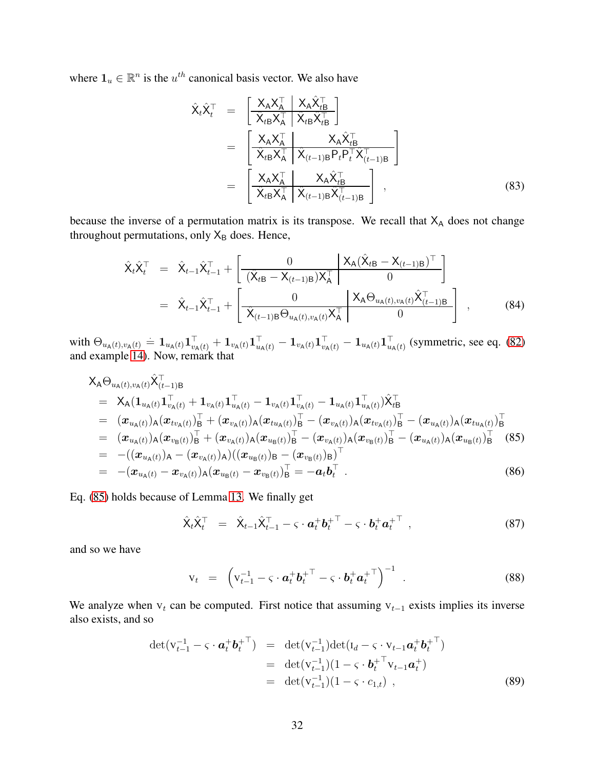where $\mathbf{1}_u \in \mathbb{R}^n$ is the $u^{th}$ canonical basis vector. We also have

$$
\begin{aligned}
\hat{\mathsf{X}}_t\hat{\mathsf{X}}_t^\top &= \left[\begin{array}{c|c} \mathsf{X}_\mathsf{A}\mathsf{X}_\mathsf{A}^\top & \mathsf{X}_\mathsf{A}\hat{\mathsf{X}}_{t\mathsf{B}}^\top \\ \hline \hat{\mathsf{X}}_{t\mathsf{B}}\mathsf{X}_\mathsf{A}^\top & \hat{\mathsf{X}}_{t\mathsf{B}}\hat{\mathsf{X}}_{t\mathsf{B}}^\top \end{array}\right] \\
&= \left[\begin{array}{c|c} \mathsf{X}_\mathsf{A}\mathsf{X}_\mathsf{A}^\top & \mathsf{X}_\mathsf{A}\hat{\mathsf{X}}_{t\mathsf{B}}^\top \\ \hline \hat{\mathsf{X}}_{t\mathsf{B}}\mathsf{X}_\mathsf{A}^\top & \hat{\mathsf{X}}_{(t-1)\mathsf{B}}\mathsf{P}_t\mathsf{P}_t^\top\hat{\mathsf{X}}_{(t-1)\mathsf{B}}^\top \end{array}\right] \\
&= \left[\begin{array}{c|c} \mathsf{X}_\mathsf{A}\mathsf{X}_\mathsf{A}^\top & \mathsf{X}_\mathsf{A}\hat{\mathsf{X}}_{t\mathsf{B}}^\top \\ \hline \hat{\mathsf{X}}_{t\mathsf{B}}\mathsf{X}_\mathsf{A}^\top & \hat{\mathsf{X}}_{(t-1)\mathsf{B}}\hat{\mathsf{X}}_{(t-1)\mathsf{B}}^\top \end{array}\right] ,
\end{aligned} \tag{83}
$$

because the inverse of a permutation matrix is its transpose. We recall that $\mathsf{X}_\mathsf{A}$ does not change throughout permutations, only $\mathsf{X}_\mathsf{B}$ does. Hence,

$$
\begin{aligned}
\hat{\mathsf{X}}_t\hat{\mathsf{X}}_t^\top &= \hat{\mathsf{X}}_{t-1}\hat{\mathsf{X}}_{t-1}^\top + \left[\begin{array}{c|c} 0 & \mathsf{X}_\mathsf{A}(\hat{\mathsf{X}}_{t\mathsf{B}} - \mathsf{X}_{(t-1)\mathsf{B}})^\top \\ \hline (\hat{\mathsf{X}}_{t\mathsf{B}} - \mathsf{X}_{(t-1)\mathsf{B}})\mathsf{X}_\mathsf{A}^\top & 0 \end{array}\right] \\
&= \hat{\mathsf{X}}_{t-1}\hat{\mathsf{X}}_{t-1}^\top + \left[\begin{array}{c|c} 0 & \mathsf{X}_\mathsf{A}\Theta_{u_\mathsf{A}(t),v_\mathsf{A}(t)}\hat{\mathsf{X}}_{(t-1)\mathsf{B}}^\top \\ \hline \hat{\mathsf{X}}_{(t-1)\mathsf{B}}\Theta_{u_\mathsf{A}(t),v_\mathsf{A}(t)}\mathsf{X}_\mathsf{A}^\top & 0 \end{array}\right] ,
\end{aligned} \tag{84}
$$

with $\Theta_{u_\mathsf{A}(t),v_\mathsf{A}(t)} \doteq \mathbf{1}_{u_\mathsf{A}(t)}\mathbf{1}_{v_\mathsf{A}(t)}^\top + \mathbf{1}_{v_\mathsf{A}(t)}\mathbf{1}_{u_\mathsf{A}(t)}^\top - \mathbf{1}_{v_\mathsf{A}(t)}\mathbf{1}_{v_\mathsf{A}(t)}^\top - \mathbf{1}_{u_\mathsf{A}(t)}\mathbf{1}_{u_\mathsf{A}(t)}^\top$ (symmetric, see eq. (82) and example 14). Now, remark that

$$
\begin{aligned}
&\mathsf{X}_\mathsf{A}\Theta_{u_\mathsf{A}(t),v_\mathsf{A}(t)}\hat{\mathsf{X}}_{(t-1)\mathsf{B}}^\top \\
&= \mathsf{X}_\mathsf{A}(\mathbf{1}_{u_\mathsf{A}(t)}\mathbf{1}_{v_\mathsf{A}(t)}^\top + \mathbf{1}_{v_\mathsf{A}(t)}\mathbf{1}_{u_\mathsf{A}(t)}^\top - \mathbf{1}_{v_\mathsf{A}(t)}\mathbf{1}_{v_\mathsf{A}(t)}^\top - \mathbf{1}_{u_\mathsf{A}(t)}\mathbf{1}_{u_\mathsf{A}(t)}^\top)\hat{\mathsf{X}}_{t\mathsf{B}}^\top \\
&= (\boldsymbol{x}_{u_\mathsf{A}(t)})_\mathsf{A}(\boldsymbol{x}_{tv_\mathsf{A}(t)})_\mathsf{B}^\top + (\boldsymbol{x}_{v_\mathsf{A}(t)})_\mathsf{A}(\boldsymbol{x}_{tu_\mathsf{A}(t)})_\mathsf{B}^\top - (\boldsymbol{x}_{v_\mathsf{A}(t)})_\mathsf{A}(\boldsymbol{x}_{tv_\mathsf{A}(t)})_\mathsf{B}^\top - (\boldsymbol{x}_{u_\mathsf{A}(t)})_\mathsf{A}(\boldsymbol{x}_{tu_\mathsf{A}(t)})_\mathsf{B}^\top \\
&= (\boldsymbol{x}_{u_\mathsf{A}(t)})_\mathsf{A}(\boldsymbol{x}_{v_\mathsf{B}(t)})_\mathsf{B}^\top + (\boldsymbol{x}_{v_\mathsf{A}(t)})_\mathsf{A}(\boldsymbol{x}_{u_\mathsf{B}(t)})_\mathsf{B}^\top - (\boldsymbol{x}_{v_\mathsf{A}(t)})_\mathsf{A}(\boldsymbol{x}_{v_\mathsf{B}(t)})_\mathsf{B}^\top - (\boldsymbol{x}_{u_\mathsf{A}(t)})_\mathsf{A}(\boldsymbol{x}_{u_\mathsf{B}(t)})_\mathsf{B}^\top \qquad (85) \\
&= -((\boldsymbol{x}_{u_\mathsf{A}(t)})_\mathsf{A} - (\boldsymbol{x}_{v_\mathsf{A}(t)})_\mathsf{A})((\boldsymbol{x}_{u_\mathsf{B}(t)})_\mathsf{B} - (\boldsymbol{x}_{v_\mathsf{B}(t)})_\mathsf{B})^\top \\
&= -(\boldsymbol{x}_{u_\mathsf{A}(t)} - \boldsymbol{x}_{v_\mathsf{A}(t)})_\mathsf{A}(\boldsymbol{x}_{u_\mathsf{B}(t)} - \boldsymbol{x}_{v_\mathsf{B}(t)})_\mathsf{B}^\top = -\boldsymbol{a}_t\boldsymbol{b}_t^\top . \qquad (86)
\end{aligned}
$$

Eq. (85) holds because of Lemma 13. We finally get

$$
\hat{\mathsf{X}}_t\hat{\mathsf{X}}_t^\top = \hat{\mathsf{X}}_{t-1}\hat{\mathsf{X}}_{t-1}^\top - \varsigma \cdot \boldsymbol{a}_t^+\boldsymbol{b}_t^{+\top} - \varsigma \cdot \boldsymbol{b}_t^+\boldsymbol{a}_t^{+\top} , \tag{87}
$$

and so we have

$$
\mathrm{v}_t = \left(\mathrm{v}_{t-1}^{-1} - \varsigma \cdot \boldsymbol{a}_t^+\boldsymbol{b}_t^{+\top} - \varsigma \cdot \boldsymbol{b}_t^+\boldsymbol{a}_t^{+\top}\right)^{-1} . \tag{88}
$$

We analyze when $\mathrm{v}_t$ can be computed. First notice that assuming $\mathrm{v}_{t-1}$ exists implies its inverse also exists, and so

$$
\begin{aligned}
\det(\mathrm{v}_{t-1}^{-1} - \varsigma \cdot \boldsymbol{a}_t^+\boldsymbol{b}_t^{+\top}) &= \det(\mathrm{v}_{t-1}^{-1})\det(\mathrm{I}_d - \varsigma \cdot \mathrm{v}_{t-1}\boldsymbol{a}_t^+\boldsymbol{b}_t^{+\top}) \\
&= \det(\mathrm{v}_{t-1}^{-1})(1 - \varsigma \cdot \boldsymbol{b}_t^{+\top}\mathrm{v}_{t-1}\boldsymbol{a}_t^+) \\
&= \det(\mathrm{v}_{t-1}^{-1})(1 - \varsigma \cdot c_{1,t}) ,
\end{aligned} \tag{89}
$$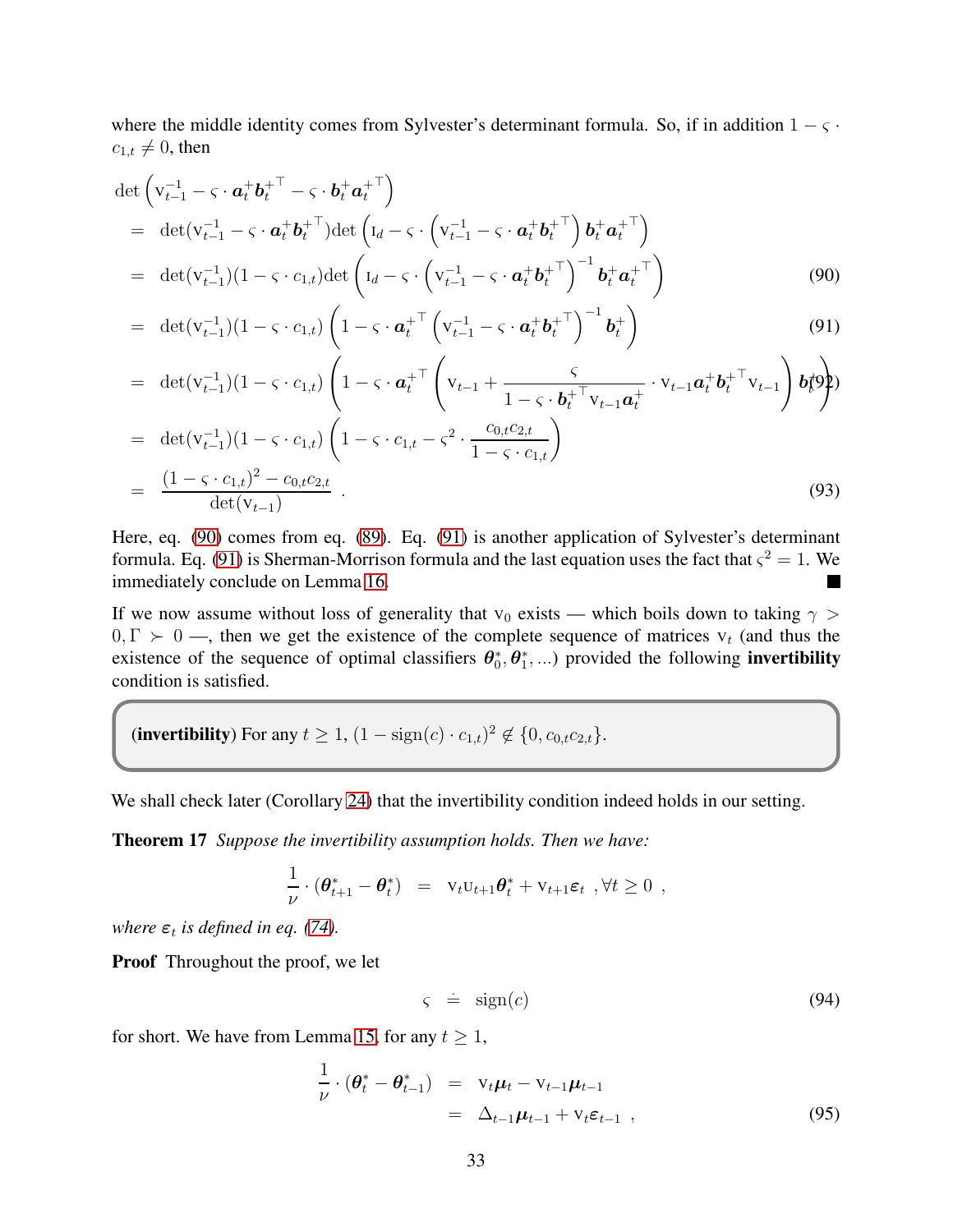where the middle identity comes from Sylvester's determinant formula. So, if in addition $1 - \varsigma \cdot c_{1,t} \neq 0$, then

$$
\begin{aligned}
&\det\left(\mathrm{V}_{t-1}^{-1} - \varsigma \cdot \boldsymbol{a}_t^+ \boldsymbol{b}_t^{+\top} - \varsigma \cdot \boldsymbol{b}_t^+ \boldsymbol{a}_t^{+\top}\right) \\
&= \det(\mathrm{V}_{t-1}^{-1} - \varsigma \cdot \boldsymbol{a}_t^+ \boldsymbol{b}_t^{+\top}) \det\left(\mathrm{I}_d - \varsigma \cdot \left(\mathrm{V}_{t-1}^{-1} - \varsigma \cdot \boldsymbol{a}_t^+ \boldsymbol{b}_t^{+\top}\right) \boldsymbol{b}_t^+ \boldsymbol{a}_t^{+\top}\right) \\
&= \det(\mathrm{V}_{t-1}^{-1})(1 - \varsigma \cdot c_{1,t}) \det\left(\mathrm{I}_d - \varsigma \cdot \left(\mathrm{V}_{t-1}^{-1} - \varsigma \cdot \boldsymbol{a}_t^+ \boldsymbol{b}_t^{+\top}\right)^{-1} \boldsymbol{b}_t^+ \boldsymbol{a}_t^{+\top}\right) \quad (90) \\
&= \det(\mathrm{V}_{t-1}^{-1})(1 - \varsigma \cdot c_{1,t}) \left(1 - \varsigma \cdot \boldsymbol{a}_t^{+\top} \left(\mathrm{V}_{t-1}^{-1} - \varsigma \cdot \boldsymbol{a}_t^+ \boldsymbol{b}_t^{+\top}\right)^{-1} \boldsymbol{b}_t^+\right) \quad (91) \\
&= \det(\mathrm{V}_{t-1}^{-1})(1 - \varsigma \cdot c_{1,t}) \left(1 - \varsigma \cdot \boldsymbol{a}_t^{+\top} \left(\mathrm{V}_{t-1} + \frac{\varsigma}{1 - \varsigma \cdot \boldsymbol{b}_t^{+\top} \mathrm{V}_{t-1} \boldsymbol{a}_t^+} \cdot \mathrm{V}_{t-1} \boldsymbol{a}_t^+ \boldsymbol{b}_t^{+\top} \mathrm{V}_{t-1}\right) \boldsymbol{b}_t^+\right) \quad (92) \\
&= \det(\mathrm{V}_{t-1}^{-1})(1 - \varsigma \cdot c_{1,t}) \left(1 - \varsigma \cdot c_{1,t} - \varsigma^2 \cdot \frac{c_{0,t} c_{2,t}}{1 - \varsigma \cdot c_{1,t}}\right) \\
&= \frac{(1 - \varsigma \cdot c_{1,t})^2 - c_{0,t} c_{2,t}}{\det(\mathrm{V}_{t-1})} . \quad (93)
\end{aligned}
$$

Here, eq. (90) comes from eq. (89). Eq. (91) is another application of Sylvester's determinant formula. Eq. (91) is Sherman-Morrison formula and the last equation uses the fact that $\varsigma^2 = 1$. We immediately conclude on Lemma 16. ■

If we now assume without loss of generality that $\mathrm{V}_0$ exists — which boils down to taking $\gamma > 0, \Gamma \succ 0$ —, then we get the existence of the complete sequence of matrices $\mathrm{V}_t$ (and thus the existence of the sequence of optimal classifiers $\boldsymbol{\theta}_0^*, \boldsymbol{\theta}_1^*, ...$) provided the following **invertibility** condition is satisfied.

> **(invertibility)** For any $t \geq 1$, $(1 - \mathrm{sign}(c) \cdot c_{1,t})^2 \notin \{0, c_{0,t} c_{2,t}\}$.

We shall check later (Corollary 24) that the invertibility condition indeed holds in our setting.

**Theorem 17** *Suppose the invertibility assumption holds. Then we have:*

$$
\frac{1}{\nu} \cdot (\boldsymbol{\theta}_{t+1}^* - \boldsymbol{\theta}_t^*) = \mathrm{V}_t \mathrm{U}_{t+1} \boldsymbol{\theta}_t^* + \mathrm{V}_{t+1} \boldsymbol{\varepsilon}_t \ , \forall t \geq 0 \ ,
$$

*where $\boldsymbol{\varepsilon}_t$ is defined in eq. (74).*

**Proof** Throughout the proof, we let

$$
\varsigma \doteq \mathrm{sign}(c) \quad (94)
$$

for short. We have from Lemma 15, for any $t \geq 1$,

$$
\begin{aligned}
\frac{1}{\nu} \cdot (\boldsymbol{\theta}_t^* - \boldsymbol{\theta}_{t-1}^*) &= \mathrm{V}_t \boldsymbol{\mu}_t - \mathrm{V}_{t-1} \boldsymbol{\mu}_{t-1} \\
&= \Delta_{t-1} \boldsymbol{\mu}_{t-1} + \mathrm{V}_t \boldsymbol{\varepsilon}_{t-1} \ , \quad (95)
\end{aligned}
$$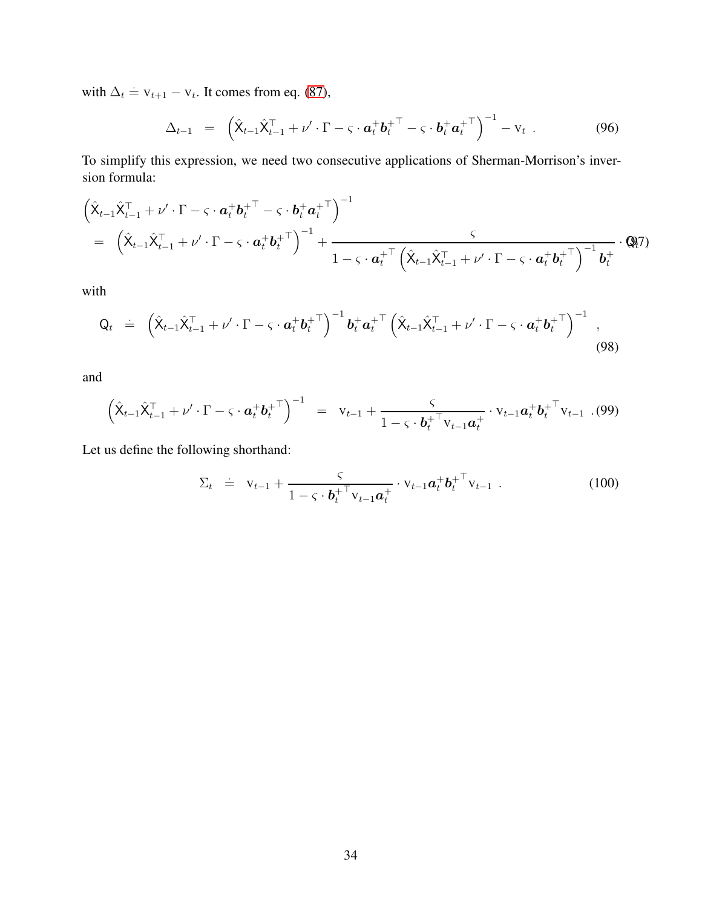with $\Delta_t \doteq \mathrm{v}_{t+1} - \mathrm{v}_t$. It comes from eq. (87),

$$\Delta_{t-1} = \left(\hat{\mathsf{X}}_{t-1}\hat{\mathsf{X}}_{t-1}^\top + \nu' \cdot \Gamma - \varsigma \cdot \boldsymbol{a}_t^+ {\boldsymbol{b}_t^+}^\top - \varsigma \cdot \boldsymbol{b}_t^+ {\boldsymbol{a}_t^+}^\top\right)^{-1} - \mathrm{v}_t \ . \tag{96}$$

To simplify this expression, we need two consecutive applications of Sherman-Morrison's inversion formula:

$$\begin{aligned}
&\left(\hat{\mathsf{X}}_{t-1}\hat{\mathsf{X}}_{t-1}^\top + \nu' \cdot \Gamma - \varsigma \cdot \boldsymbol{a}_t^+ {\boldsymbol{b}_t^+}^\top - \varsigma \cdot \boldsymbol{b}_t^+ {\boldsymbol{a}_t^+}^\top\right)^{-1} \\
&= \left(\hat{\mathsf{X}}_{t-1}\hat{\mathsf{X}}_{t-1}^\top + \nu' \cdot \Gamma - \varsigma \cdot \boldsymbol{a}_t^+ {\boldsymbol{b}_t^+}^\top\right)^{-1} + \frac{\varsigma}{1 - \varsigma \cdot {\boldsymbol{a}_t^+}^\top \left(\hat{\mathsf{X}}_{t-1}\hat{\mathsf{X}}_{t-1}^\top + \nu' \cdot \Gamma - \varsigma \cdot \boldsymbol{a}_t^+ {\boldsymbol{b}_t^+}^\top\right)^{-1} \boldsymbol{b}_t^+} \cdot \mathsf{Q}_t
\end{aligned} \tag{97}$$

with

$$\mathsf{Q}_t \doteq \left(\hat{\mathsf{X}}_{t-1}\hat{\mathsf{X}}_{t-1}^\top + \nu' \cdot \Gamma - \varsigma \cdot \boldsymbol{a}_t^+ {\boldsymbol{b}_t^+}^\top\right)^{-1} \boldsymbol{b}_t^+ {\boldsymbol{a}_t^+}^\top \left(\hat{\mathsf{X}}_{t-1}\hat{\mathsf{X}}_{t-1}^\top + \nu' \cdot \Gamma - \varsigma \cdot \boldsymbol{a}_t^+ {\boldsymbol{b}_t^+}^\top\right)^{-1} \ , \tag{98}$$

and

$$\left(\hat{\mathsf{X}}_{t-1}\hat{\mathsf{X}}_{t-1}^\top + \nu' \cdot \Gamma - \varsigma \cdot \boldsymbol{a}_t^+ {\boldsymbol{b}_t^+}^\top\right)^{-1} = \mathrm{v}_{t-1} + \frac{\varsigma}{1 - \varsigma \cdot {\boldsymbol{b}_t^+}^\top \mathrm{v}_{t-1} \boldsymbol{a}_t^+} \cdot \mathrm{v}_{t-1} \boldsymbol{a}_t^+ {\boldsymbol{b}_t^+}^\top \mathrm{v}_{t-1} \ . \tag{99}$$

Let us define the following shorthand:

$$\Sigma_t \doteq \mathrm{v}_{t-1} + \frac{\varsigma}{1 - \varsigma \cdot {\boldsymbol{b}_t^+}^\top \mathrm{v}_{t-1} \boldsymbol{a}_t^+} \cdot \mathrm{v}_{t-1} \boldsymbol{a}_t^+ {\boldsymbol{b}_t^+}^\top \mathrm{v}_{t-1} \ . \tag{100}$$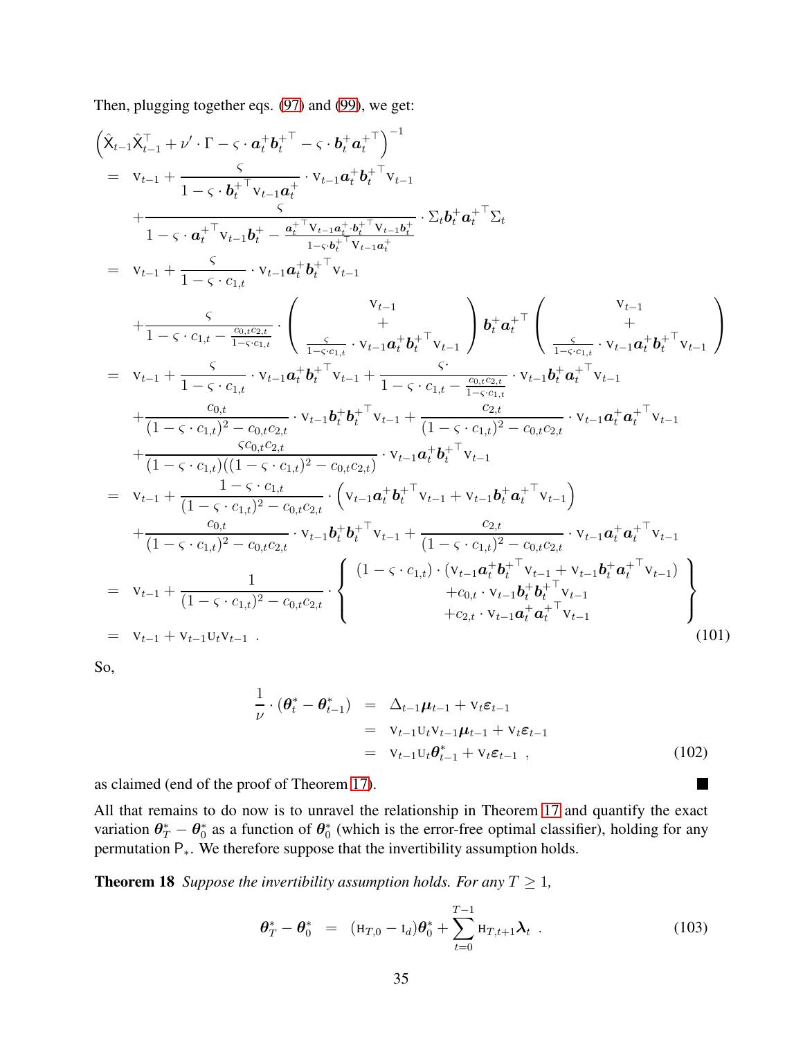Then, plugging together eqs. (97) and (99), we get:

$$
\begin{aligned}
&\left(\hat{\mathsf{X}}_{t-1}\hat{\mathsf{X}}_{t-1}^\top + \nu' \cdot \Gamma - \varsigma \cdot \boldsymbol{a}_t^+ \boldsymbol{b}_t^{+\top} - \varsigma \cdot \boldsymbol{b}_t^+ \boldsymbol{a}_t^{+\top}\right)^{-1} \\
&= \mathrm{V}_{t-1} + \frac{\varsigma}{1 - \varsigma \cdot \boldsymbol{b}_t^{+\top} \mathrm{V}_{t-1} \boldsymbol{a}_t^+} \cdot \mathrm{V}_{t-1}\boldsymbol{a}_t^+ \boldsymbol{b}_t^{+\top} \mathrm{V}_{t-1} \\
&\quad + \frac{\varsigma}{1 - \varsigma \cdot \boldsymbol{a}_t^{+\top} \mathrm{V}_{t-1} \boldsymbol{b}_t^+ - \frac{\boldsymbol{a}_t^{+\top} \mathrm{V}_{t-1} \boldsymbol{a}_t^+ \cdot \boldsymbol{b}_t^{+\top} \mathrm{V}_{t-1} \boldsymbol{b}_t^+}{1 - \varsigma \cdot \boldsymbol{b}_t^{+\top} \mathrm{V}_{t-1} \boldsymbol{a}_t^+}} \cdot \Sigma_t \boldsymbol{b}_t^+ \boldsymbol{a}_t^{+\top} \Sigma_t \\
&= \mathrm{V}_{t-1} + \frac{\varsigma}{1 - \varsigma \cdot c_{1,t}} \cdot \mathrm{V}_{t-1}\boldsymbol{a}_t^+ \boldsymbol{b}_t^{+\top} \mathrm{V}_{t-1} \\
&\quad + \frac{\varsigma}{1 - \varsigma \cdot c_{1,t} - \frac{c_{0,t}c_{2,t}}{1-\varsigma\cdot c_{1,t}}} \cdot \left(\mathrm{V}_{t-1} + \frac{\varsigma}{1-\varsigma\cdot c_{1,t}} \cdot \mathrm{V}_{t-1}\boldsymbol{a}_t^+ \boldsymbol{b}_t^{+\top} \mathrm{V}_{t-1}\right) \boldsymbol{b}_t^+ \boldsymbol{a}_t^{+\top} \left(\mathrm{V}_{t-1} + \frac{\varsigma}{1-\varsigma\cdot c_{1,t}} \cdot \mathrm{V}_{t-1}\boldsymbol{a}_t^+ \boldsymbol{b}_t^{+\top} \mathrm{V}_{t-1}\right) \\
&= \mathrm{V}_{t-1} + \frac{\varsigma}{1 - \varsigma \cdot c_{1,t}} \cdot \mathrm{V}_{t-1}\boldsymbol{a}_t^+ \boldsymbol{b}_t^{+\top} \mathrm{V}_{t-1} + \frac{\varsigma\cdot}{1 - \varsigma \cdot c_{1,t} - \frac{c_{0,t}c_{2,t}}{1-\varsigma\cdot c_{1,t}}} \cdot \mathrm{V}_{t-1}\boldsymbol{b}_t^+ \boldsymbol{a}_t^{+\top} \mathrm{V}_{t-1} \\
&\quad + \frac{c_{0,t}}{(1-\varsigma\cdot c_{1,t})^2 - c_{0,t}c_{2,t}} \cdot \mathrm{V}_{t-1}\boldsymbol{b}_t^+ \boldsymbol{b}_t^{+\top} \mathrm{V}_{t-1} + \frac{c_{2,t}}{(1-\varsigma\cdot c_{1,t})^2 - c_{0,t}c_{2,t}} \cdot \mathrm{V}_{t-1}\boldsymbol{a}_t^+ \boldsymbol{a}_t^{+\top} \mathrm{V}_{t-1} \\
&\quad + \frac{\varsigma c_{0,t}c_{2,t}}{(1-\varsigma\cdot c_{1,t})((1-\varsigma\cdot c_{1,t})^2 - c_{0,t}c_{2,t})} \cdot \mathrm{V}_{t-1}\boldsymbol{a}_t^+ \boldsymbol{b}_t^{+\top} \mathrm{V}_{t-1} \\
&= \mathrm{V}_{t-1} + \frac{1-\varsigma\cdot c_{1,t}}{(1-\varsigma\cdot c_{1,t})^2 - c_{0,t}c_{2,t}} \cdot \left(\mathrm{V}_{t-1}\boldsymbol{a}_t^+ \boldsymbol{b}_t^{+\top} \mathrm{V}_{t-1} + \mathrm{V}_{t-1}\boldsymbol{b}_t^+ \boldsymbol{a}_t^{+\top} \mathrm{V}_{t-1}\right) \\
&\quad + \frac{c_{0,t}}{(1-\varsigma\cdot c_{1,t})^2 - c_{0,t}c_{2,t}} \cdot \mathrm{V}_{t-1}\boldsymbol{b}_t^+ \boldsymbol{b}_t^{+\top} \mathrm{V}_{t-1} + \frac{c_{2,t}}{(1-\varsigma\cdot c_{1,t})^2 - c_{0,t}c_{2,t}} \cdot \mathrm{V}_{t-1}\boldsymbol{a}_t^+ \boldsymbol{a}_t^{+\top} \mathrm{V}_{t-1} \\
&= \mathrm{V}_{t-1} + \frac{1}{(1-\varsigma\cdot c_{1,t})^2 - c_{0,t}c_{2,t}} \cdot \left\{ \begin{array}{c} (1-\varsigma\cdot c_{1,t}) \cdot (\mathrm{V}_{t-1}\boldsymbol{a}_t^+ \boldsymbol{b}_t^{+\top} \mathrm{V}_{t-1} + \mathrm{V}_{t-1}\boldsymbol{b}_t^+ \boldsymbol{a}_t^{+\top} \mathrm{V}_{t-1}) \\ + c_{0,t} \cdot \mathrm{V}_{t-1}\boldsymbol{b}_t^+ \boldsymbol{b}_t^{+\top} \mathrm{V}_{t-1} \\ + c_{2,t} \cdot \mathrm{V}_{t-1}\boldsymbol{a}_t^+ \boldsymbol{a}_t^{+\top} \mathrm{V}_{t-1} \end{array} \right\} \\
&= \mathrm{V}_{t-1} + \mathrm{V}_{t-1}\mathrm{U}_t\mathrm{V}_{t-1} \ . \qquad (101)
\end{aligned}
$$

So,

$$
\begin{aligned}
\frac{1}{\nu} \cdot (\boldsymbol{\theta}_t^* - \boldsymbol{\theta}_{t-1}^*) &= \Delta_{t-1}\boldsymbol{\mu}_{t-1} + \mathrm{V}_t \boldsymbol{\varepsilon}_{t-1} \\
&= \mathrm{V}_{t-1}\mathrm{U}_t\mathrm{V}_{t-1}\boldsymbol{\mu}_{t-1} + \mathrm{V}_t \boldsymbol{\varepsilon}_{t-1} \\
&= \mathrm{V}_{t-1}\mathrm{U}_t \boldsymbol{\theta}_{t-1}^* + \mathrm{V}_t \boldsymbol{\varepsilon}_{t-1} \ , \qquad (102)
\end{aligned}
$$

as claimed (end of the proof of Theorem 17). ■

All that remains to do now is to unravel the relationship in Theorem 17 and quantify the exact variation $\boldsymbol{\theta}_T^* - \boldsymbol{\theta}_0^*$ as a function of $\boldsymbol{\theta}_0^*$ (which is the error-free optimal classifier), holding for any permutation $\mathsf{P}_*$. We therefore suppose that the invertibility assumption holds.

**Theorem 18** *Suppose the invertibility assumption holds. For any $T \geq 1$,*

$$
\boldsymbol{\theta}_T^* - \boldsymbol{\theta}_0^* = (\mathrm{H}_{T,0} - \mathrm{I}_d)\boldsymbol{\theta}_0^* + \sum_{t=0}^{T-1} \mathrm{H}_{T,t+1}\boldsymbol{\lambda}_t \ . \qquad (103)
$$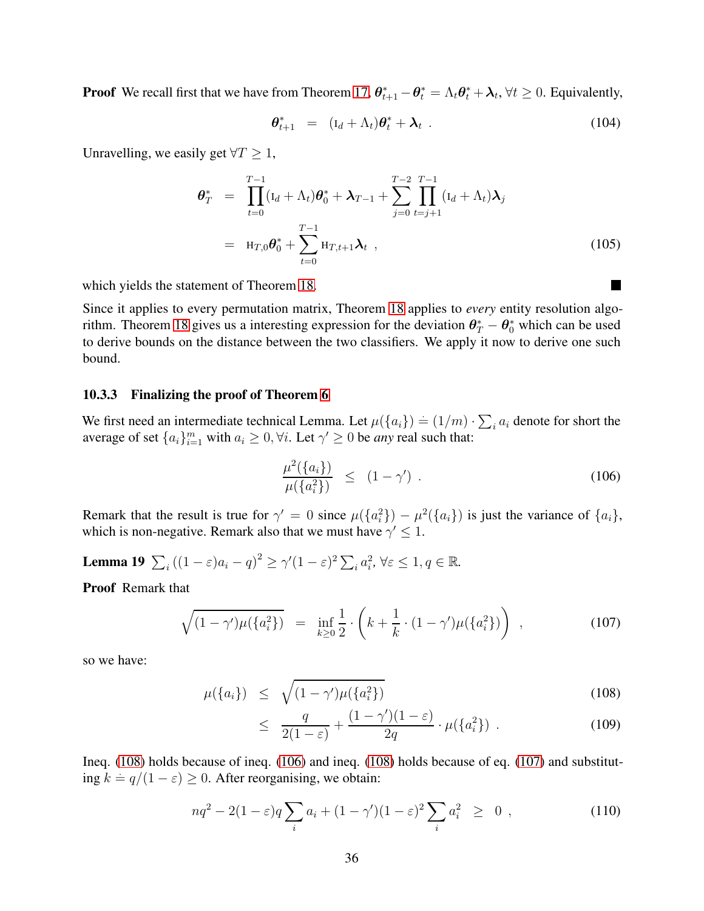**Proof** We recall first that we have from Theorem 17, $\boldsymbol{\theta}^*_{t+1} - \boldsymbol{\theta}^*_t = \Lambda_t \boldsymbol{\theta}^*_t + \boldsymbol{\lambda}_t, \forall t \geq 0$. Equivalently,

$$\boldsymbol{\theta}^*_{t+1} = (\mathrm{I}_d + \Lambda_t)\boldsymbol{\theta}^*_t + \boldsymbol{\lambda}_t \ . \tag{104}$$

Unravelling, we easily get $\forall T \geq 1$,

$$\begin{aligned}
\boldsymbol{\theta}^*_T &= \prod_{t=0}^{T-1}(\mathrm{I}_d + \Lambda_t)\boldsymbol{\theta}^*_0 + \boldsymbol{\lambda}_{T-1} + \sum_{j=0}^{T-2}\prod_{t=j+1}^{T-1}(\mathrm{I}_d + \Lambda_t)\boldsymbol{\lambda}_j \\
&= \mathrm{H}_{T,0}\boldsymbol{\theta}^*_0 + \sum_{t=0}^{T-1}\mathrm{H}_{T,t+1}\boldsymbol{\lambda}_t \ ,
\end{aligned} \tag{105}$$

which yields the statement of Theorem 18. ∎

Since it applies to every permutation matrix, Theorem 18 applies to *every* entity resolution algorithm. Theorem 18 gives us a interesting expression for the deviation $\boldsymbol{\theta}^*_T - \boldsymbol{\theta}^*_0$ which can be used to derive bounds on the distance between the two classifiers. We apply it now to derive one such bound.

### 10.3.3 Finalizing the proof of Theorem 6

We first need an intermediate technical Lemma. Let $\mu(\{a_i\}) \doteq (1/m) \cdot \sum_i a_i$ denote for short the average of set $\{a_i\}_{i=1}^m$ with $a_i \geq 0, \forall i$. Let $\gamma' \geq 0$ be *any* real such that:

$$\frac{\mu^2(\{a_i\})}{\mu(\{a_i^2\})} \leq (1 - \gamma') \ . \tag{106}$$

Remark that the result is true for $\gamma' = 0$ since $\mu(\{a_i^2\}) - \mu^2(\{a_i\})$ is just the variance of $\{a_i\}$, which is non-negative. Remark also that we must have $\gamma' \leq 1$.

**Lemma 19** $\sum_i ((1-\varepsilon)a_i - q)^2 \geq \gamma'(1-\varepsilon)^2 \sum_i a_i^2$, $\forall \varepsilon \leq 1, q \in \mathbb{R}$.

**Proof** Remark that

$$\sqrt{(1-\gamma')\mu(\{a_i^2\})} = \inf_{k \geq 0} \frac{1}{2} \cdot \left(k + \frac{1}{k} \cdot (1-\gamma')\mu(\{a_i^2\})\right) \ , \tag{107}$$

so we have:

$$\begin{aligned}
\mu(\{a_i\}) &\leq \sqrt{(1-\gamma')\mu(\{a_i^2\})} &(108)\\
&\leq \frac{q}{2(1-\varepsilon)} + \frac{(1-\gamma')(1-\varepsilon)}{2q} \cdot \mu(\{a_i^2\}) \ . &(109)
\end{aligned}$$

Ineq. (108) holds because of ineq. (106) and ineq. (108) holds because of eq. (107) and substituting $k \doteq q/(1-\varepsilon) \geq 0$. After reorganising, we obtain:

$$nq^2 - 2(1-\varepsilon)q\sum_i a_i + (1-\gamma')(1-\varepsilon)^2 \sum_i a_i^2 \geq 0 \ , \tag{110}$$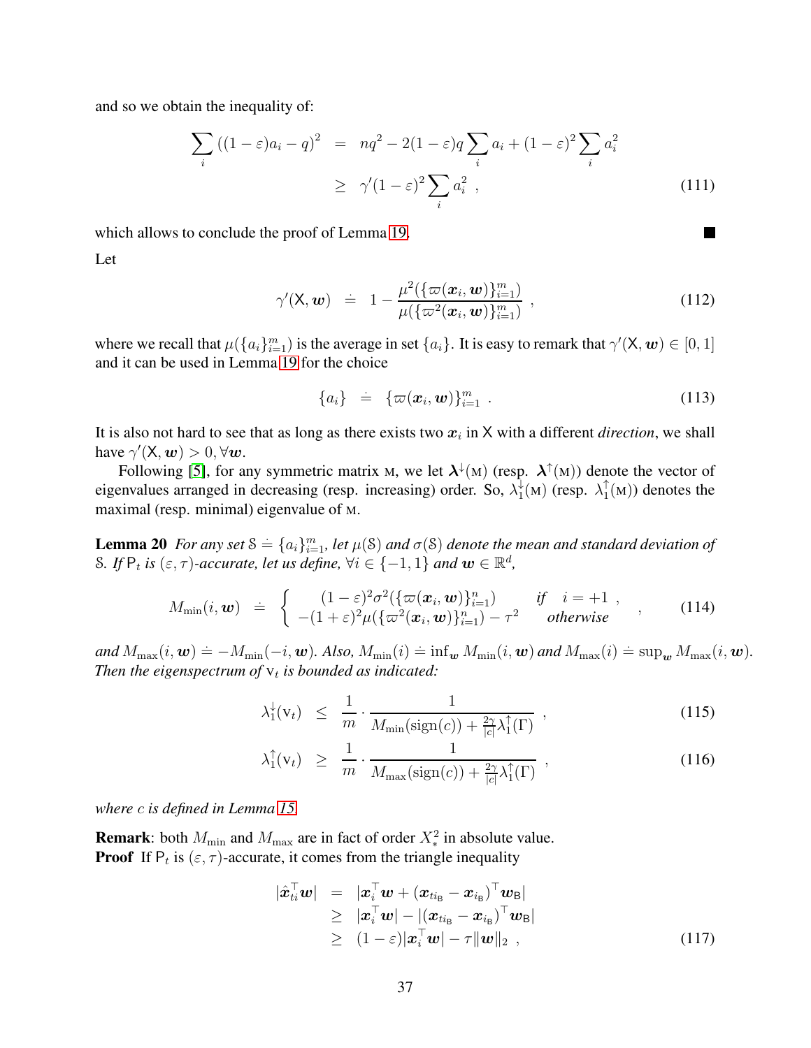and so we obtain the inequality of:

$$\begin{aligned}
\sum_i ((1-\varepsilon)a_i - q)^2 &= nq^2 - 2(1-\varepsilon)q\sum_i a_i + (1-\varepsilon)^2 \sum_i a_i^2 \\
&\geq \gamma'(1-\varepsilon)^2 \sum_i a_i^2 \ , \qquad (111)
\end{aligned}$$

which allows to conclude the proof of Lemma 19. ■

Let

$$\gamma'(\mathsf{X}, \boldsymbol{w}) \doteq 1 - \frac{\mu^2(\{\varpi(\boldsymbol{x}_i, \boldsymbol{w})\}_{i=1}^m)}{\mu(\{\varpi^2(\boldsymbol{x}_i, \boldsymbol{w})\}_{i=1}^m)} \ , \qquad (112)$$

where we recall that $\mu(\{a_i\}_{i=1}^m)$ is the average in set $\{a_i\}$. It is easy to remark that $\gamma'(\mathsf{X}, \boldsymbol{w}) \in [0, 1]$ and it can be used in Lemma 19 for the choice

$$\{a_i\} \doteq \{\varpi(\boldsymbol{x}_i, \boldsymbol{w})\}_{i=1}^m \ . \qquad (113)$$

It is also not hard to see that as long as there exists two $\boldsymbol{x}_i$ in $\mathsf{X}$ with a different *direction*, we shall have $\gamma'(\mathsf{X}, \boldsymbol{w}) > 0, \forall \boldsymbol{w}$.

Following [5], for any symmetric matrix $\mathrm{M}$, we let $\boldsymbol{\lambda}^{\downarrow}(\mathrm{M})$ (resp. $\boldsymbol{\lambda}^{\uparrow}(\mathrm{M})$) denote the vector of eigenvalues arranged in decreasing (resp. increasing) order. So, $\lambda_1^{\downarrow}(\mathrm{M})$ (resp. $\lambda_1^{\uparrow}(\mathrm{M})$) denotes the maximal (resp. minimal) eigenvalue of $\mathrm{M}$.

**Lemma 20** *For any set $\mathcal{S} \doteq \{a_i\}_{i=1}^m$, let $\mu(\mathcal{S})$ and $\sigma(\mathcal{S})$ denote the mean and standard deviation of $\mathcal{S}$. If $\mathsf{P}_t$ is $(\varepsilon, \tau)$-accurate, let us define, $\forall i \in \{-1, 1\}$ and $\boldsymbol{w} \in \mathbb{R}^d$,*

$$M_{\min}(i, \boldsymbol{w}) \doteq \left\{ \begin{array}{ccc} (1-\varepsilon)^2\sigma^2(\{\varpi(\boldsymbol{x}_i, \boldsymbol{w})\}_{i=1}^n) & \text{if} & i = +1 \ , \\ -(1+\varepsilon)^2\mu(\{\varpi^2(\boldsymbol{x}_i, \boldsymbol{w})\}_{i=1}^n) - \tau^2 & & \text{otherwise} \end{array} \right. \ , \qquad (114)$$

*and $M_{\max}(i, \boldsymbol{w}) \doteq -M_{\min}(-i, \boldsymbol{w})$. Also, $M_{\min}(i) \doteq \inf_{\boldsymbol{w}} M_{\min}(i, \boldsymbol{w})$ and $M_{\max}(i) \doteq \sup_{\boldsymbol{w}} M_{\max}(i, \boldsymbol{w})$. Then the eigenspectrum of $\mathrm{V}_t$ is bounded as indicated:*

$$\lambda_1^{\downarrow}(\mathrm{V}_t) \leq \frac{1}{m} \cdot \frac{1}{M_{\min}(\mathrm{sign}(c)) + \frac{2\gamma}{|c|}\lambda_1^{\uparrow}(\Gamma)} \ , \qquad (115)$$

$$\lambda_1^{\uparrow}(\mathrm{V}_t) \geq \frac{1}{m} \cdot \frac{1}{M_{\max}(\mathrm{sign}(c)) + \frac{2\gamma}{|c|}\lambda_1^{\uparrow}(\Gamma)} \ , \qquad (116)$$

*where $c$ is defined in Lemma 15.*

**Remark**: both $M_{\min}$ and $M_{\max}$ are in fact of order $X_*^2$ in absolute value.

**Proof** If $\mathsf{P}_t$ is $(\varepsilon, \tau)$-accurate, it comes from the triangle inequality

$$\begin{aligned}
|\hat{\boldsymbol{x}}_{ti}^\top \boldsymbol{w}| &= |\boldsymbol{x}_i^\top \boldsymbol{w} + (\boldsymbol{x}_{ti_{\mathsf{B}}} - \boldsymbol{x}_{i_{\mathsf{B}}})^\top \boldsymbol{w}_{\mathsf{B}}| \\
&\geq |\boldsymbol{x}_i^\top \boldsymbol{w}| - |(\boldsymbol{x}_{ti_{\mathsf{B}}} - \boldsymbol{x}_{i_{\mathsf{B}}})^\top \boldsymbol{w}_{\mathsf{B}}| \\
&\geq (1-\varepsilon)|\boldsymbol{x}_i^\top \boldsymbol{w}| - \tau\|\boldsymbol{w}\|_2 \ , \qquad (117)
\end{aligned}$$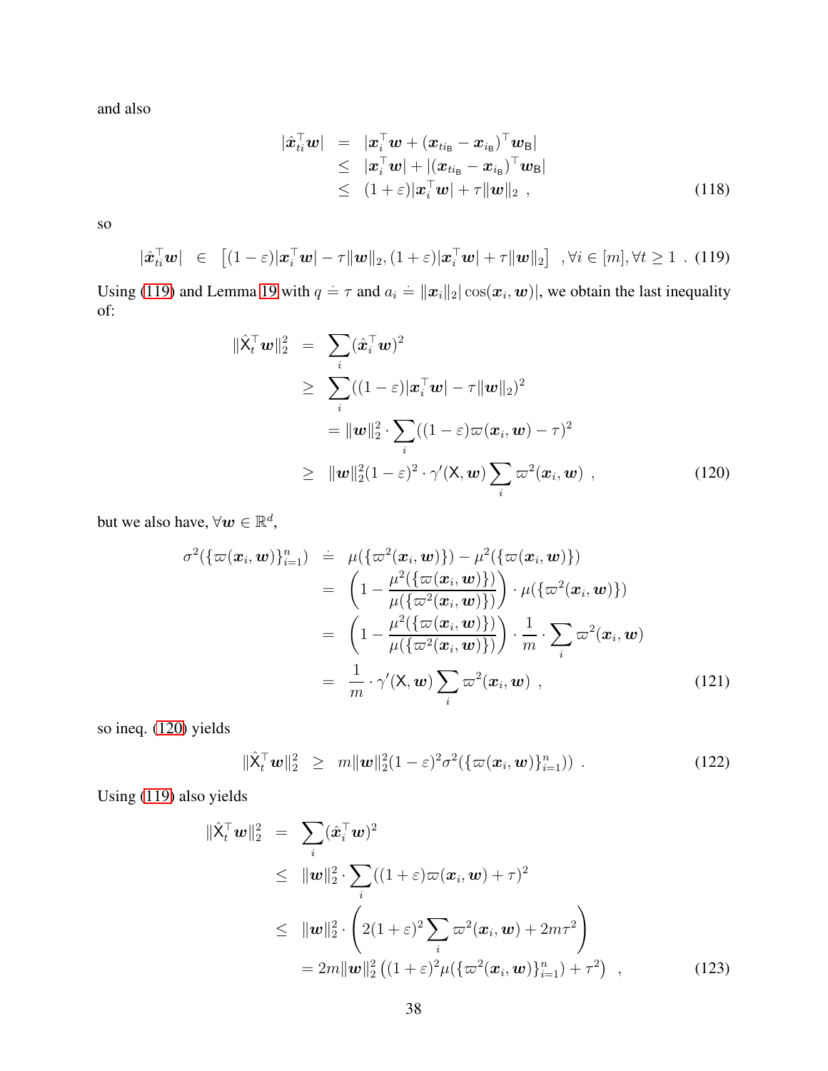and also

$$
\begin{aligned}
|\hat{\boldsymbol{x}}_{ti}^\top \boldsymbol{w}| &= |\boldsymbol{x}_i^\top \boldsymbol{w} + (\boldsymbol{x}_{ti_{\mathsf{B}}} - \boldsymbol{x}_{i_{\mathsf{B}}})^\top \boldsymbol{w}_{\mathsf{B}}| \\
&\leq |\boldsymbol{x}_i^\top \boldsymbol{w}| + |(\boldsymbol{x}_{ti_{\mathsf{B}}} - \boldsymbol{x}_{i_{\mathsf{B}}})^\top \boldsymbol{w}_{\mathsf{B}}| \\
&\leq (1+\varepsilon)|\boldsymbol{x}_i^\top \boldsymbol{w}| + \tau \|\boldsymbol{w}\|_2 \ , \qquad (118)
\end{aligned}
$$

so

$$
|\hat{\boldsymbol{x}}_{ti}^\top \boldsymbol{w}| \in \left[(1-\varepsilon)|\boldsymbol{x}_i^\top \boldsymbol{w}| - \tau \|\boldsymbol{w}\|_2, (1+\varepsilon)|\boldsymbol{x}_i^\top \boldsymbol{w}| + \tau \|\boldsymbol{w}\|_2\right] \ , \forall i \in [m], \forall t \geq 1 \ . \qquad (119)
$$

Using (119) and Lemma 19 with $q \doteq \tau$ and $a_i \doteq \|\boldsymbol{x}_i\|_2 |\cos(\boldsymbol{x}_i, \boldsymbol{w})|$, we obtain the last inequality of:

$$
\begin{aligned}
\|\hat{\mathsf{X}}_t^\top \boldsymbol{w}\|_2^2 &= \sum_i (\hat{\boldsymbol{x}}_i^\top \boldsymbol{w})^2 \\
&\geq \sum_i ((1-\varepsilon)|\boldsymbol{x}_i^\top \boldsymbol{w}| - \tau \|\boldsymbol{w}\|_2)^2 \\
&= \|\boldsymbol{w}\|_2^2 \cdot \sum_i ((1-\varepsilon)\varpi(\boldsymbol{x}_i, \boldsymbol{w}) - \tau)^2 \\
&\geq \|\boldsymbol{w}\|_2^2 (1-\varepsilon)^2 \cdot \gamma'(\mathsf{X}, \boldsymbol{w}) \sum_i \varpi^2(\boldsymbol{x}_i, \boldsymbol{w}) \ , \qquad (120)
\end{aligned}
$$

but we also have, $\forall \boldsymbol{w} \in \mathbb{R}^d$,

$$
\begin{aligned}
\sigma^2(\{\varpi(\boldsymbol{x}_i, \boldsymbol{w})\}_{i=1}^n) &\doteq \mu(\{\varpi^2(\boldsymbol{x}_i, \boldsymbol{w})\}) - \mu^2(\{\varpi(\boldsymbol{x}_i, \boldsymbol{w})\}) \\
&= \left(1 - \frac{\mu^2(\{\varpi(\boldsymbol{x}_i, \boldsymbol{w})\})}{\mu(\{\varpi^2(\boldsymbol{x}_i, \boldsymbol{w})\})}\right) \cdot \mu(\{\varpi^2(\boldsymbol{x}_i, \boldsymbol{w})\}) \\
&= \left(1 - \frac{\mu^2(\{\varpi(\boldsymbol{x}_i, \boldsymbol{w})\})}{\mu(\{\varpi^2(\boldsymbol{x}_i, \boldsymbol{w})\})}\right) \cdot \frac{1}{m} \cdot \sum_i \varpi^2(\boldsymbol{x}_i, \boldsymbol{w}) \\
&= \frac{1}{m} \cdot \gamma'(\mathsf{X}, \boldsymbol{w}) \sum_i \varpi^2(\boldsymbol{x}_i, \boldsymbol{w}) \ , \qquad (121)
\end{aligned}
$$

so ineq. (120) yields

$$
\|\hat{\mathsf{X}}_t^\top \boldsymbol{w}\|_2^2 \geq m \|\boldsymbol{w}\|_2^2 (1-\varepsilon)^2 \sigma^2(\{\varpi(\boldsymbol{x}_i, \boldsymbol{w})\}_{i=1}^n)) \ . \qquad (122)
$$

Using (119) also yields

$$
\begin{aligned}
\|\hat{\mathsf{X}}_t^\top \boldsymbol{w}\|_2^2 &= \sum_i (\hat{\boldsymbol{x}}_i^\top \boldsymbol{w})^2 \\
&\leq \|\boldsymbol{w}\|_2^2 \cdot \sum_i ((1+\varepsilon)\varpi(\boldsymbol{x}_i, \boldsymbol{w}) + \tau)^2 \\
&\leq \|\boldsymbol{w}\|_2^2 \cdot \left(2(1+\varepsilon)^2 \sum_i \varpi^2(\boldsymbol{x}_i, \boldsymbol{w}) + 2m\tau^2\right) \\
&= 2m\|\boldsymbol{w}\|_2^2 \left((1+\varepsilon)^2 \mu(\{\varpi^2(\boldsymbol{x}_i, \boldsymbol{w})\}_{i=1}^n) + \tau^2\right) \ , \qquad (123)
\end{aligned}
$$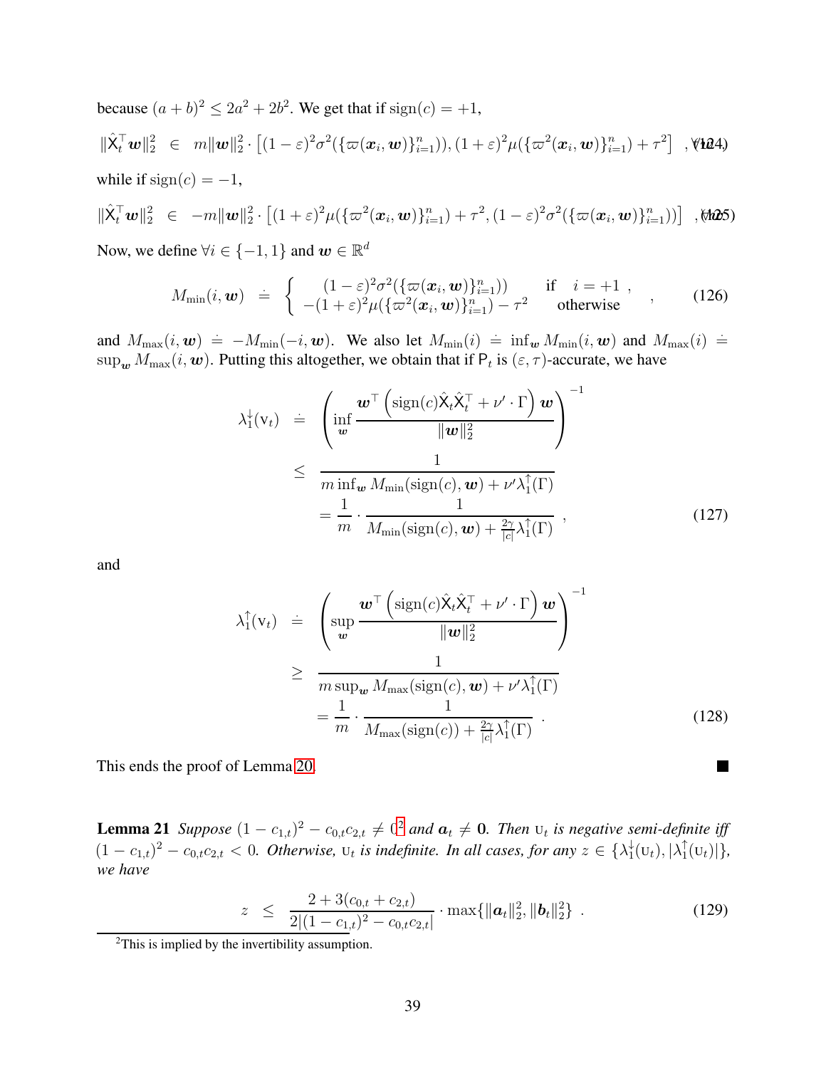because $(a+b)^2 \leq 2a^2 + 2b^2$. We get that if $\mathrm{sign}(c) = +1$,

$$\|\hat{\mathsf{X}}_t^\top \boldsymbol{w}\|_2^2 \in m\|\boldsymbol{w}\|_2^2 \cdot \left[(1-\varepsilon)^2\sigma^2(\{\varpi(\boldsymbol{x}_i, \boldsymbol{w})\}_{i=1}^n), (1+\varepsilon)^2\mu(\{\varpi^2(\boldsymbol{x}_i, \boldsymbol{w})\}_{i=1}^n) + \tau^2\right] \quad , \forall \boldsymbol{w}, \tag{124}$$

while if $\mathrm{sign}(c) = -1$,

$$\|\hat{\mathsf{X}}_t^\top \boldsymbol{w}\|_2^2 \in -m\|\boldsymbol{w}\|_2^2 \cdot \left[(1+\varepsilon)^2\mu(\{\varpi^2(\boldsymbol{x}_i, \boldsymbol{w})\}_{i=1}^n) + \tau^2, (1-\varepsilon)^2\sigma^2(\{\varpi(\boldsymbol{x}_i, \boldsymbol{w})\}_{i=1}^n)\right] \quad , \forall \boldsymbol{w}. \tag{125}$$

Now, we define $\forall i \in \{-1, 1\}$ and $\boldsymbol{w} \in \mathbb{R}^d$

$$M_{\min}(i, \boldsymbol{w}) \doteq \left\{ \begin{array}{ccc} (1-\varepsilon)^2\sigma^2(\{\varpi(\boldsymbol{x}_i, \boldsymbol{w})\}_{i=1}^n)) & \text{if} & i = +1 \ , \\ -(1+\varepsilon)^2\mu(\{\varpi^2(\boldsymbol{x}_i, \boldsymbol{w})\}_{i=1}^n) - \tau^2 & & \text{otherwise} \end{array} \right. \ , \tag{126}$$

and $M_{\max}(i, \boldsymbol{w}) \doteq -M_{\min}(-i, \boldsymbol{w})$. We also let $M_{\min}(i) \doteq \inf_{\boldsymbol{w}} M_{\min}(i, \boldsymbol{w})$ and $M_{\max}(i) \doteq \sup_{\boldsymbol{w}} M_{\max}(i, \boldsymbol{w})$. Putting this altogether, we obtain that if $\mathsf{P}_t$ is $(\varepsilon, \tau)$-accurate, we have

$$\begin{aligned} \lambda_1^{\downarrow}(\mathrm{v}_t) &\doteq \left(\inf_{\boldsymbol{w}} \frac{\boldsymbol{w}^\top \left(\mathrm{sign}(c)\hat{\mathsf{X}}_t\hat{\mathsf{X}}_t^\top + \nu' \cdot \Gamma\right)\boldsymbol{w}}{\|\boldsymbol{w}\|_2^2}\right)^{-1} \\ &\leq \frac{1}{m\inf_{\boldsymbol{w}} M_{\min}(\mathrm{sign}(c), \boldsymbol{w}) + \nu'\lambda_1^{\uparrow}(\Gamma)} \\ &= \frac{1}{m} \cdot \frac{1}{M_{\min}(\mathrm{sign}(c), \boldsymbol{w}) + \frac{2\gamma}{|c|}\lambda_1^{\uparrow}(\Gamma)} \ , \end{aligned} \tag{127}$$

and

$$\begin{aligned} \lambda_1^{\uparrow}(\mathrm{v}_t) &\doteq \left(\sup_{\boldsymbol{w}} \frac{\boldsymbol{w}^\top \left(\mathrm{sign}(c)\hat{\mathsf{X}}_t\hat{\mathsf{X}}_t^\top + \nu' \cdot \Gamma\right)\boldsymbol{w}}{\|\boldsymbol{w}\|_2^2}\right)^{-1} \\ &\geq \frac{1}{m\sup_{\boldsymbol{w}} M_{\max}(\mathrm{sign}(c), \boldsymbol{w}) + \nu'\lambda_1^{\uparrow}(\Gamma)} \\ &= \frac{1}{m} \cdot \frac{1}{M_{\max}(\mathrm{sign}(c)) + \frac{2\gamma}{|c|}\lambda_1^{\uparrow}(\Gamma)} \ . \end{aligned} \tag{128}$$

This ends the proof of Lemma 20. ■

**Lemma 21** *Suppose $(1-c_{1,t})^2 - c_{0,t}c_{2,t} \neq 0$[2] and $\boldsymbol{a}_t \neq \boldsymbol{0}$. Then $\mathrm{U}_t$ is negative semi-definite iff $(1-c_{1,t})^2 - c_{0,t}c_{2,t} < 0$. Otherwise, $\mathrm{U}_t$ is indefinite. In all cases, for any $z \in \{\lambda_1^{\downarrow}(\mathrm{U}_t), |\lambda_1^{\uparrow}(\mathrm{U}_t)|\}$, we have*

$$z \leq \frac{2 + 3(c_{0,t} + c_{2,t})}{2|(1-c_{1,t})^2 - c_{0,t}c_{2,t}|} \cdot \max\{\|\boldsymbol{a}_t\|_2^2, \|\boldsymbol{b}_t\|_2^2\} \ . \tag{129}$$

[2]This is implied by the invertibility assumption.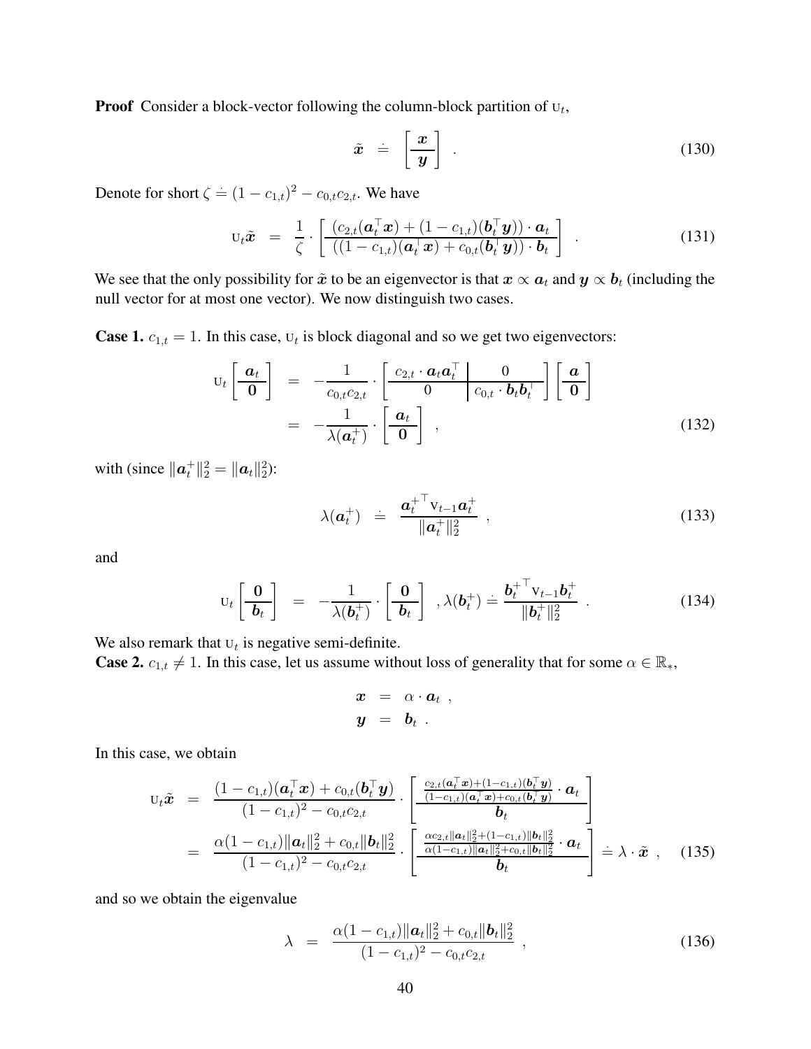**Proof** Consider a block-vector following the column-block partition of $\mathrm{U}_t$,

$$\tilde{\boldsymbol{x}} \doteq \left[\begin{array}{c} \boldsymbol{x} \\ \hline \boldsymbol{y} \end{array}\right] . \tag{130}$$

Denote for short $\zeta \doteq (1-c_{1,t})^2 - c_{0,t}c_{2,t}$. We have

$$\mathrm{U}_t\tilde{\boldsymbol{x}} = \frac{1}{\zeta} \cdot \left[\begin{array}{c} (c_{2,t}(\boldsymbol{a}_t^\top \boldsymbol{x}) + (1-c_{1,t})(\boldsymbol{b}_t^\top \boldsymbol{y})) \cdot \boldsymbol{a}_t \\ \hline ((1-c_{1,t})(\boldsymbol{a}_t^\top \boldsymbol{x}) + c_{0,t}(\boldsymbol{b}_t^\top \boldsymbol{y})) \cdot \boldsymbol{b}_t \end{array}\right] . \tag{131}$$

We see that the only possibility for $\tilde{\boldsymbol{x}}$ to be an eigenvector is that $\boldsymbol{x} \propto \boldsymbol{a}_t$ and $\boldsymbol{y} \propto \boldsymbol{b}_t$ (including the null vector for at most one vector). We now distinguish two cases.

**Case 1.** $c_{1,t} = 1$. In this case, $\mathrm{U}_t$ is block diagonal and so we get two eigenvectors:

$$\begin{aligned} \mathrm{U}_t \left[\begin{array}{c} \boldsymbol{a}_t \\ \hline \boldsymbol{0} \end{array}\right] &= -\frac{1}{c_{0,t}c_{2,t}} \cdot \left[\begin{array}{c|c} c_{2,t} \cdot \boldsymbol{a}_t\boldsymbol{a}_t^\top & 0 \\ \hline 0 & c_{0,t} \cdot \boldsymbol{b}_t\boldsymbol{b}_t^\top \end{array}\right] \left[\begin{array}{c} \boldsymbol{a} \\ \hline \boldsymbol{0} \end{array}\right] \\ &= -\frac{1}{\lambda(\boldsymbol{a}_t^+)} \cdot \left[\begin{array}{c} \boldsymbol{a}_t \\ \hline \boldsymbol{0} \end{array}\right] , \end{aligned} \tag{132}$$

with (since $\|\boldsymbol{a}_t^+\|_2^2 = \|\boldsymbol{a}_t\|_2^2$):

$$\lambda(\boldsymbol{a}_t^+) \doteq \frac{{\boldsymbol{a}_t^+}^\top \mathrm{V}_{t-1}\boldsymbol{a}_t^+}{\|\boldsymbol{a}_t^+\|_2^2} , \tag{133}$$

and

$$\mathrm{U}_t \left[\begin{array}{c} \boldsymbol{0} \\ \hline \boldsymbol{b}_t \end{array}\right] = -\frac{1}{\lambda(\boldsymbol{b}_t^+)} \cdot \left[\begin{array}{c} \boldsymbol{0} \\ \hline \boldsymbol{b}_t \end{array}\right] , \lambda(\boldsymbol{b}_t^+) \doteq \frac{{\boldsymbol{b}_t^+}^\top \mathrm{V}_{t-1}\boldsymbol{b}_t^+}{\|\boldsymbol{b}_t^+\|_2^2} . \tag{134}$$

We also remark that $\mathrm{U}_t$ is negative semi-definite.

**Case 2.** $c_{1,t} \neq 1$. In this case, let us assume without loss of generality that for some $\alpha \in \mathbb{R}_*$,

$$\begin{aligned} \boldsymbol{x} &= \alpha \cdot \boldsymbol{a}_t , \\ \boldsymbol{y} &= \boldsymbol{b}_t . \end{aligned}$$

In this case, we obtain

$$\begin{aligned} \mathrm{U}_t\tilde{\boldsymbol{x}} &= \frac{(1-c_{1,t})(\boldsymbol{a}_t^\top \boldsymbol{x}) + c_{0,t}(\boldsymbol{b}_t^\top \boldsymbol{y})}{(1-c_{1,t})^2 - c_{0,t}c_{2,t}} \cdot \left[\begin{array}{c} \frac{c_{2,t}(\boldsymbol{a}_t^\top \boldsymbol{x}) + (1-c_{1,t})(\boldsymbol{b}_t^\top \boldsymbol{y})}{(1-c_{1,t})(\boldsymbol{a}_t^\top \boldsymbol{x}) + c_{0,t}(\boldsymbol{b}_t^\top \boldsymbol{y})} \cdot \boldsymbol{a}_t \\ \hline \boldsymbol{b}_t \end{array}\right] \\ &= \frac{\alpha(1-c_{1,t})\|\boldsymbol{a}_t\|_2^2 + c_{0,t}\|\boldsymbol{b}_t\|_2^2}{(1-c_{1,t})^2 - c_{0,t}c_{2,t}} \cdot \left[\begin{array}{c} \frac{\alpha c_{2,t}\|\boldsymbol{a}_t\|_2^2 + (1-c_{1,t})\|\boldsymbol{b}_t\|_2^2}{\alpha(1-c_{1,t})\|\boldsymbol{a}_t\|_2^2 + c_{0,t}\|\boldsymbol{b}_t\|_2^2} \cdot \boldsymbol{a}_t \\ \hline \boldsymbol{b}_t \end{array}\right] \doteq \lambda \cdot \tilde{\boldsymbol{x}} , \end{aligned} \tag{135}$$

and so we obtain the eigenvalue

$$\lambda = \frac{\alpha(1-c_{1,t})\|\boldsymbol{a}_t\|_2^2 + c_{0,t}\|\boldsymbol{b}_t\|_2^2}{(1-c_{1,t})^2 - c_{0,t}c_{2,t}} , \tag{136}$$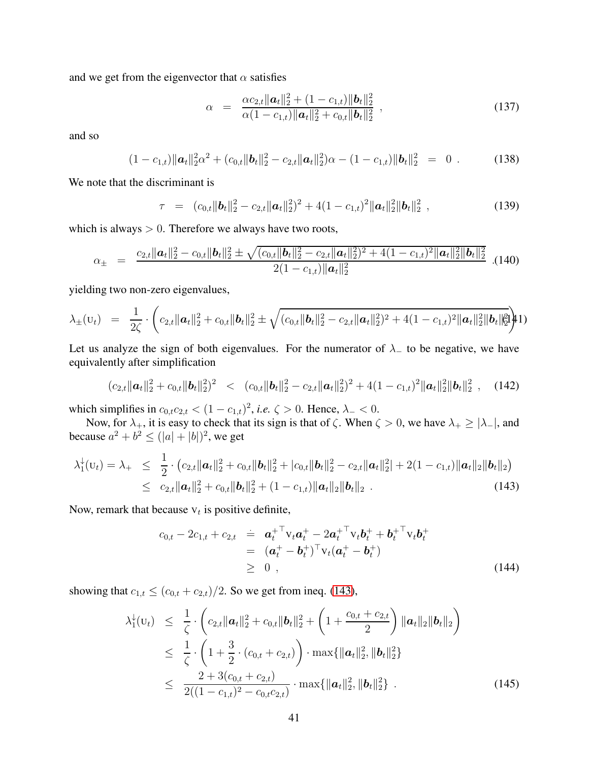and we get from the eigenvector that $\alpha$ satisfies

$$\alpha = \frac{\alpha c_{2,t}\|\boldsymbol{a}_t\|_2^2 + (1-c_{1,t})\|\boldsymbol{b}_t\|_2^2}{\alpha(1-c_{1,t})\|\boldsymbol{a}_t\|_2^2 + c_{0,t}\|\boldsymbol{b}_t\|_2^2} , \tag{137}$$

and so

$$(1-c_{1,t})\|\boldsymbol{a}_t\|_2^2\alpha^2 + (c_{0,t}\|\boldsymbol{b}_t\|_2^2 - c_{2,t}\|\boldsymbol{a}_t\|_2^2)\alpha - (1-c_{1,t})\|\boldsymbol{b}_t\|_2^2 = 0 . \tag{138}$$

We note that the discriminant is

$$\tau = (c_{0,t}\|\boldsymbol{b}_t\|_2^2 - c_{2,t}\|\boldsymbol{a}_t\|_2^2)^2 + 4(1-c_{1,t})^2\|\boldsymbol{a}_t\|_2^2\|\boldsymbol{b}_t\|_2^2 , \tag{139}$$

which is always $> 0$. Therefore we always have two roots,

$$\alpha_{\pm} = \frac{c_{2,t}\|\boldsymbol{a}_t\|_2^2 - c_{0,t}\|\boldsymbol{b}_t\|_2^2 \pm \sqrt{(c_{0,t}\|\boldsymbol{b}_t\|_2^2 - c_{2,t}\|\boldsymbol{a}_t\|_2^2)^2 + 4(1-c_{1,t})^2\|\boldsymbol{a}_t\|_2^2\|\boldsymbol{b}_t\|_2^2}}{2(1-c_{1,t})\|\boldsymbol{a}_t\|_2^2} . \tag{140}$$

yielding two non-zero eigenvalues,

$$\lambda_{\pm}(\mathrm{U}_t) = \frac{1}{2\zeta}\cdot\left(c_{2,t}\|\boldsymbol{a}_t\|_2^2 + c_{0,t}\|\boldsymbol{b}_t\|_2^2 \pm \sqrt{(c_{0,t}\|\boldsymbol{b}_t\|_2^2 - c_{2,t}\|\boldsymbol{a}_t\|_2^2)^2 + 4(1-c_{1,t})^2\|\boldsymbol{a}_t\|_2^2\|\boldsymbol{b}_t\|_2^2}\right) . \tag{141}$$

Let us analyze the sign of both eigenvalues. For the numerator of $\lambda_-$ to be negative, we have equivalently after simplification

$$(c_{2,t}\|\boldsymbol{a}_t\|_2^2 + c_{0,t}\|\boldsymbol{b}_t\|_2^2)^2 < (c_{0,t}\|\boldsymbol{b}_t\|_2^2 - c_{2,t}\|\boldsymbol{a}_t\|_2^2)^2 + 4(1-c_{1,t})^2\|\boldsymbol{a}_t\|_2^2\|\boldsymbol{b}_t\|_2^2 , \tag{142}$$

which simplifies in $c_{0,t}c_{2,t} < (1-c_{1,t})^2$, *i.e.* $\zeta > 0$. Hence, $\lambda_- < 0$.

Now, for $\lambda_+$, it is easy to check that its sign is that of $\zeta$. When $\zeta > 0$, we have $\lambda_+ \geq |\lambda_-|$, and because $a^2 + b^2 \leq (|a|+|b|)^2$, we get

$$\begin{aligned}
\lambda_1^{\downarrow}(\mathrm{U}_t) = \lambda_+ &\leq \frac{1}{2}\cdot\left(c_{2,t}\|\boldsymbol{a}_t\|_2^2 + c_{0,t}\|\boldsymbol{b}_t\|_2^2 + |c_{0,t}\|\boldsymbol{b}_t\|_2^2 - c_{2,t}\|\boldsymbol{a}_t\|_2^2| + 2(1-c_{1,t})\|\boldsymbol{a}_t\|_2\|\boldsymbol{b}_t\|_2\right) \\
&\leq c_{2,t}\|\boldsymbol{a}_t\|_2^2 + c_{0,t}\|\boldsymbol{b}_t\|_2^2 + (1-c_{1,t})\|\boldsymbol{a}_t\|_2\|\boldsymbol{b}_t\|_2 .
\end{aligned} \tag{143}$$

Now, remark that because $\mathrm{V}_t$ is positive definite,

$$\begin{aligned}
c_{0,t} - 2c_{1,t} + c_{2,t} &\doteq \boldsymbol{a}_t^{+\top}\mathrm{V}_t\boldsymbol{a}_t^{+} - 2\boldsymbol{a}_t^{+\top}\mathrm{V}_t\boldsymbol{b}_t^{+} + \boldsymbol{b}_t^{+\top}\mathrm{V}_t\boldsymbol{b}_t^{+} \\
&= (\boldsymbol{a}_t^{+} - \boldsymbol{b}_t^{+})^\top\mathrm{V}_t(\boldsymbol{a}_t^{+} - \boldsymbol{b}_t^{+}) \\
&\geq 0 ,
\end{aligned} \tag{144}$$

showing that $c_{1,t} \leq (c_{0,t}+c_{2,t})/2$. So we get from ineq. (143),

$$\begin{aligned}
\lambda_1^{\downarrow}(\mathrm{U}_t) &\leq \frac{1}{\zeta}\cdot\left(c_{2,t}\|\boldsymbol{a}_t\|_2^2 + c_{0,t}\|\boldsymbol{b}_t\|_2^2 + \left(1 + \frac{c_{0,t}+c_{2,t}}{2}\right)\|\boldsymbol{a}_t\|_2\|\boldsymbol{b}_t\|_2\right) \\
&\leq \frac{1}{\zeta}\cdot\left(1 + \frac{3}{2}\cdot(c_{0,t}+c_{2,t})\right)\cdot\max\{\|\boldsymbol{a}_t\|_2^2, \|\boldsymbol{b}_t\|_2^2\} \\
&\leq \frac{2 + 3(c_{0,t}+c_{2,t})}{2((1-c_{1,t})^2 - c_{0,t}c_{2,t})}\cdot\max\{\|\boldsymbol{a}_t\|_2^2, \|\boldsymbol{b}_t\|_2^2\} .
\end{aligned} \tag{145}$$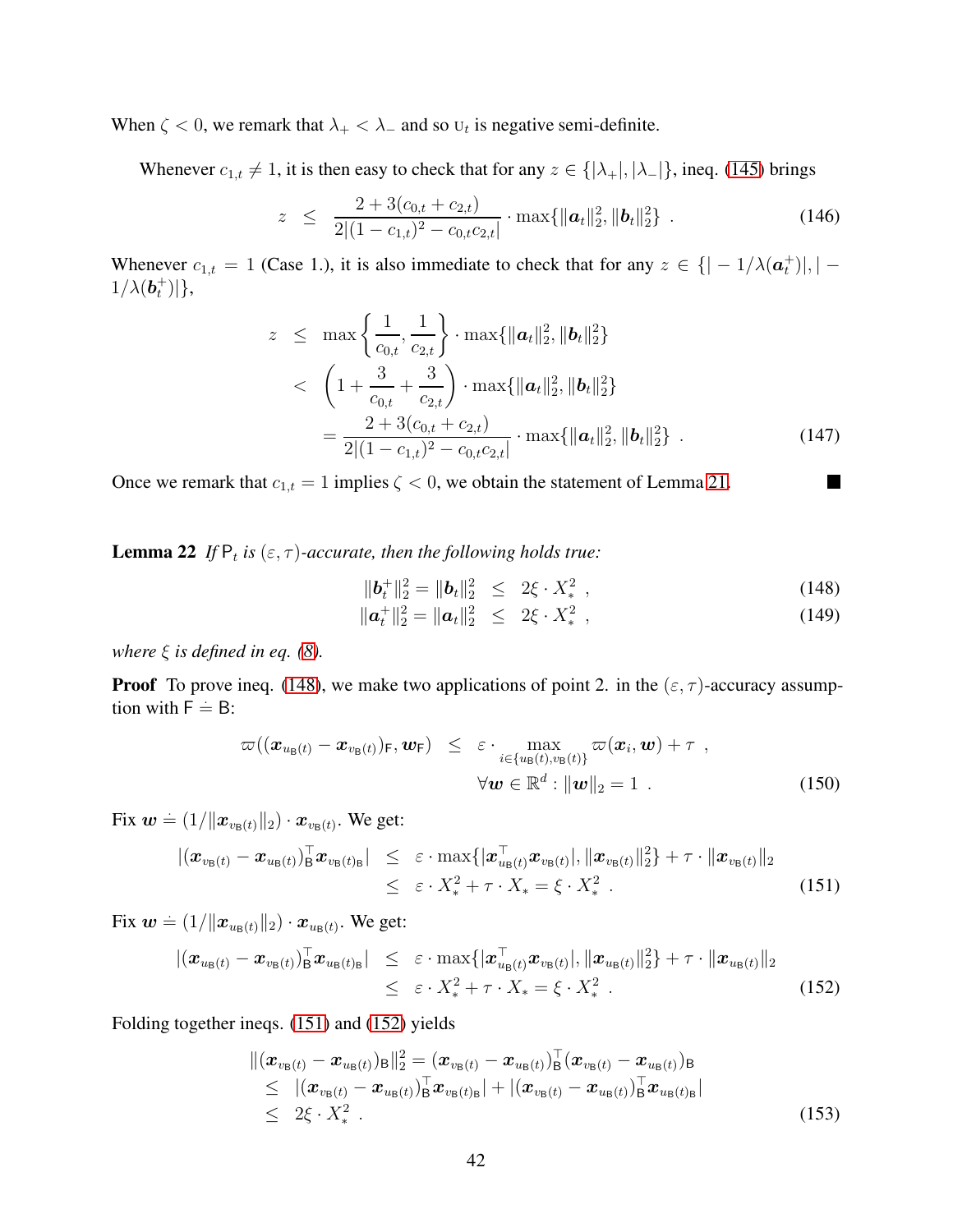When $\zeta < 0$, we remark that $\lambda_+ < \lambda_-$ and so $\mathrm{U}_t$ is negative semi-definite.

Whenever $c_{1,t} \neq 1$, it is then easy to check that for any $z \in \{|\lambda_+|, |\lambda_-|\}$, ineq. (145) brings

$$z \leq \frac{2 + 3(c_{0,t} + c_{2,t})}{2|(1 - c_{1,t})^2 - c_{0,t}c_{2,t}|} \cdot \max\{\|\boldsymbol{a}_t\|_2^2, \|\boldsymbol{b}_t\|_2^2\} \ . \tag{146}$$

Whenever $c_{1,t} = 1$ (Case 1.), it is also immediate to check that for any $z \in \{| - 1/\lambda(\boldsymbol{a}_t^+)|, | - 1/\lambda(\boldsymbol{b}_t^+)|\}$,

$$\begin{aligned}
z &\leq \max\left\{\frac{1}{c_{0,t}}, \frac{1}{c_{2,t}}\right\} \cdot \max\{\|\boldsymbol{a}_t\|_2^2, \|\boldsymbol{b}_t\|_2^2\} \\
&< \left(1 + \frac{3}{c_{0,t}} + \frac{3}{c_{2,t}}\right) \cdot \max\{\|\boldsymbol{a}_t\|_2^2, \|\boldsymbol{b}_t\|_2^2\} \\
&= \frac{2 + 3(c_{0,t} + c_{2,t})}{2|(1 - c_{1,t})^2 - c_{0,t}c_{2,t}|} \cdot \max\{\|\boldsymbol{a}_t\|_2^2, \|\boldsymbol{b}_t\|_2^2\} \ .
\end{aligned} \tag{147}$$

Once we remark that $c_{1,t} = 1$ implies $\zeta < 0$, we obtain the statement of Lemma 21. ∎

**Lemma 22** *If $\mathsf{P}_t$ is $(\varepsilon, \tau)$-accurate, then the following holds true:*

$$\|\boldsymbol{b}_t^+\|_2^2 = \|\boldsymbol{b}_t\|_2^2 \leq 2\xi \cdot X_*^2 \ , \tag{148}$$

$$\|\boldsymbol{a}_t^+\|_2^2 = \|\boldsymbol{a}_t\|_2^2 \leq 2\xi \cdot X_*^2 \ , \tag{149}$$

*where $\xi$ is defined in eq. (8).*

**Proof** To prove ineq. (148), we make two applications of point 2. in the $(\varepsilon, \tau)$-accuracy assumption with $\mathsf{F} \doteq \mathsf{B}$:

$$\varpi((\boldsymbol{x}_{u_{\mathsf{B}}(t)} - \boldsymbol{x}_{v_{\mathsf{B}}(t)})_{\mathsf{F}}, \boldsymbol{w}_{\mathsf{F}}) \leq \varepsilon \cdot \max_{i \in \{u_{\mathsf{B}}(t), v_{\mathsf{B}}(t)\}} \varpi(\boldsymbol{x}_i, \boldsymbol{w}) + \tau \ , \quad \forall \boldsymbol{w} \in \mathbb{R}^d : \|\boldsymbol{w}\|_2 = 1 \ . \tag{150}$$

Fix $\boldsymbol{w} \doteq (1/\|\boldsymbol{x}_{v_{\mathsf{B}}(t)}\|_2) \cdot \boldsymbol{x}_{v_{\mathsf{B}}(t)}$. We get:

$$\begin{aligned}
|(\boldsymbol{x}_{v_{\mathsf{B}}(t)} - \boldsymbol{x}_{u_{\mathsf{B}}(t)})_{\mathsf{B}}^\top \boldsymbol{x}_{v_{\mathsf{B}}(t)\mathsf{B}}| &\leq \varepsilon \cdot \max\{|\boldsymbol{x}_{u_{\mathsf{B}}(t)}^\top \boldsymbol{x}_{v_{\mathsf{B}}(t)}|, \|\boldsymbol{x}_{v_{\mathsf{B}}(t)}\|_2^2\} + \tau \cdot \|\boldsymbol{x}_{v_{\mathsf{B}}(t)}\|_2 \\
&\leq \varepsilon \cdot X_*^2 + \tau \cdot X_* = \xi \cdot X_*^2 \ .
\end{aligned} \tag{151}$$

Fix $\boldsymbol{w} \doteq (1/\|\boldsymbol{x}_{u_{\mathsf{B}}(t)}\|_2) \cdot \boldsymbol{x}_{u_{\mathsf{B}}(t)}$. We get:

$$\begin{aligned}
|(\boldsymbol{x}_{u_{\mathsf{B}}(t)} - \boldsymbol{x}_{v_{\mathsf{B}}(t)})_{\mathsf{B}}^\top \boldsymbol{x}_{u_{\mathsf{B}}(t)\mathsf{B}}| &\leq \varepsilon \cdot \max\{|\boldsymbol{x}_{u_{\mathsf{B}}(t)}^\top \boldsymbol{x}_{v_{\mathsf{B}}(t)}|, \|\boldsymbol{x}_{u_{\mathsf{B}}(t)}\|_2^2\} + \tau \cdot \|\boldsymbol{x}_{u_{\mathsf{B}}(t)}\|_2 \\
&\leq \varepsilon \cdot X_*^2 + \tau \cdot X_* = \xi \cdot X_*^2 \ .
\end{aligned} \tag{152}$$

Folding together ineqs. (151) and (152) yields

$$\begin{aligned}
&\|(\boldsymbol{x}_{v_{\mathsf{B}}(t)} - \boldsymbol{x}_{u_{\mathsf{B}}(t)})_{\mathsf{B}}\|_2^2 = (\boldsymbol{x}_{v_{\mathsf{B}}(t)} - \boldsymbol{x}_{u_{\mathsf{B}}(t)})_{\mathsf{B}}^\top (\boldsymbol{x}_{v_{\mathsf{B}}(t)} - \boldsymbol{x}_{u_{\mathsf{B}}(t)})_{\mathsf{B}} \\
&\leq |(\boldsymbol{x}_{v_{\mathsf{B}}(t)} - \boldsymbol{x}_{u_{\mathsf{B}}(t)})_{\mathsf{B}}^\top \boldsymbol{x}_{v_{\mathsf{B}}(t)\mathsf{B}}| + |(\boldsymbol{x}_{v_{\mathsf{B}}(t)} - \boldsymbol{x}_{u_{\mathsf{B}}(t)})_{\mathsf{B}}^\top \boldsymbol{x}_{u_{\mathsf{B}}(t)\mathsf{B}}| \\
&\leq 2\xi \cdot X_*^2 \ .
\end{aligned} \tag{153}$$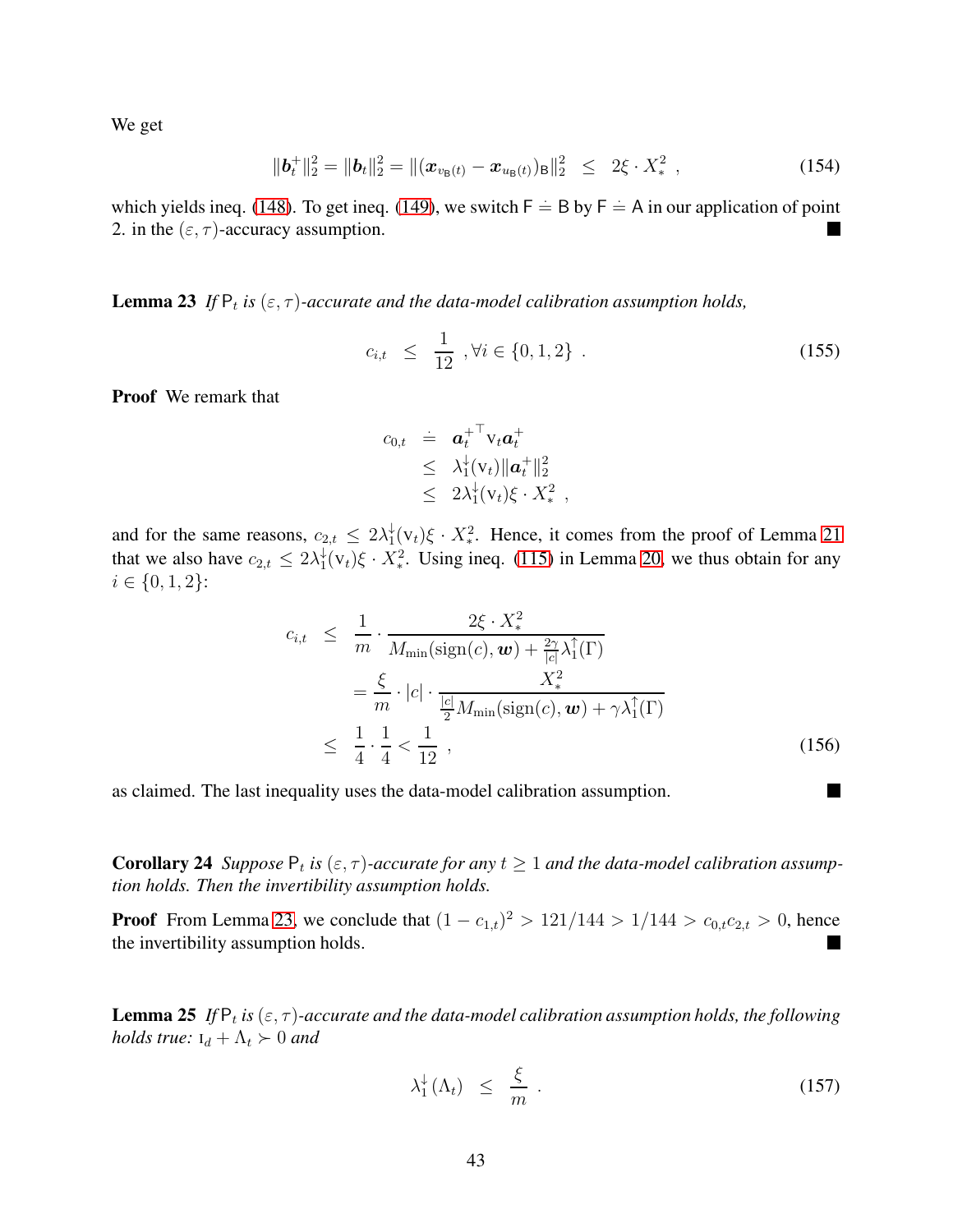We get

$$\|\boldsymbol{b}_t^+\|_2^2 = \|\boldsymbol{b}_t\|_2^2 = \|(\boldsymbol{x}_{v_{\mathsf{B}}(t)} - \boldsymbol{x}_{u_{\mathsf{B}}(t)})_{\mathsf{B}}\|_2^2 \quad \leq \quad 2\xi \cdot X_*^2 \ , \tag{154}$$

which yields ineq. (148). To get ineq. (149), we switch $\mathsf{F} \doteq \mathsf{B}$ by $\mathsf{F} \doteq \mathsf{A}$ in our application of point 2. in the $(\varepsilon, \tau)$-accuracy assumption. ■

**Lemma 23** *If $\mathsf{P}_t$ is $(\varepsilon, \tau)$-accurate and the data-model calibration assumption holds,*

$$c_{i,t} \quad \leq \quad \frac{1}{12} \ , \forall i \in \{0, 1, 2\} \ . \tag{155}$$

**Proof** We remark that

$$\begin{aligned}
c_{0,t} &\doteq \boldsymbol{a}_t^{+\top} \mathrm{v}_t \boldsymbol{a}_t^+ \\
&\leq \lambda_1^{\downarrow}(\mathrm{v}_t) \|\boldsymbol{a}_t^+\|_2^2 \\
&\leq 2\lambda_1^{\downarrow}(\mathrm{v}_t)\xi \cdot X_*^2 \ ,
\end{aligned}$$

and for the same reasons, $c_{2,t} \leq 2\lambda_1^{\downarrow}(\mathrm{v}_t)\xi \cdot X_*^2$. Hence, it comes from the proof of Lemma 21 that we also have $c_{2,t} \leq 2\lambda_1^{\downarrow}(\mathrm{v}_t)\xi \cdot X_*^2$. Using ineq. (115) in Lemma 20, we thus obtain for any $i \in \{0, 1, 2\}$:

$$\begin{aligned}
c_{i,t} &\leq \frac{1}{m} \cdot \frac{2\xi \cdot X_*^2}{M_{\min}(\mathrm{sign}(c), \boldsymbol{w}) + \frac{2\gamma}{|c|}\lambda_1^{\uparrow}(\Gamma)} \\
&= \frac{\xi}{m} \cdot |c| \cdot \frac{X_*^2}{\frac{|c|}{2} M_{\min}(\mathrm{sign}(c), \boldsymbol{w}) + \gamma \lambda_1^{\uparrow}(\Gamma)} \\
&\leq \frac{1}{4} \cdot \frac{1}{4} < \frac{1}{12} \ ,
\end{aligned} \tag{156}$$

as claimed. The last inequality uses the data-model calibration assumption. ■

**Corollary 24** *Suppose $\mathsf{P}_t$ is $(\varepsilon, \tau)$-accurate for any $t \geq 1$ and the data-model calibration assumption holds. Then the invertibility assumption holds.*

**Proof** From Lemma 23, we conclude that $(1 - c_{1,t})^2 > 121/144 > 1/144 > c_{0,t}c_{2,t} > 0$, hence the invertibility assumption holds. ■

**Lemma 25** *If $\mathsf{P}_t$ is $(\varepsilon, \tau)$-accurate and the data-model calibration assumption holds, the following holds true: $\mathrm{I}_d + \Lambda_t \succ 0$ and*

$$\lambda_1^{\downarrow}(\Lambda_t) \quad \leq \quad \frac{\xi}{m} \ . \tag{157}$$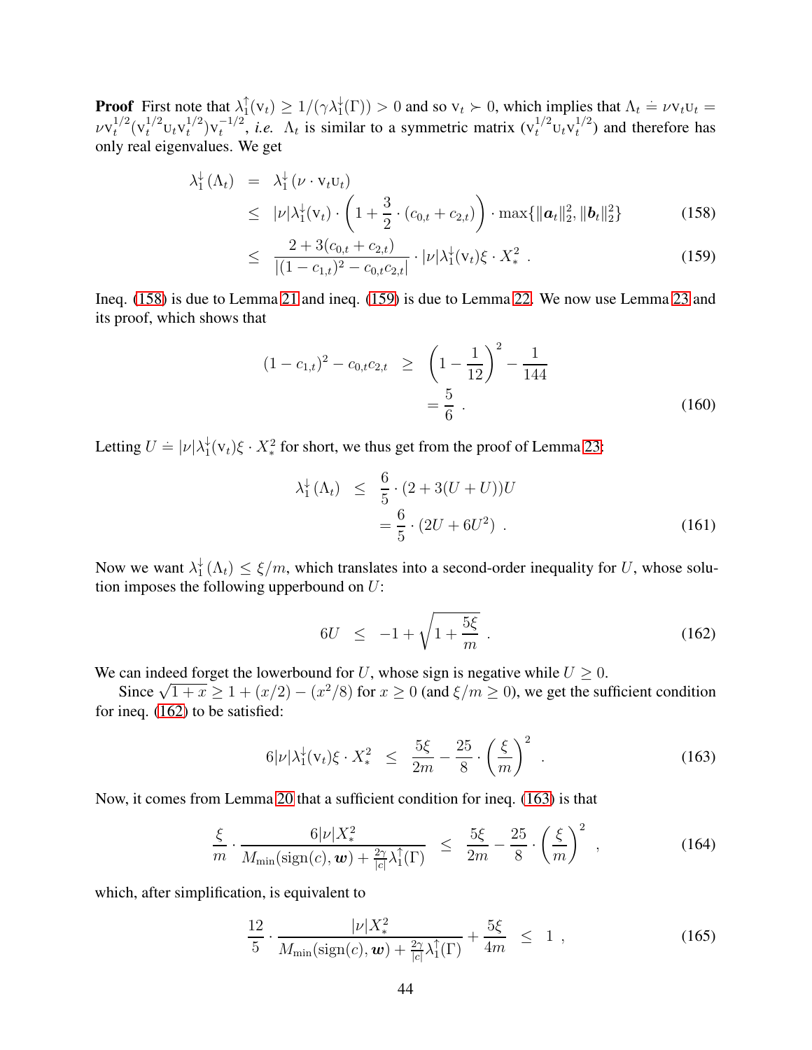**Proof** First note that $\lambda_1^{\uparrow}(\mathrm{v}_t) \geq 1/(\gamma\lambda_1^{\downarrow}(\Gamma)) > 0$ and so $\mathrm{v}_t \succ 0$, which implies that $\Lambda_t \doteq \nu \mathrm{v}_t \mathrm{u}_t = \nu \mathrm{v}_t^{1/2}(\mathrm{v}_t^{1/2}\mathrm{u}_t \mathrm{v}_t^{1/2})\mathrm{v}_t^{-1/2}$, *i.e.* $\Lambda_t$ is similar to a symmetric matrix $(\mathrm{v}_t^{1/2}\mathrm{u}_t \mathrm{v}_t^{1/2})$ and therefore has only real eigenvalues. We get

$$
\begin{aligned}
\lambda_1^{\downarrow}(\Lambda_t) &= \lambda_1^{\downarrow}(\nu \cdot \mathrm{v}_t \mathrm{u}_t) \\
&\leq |\nu|\lambda_1^{\downarrow}(\mathrm{v}_t) \cdot \left(1 + \frac{3}{2}\cdot(c_{0,t}+c_{2,t})\right)\cdot \max\{\|\boldsymbol{a}_t\|_2^2, \|\boldsymbol{b}_t\|_2^2\} \quad (158)\\
&\leq \frac{2+3(c_{0,t}+c_{2,t})}{|(1-c_{1,t})^2 - c_{0,t}c_{2,t}|}\cdot |\nu|\lambda_1^{\downarrow}(\mathrm{v}_t)\xi \cdot X_*^2 \ . \quad (159)
\end{aligned}
$$

Ineq. (158) is due to Lemma 21 and ineq. (159) is due to Lemma 22. We now use Lemma 23 and its proof, which shows that

$$
\begin{aligned}
(1-c_{1,t})^2 - c_{0,t}c_{2,t} &\geq \left(1-\frac{1}{12}\right)^2 - \frac{1}{144} \\
&= \frac{5}{6} \ . \quad (160)
\end{aligned}
$$

Letting $U \doteq |\nu|\lambda_1^{\downarrow}(\mathrm{v}_t)\xi \cdot X_*^2$ for short, we thus get from the proof of Lemma 23:

$$
\begin{aligned}
\lambda_1^{\downarrow}(\Lambda_t) &\leq \frac{6}{5}\cdot(2+3(U+U))U \\
&= \frac{6}{5}\cdot(2U+6U^2) \ . \quad (161)
\end{aligned}
$$

Now we want $\lambda_1^{\downarrow}(\Lambda_t) \leq \xi/m$, which translates into a second-order inequality for $U$, whose solution imposes the following upperbound on $U$:

$$
6U \leq -1 + \sqrt{1+\frac{5\xi}{m}} \ . \quad (162)
$$

We can indeed forget the lowerbound for $U$, whose sign is negative while $U \geq 0$.

Since $\sqrt{1+x} \geq 1 + (x/2) - (x^2/8)$ for $x \geq 0$ (and $\xi/m \geq 0$), we get the sufficient condition for ineq. (162) to be satisfied:

$$
6|\nu|\lambda_1^{\downarrow}(\mathrm{v}_t)\xi \cdot X_*^2 \leq \frac{5\xi}{2m} - \frac{25}{8}\cdot\left(\frac{\xi}{m}\right)^2 \ . \quad (163)
$$

Now, it comes from Lemma 20 that a sufficient condition for ineq. (163) is that

$$
\frac{\xi}{m}\cdot\frac{6|\nu|X_*^2}{M_{\min}(\mathrm{sign}(c),\boldsymbol{w}) + \frac{2\gamma}{|c|}\lambda_1^{\uparrow}(\Gamma)} \leq \frac{5\xi}{2m} - \frac{25}{8}\cdot\left(\frac{\xi}{m}\right)^2 \ , \quad (164)
$$

which, after simplification, is equivalent to

$$
\frac{12}{5}\cdot\frac{|\nu|X_*^2}{M_{\min}(\mathrm{sign}(c),\boldsymbol{w}) + \frac{2\gamma}{|c|}\lambda_1^{\uparrow}(\Gamma)} + \frac{5\xi}{4m} \leq 1 \ , \quad (165)
$$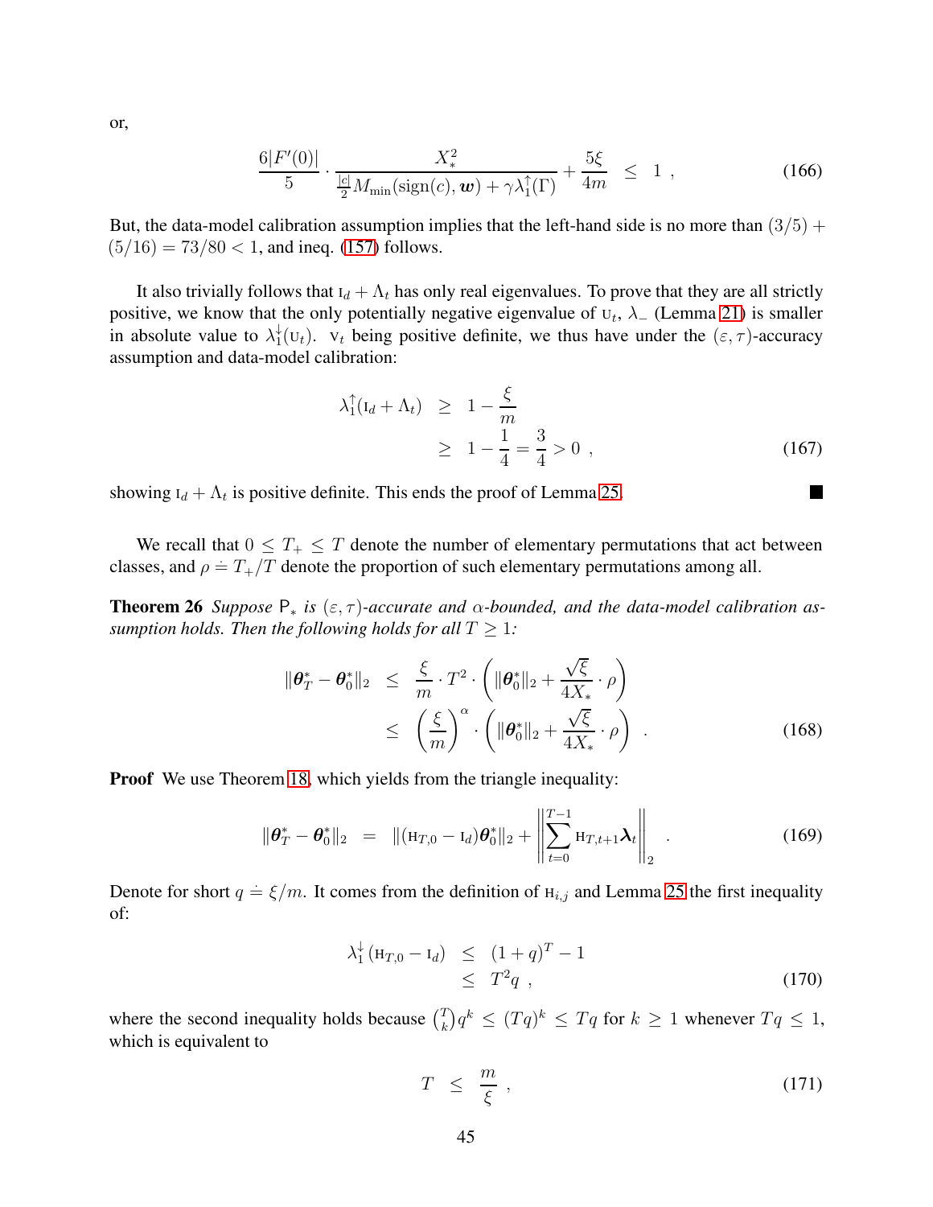or,

$$
\frac{6|F'(0)|}{5} \cdot \frac{X_*^2}{\frac{|c|}{2} M_{\min}(\mathrm{sign}(c), \boldsymbol{w}) + \gamma \lambda_1^{\uparrow}(\Gamma)} + \frac{5\xi}{4m} \;\; \leq \;\; 1 \;, \tag{166}
$$

But, the data-model calibration assumption implies that the left-hand side is no more than $(3/5) + (5/16) = 73/80 < 1$, and ineq. (157) follows.

It also trivially follows that $\mathrm{I}_d + \Lambda_t$ has only real eigenvalues. To prove that they are all strictly positive, we know that the only potentially negative eigenvalue of $\mathrm{U}_t$, $\lambda_-$ (Lemma 21) is smaller in absolute value to $\lambda_1^{\downarrow}(\mathrm{U}_t)$. $\mathrm{V}_t$ being positive definite, we thus have under the $(\varepsilon, \tau)$-accuracy assumption and data-model calibration:

$$
\begin{aligned}
\lambda_1^{\uparrow}(\mathrm{I}_d + \Lambda_t) \;\; &\geq \;\; 1 - \frac{\xi}{m} \\
&\geq \;\; 1 - \frac{1}{4} = \frac{3}{4} > 0 \;,
\end{aligned} \tag{167}
$$

showing $\mathrm{I}_d + \Lambda_t$ is positive definite. This ends the proof of Lemma 25. ■

We recall that $0 \leq T_+ \leq T$ denote the number of elementary permutations that act between classes, and $\rho \doteq T_+/T$ denote the proportion of such elementary permutations among all.

**Theorem 26** *Suppose $\mathsf{P}_*$ is $(\varepsilon, \tau)$-accurate and $\alpha$-bounded, and the data-model calibration assumption holds. Then the following holds for all $T \geq 1$:*

$$
\begin{aligned}
\|\boldsymbol{\theta}_T^* - \boldsymbol{\theta}_0^*\|_2 \;\; &\leq \;\; \frac{\xi}{m} \cdot T^2 \cdot \left( \|\boldsymbol{\theta}_0^*\|_2 + \frac{\sqrt{\xi}}{4X_*} \cdot \rho \right) \\
&\leq \;\; \left( \frac{\xi}{m} \right)^{\alpha} \cdot \left( \|\boldsymbol{\theta}_0^*\|_2 + \frac{\sqrt{\xi}}{4X_*} \cdot \rho \right) \;.
\end{aligned} \tag{168}
$$

**Proof** We use Theorem 18, which yields from the triangle inequality:

$$
\|\boldsymbol{\theta}_T^* - \boldsymbol{\theta}_0^*\|_2 \;\; = \;\; \|(\mathrm{H}_{T,0} - \mathrm{I}_d)\boldsymbol{\theta}_0^*\|_2 + \left\| \sum_{t=0}^{T-1} \mathrm{H}_{T,t+1} \boldsymbol{\lambda}_t \right\|_2 \;. \tag{169}
$$

Denote for short $q \doteq \xi/m$. It comes from the definition of $\mathrm{H}_{i,j}$ and Lemma 25 the first inequality of:

$$
\begin{aligned}
\lambda_1^{\downarrow}\left(\mathrm{H}_{T,0} - \mathrm{I}_d\right) \;\; &\leq \;\; (1+q)^T - 1 \\
&\leq \;\; T^2 q \;,
\end{aligned} \tag{170}
$$

where the second inequality holds because $\binom{T}{k} q^k \leq (Tq)^k \leq Tq$ for $k \geq 1$ whenever $Tq \leq 1$, which is equivalent to

$$
T \;\; \leq \;\; \frac{m}{\xi} \;, \tag{171}
$$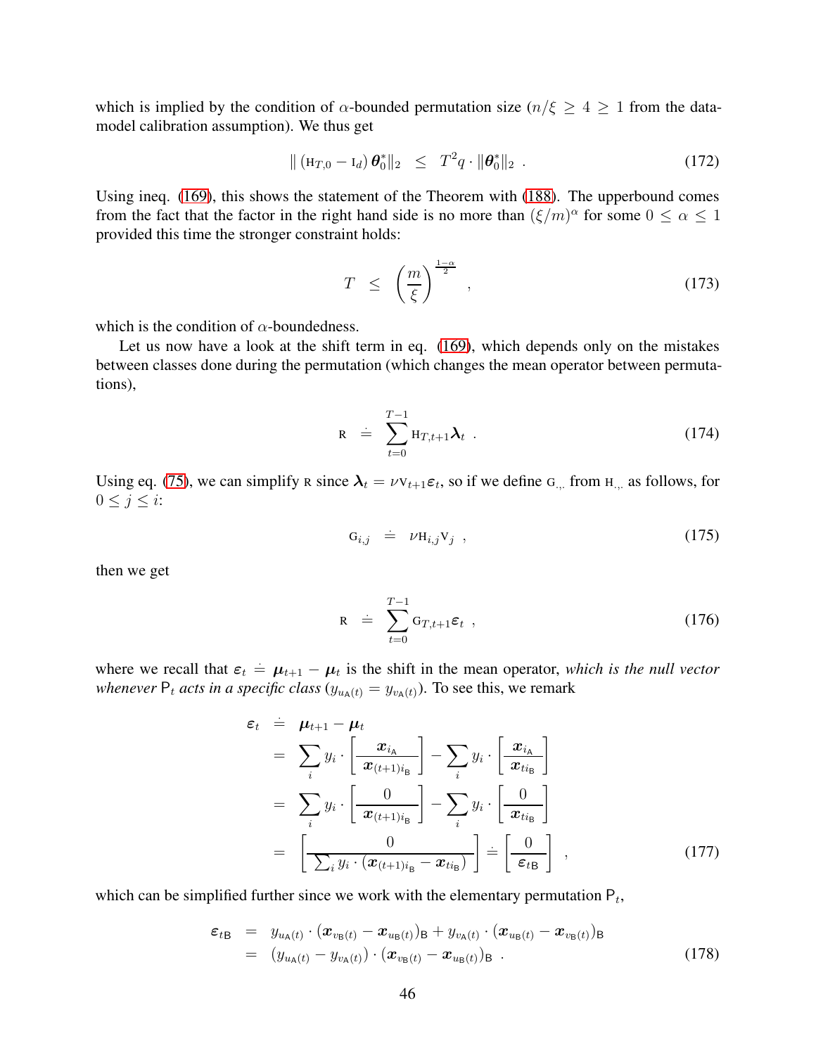which is implied by the condition of $\alpha$-bounded permutation size ($n/\xi \geq 4 \geq 1$ from the data-model calibration assumption). We thus get

$$\| (\mathrm{H}_{T,0} - \mathrm{I}_d)\, \boldsymbol{\theta}^*_0\|_2 \;\; \leq \;\; T^2 q \cdot \|\boldsymbol{\theta}^*_0\|_2 \;\; . \tag{172}$$

Using ineq. (169), this shows the statement of the Theorem with (188). The upperbound comes from the fact that the factor in the right hand side is no more than $(\xi/m)^\alpha$ for some $0 \leq \alpha \leq 1$ provided this time the stronger constraint holds:

$$T \;\; \leq \;\; \left(\frac{m}{\xi}\right)^{\frac{1-\alpha}{2}} \;\; , \tag{173}$$

which is the condition of $\alpha$-boundedness.

Let us now have a look at the shift term in eq. (169), which depends only on the mistakes between classes done during the permutation (which changes the mean operator between permutations),

$$\mathrm{R} \;\; \doteq \;\; \sum_{t=0}^{T-1} \mathrm{H}_{T,t+1} \boldsymbol{\lambda}_t \;\; . \tag{174}$$

Using eq. (75), we can simplify $\mathrm{R}$ since $\boldsymbol{\lambda}_t = \nu \mathrm{V}_{t+1} \boldsymbol{\varepsilon}_t$, so if we define $\mathrm{G}_{.,.}$ from $\mathrm{H}_{.,.}$ as follows, for $0 \leq j \leq i$:

$$\mathrm{G}_{i,j} \;\; \doteq \;\; \nu \mathrm{H}_{i,j} \mathrm{V}_j \;\; , \tag{175}$$

then we get

$$\mathrm{R} \;\; \doteq \;\; \sum_{t=0}^{T-1} \mathrm{G}_{T,t+1} \boldsymbol{\varepsilon}_t \;\; , \tag{176}$$

where we recall that $\boldsymbol{\varepsilon}_t \doteq \boldsymbol{\mu}_{t+1} - \boldsymbol{\mu}_t$ is the shift in the mean operator, *which is the null vector whenever $\mathsf{P}_t$ acts in a specific class ($y_{u_{\mathsf{A}}(t)} = y_{v_{\mathsf{A}}(t)}$).* To see this, we remark

$$\begin{aligned}
\boldsymbol{\varepsilon}_t &\doteq \boldsymbol{\mu}_{t+1} - \boldsymbol{\mu}_t \\
&= \sum_i y_i \cdot \left[\frac{\boldsymbol{x}_{i_{\mathsf{A}}}}{\boldsymbol{x}_{(t+1)i_{\mathsf{B}}}}\right] - \sum_i y_i \cdot \left[\frac{\boldsymbol{x}_{i_{\mathsf{A}}}}{\boldsymbol{x}_{ti_{\mathsf{B}}}}\right] \\
&= \sum_i y_i \cdot \left[\frac{0}{\boldsymbol{x}_{(t+1)i_{\mathsf{B}}}}\right] - \sum_i y_i \cdot \left[\frac{0}{\boldsymbol{x}_{ti_{\mathsf{B}}}}\right] \\
&= \left[\frac{0}{\sum_i y_i \cdot (\boldsymbol{x}_{(t+1)i_{\mathsf{B}}} - \boldsymbol{x}_{ti_{\mathsf{B}}})}\right] \doteq \left[\frac{0}{\boldsymbol{\varepsilon}_{t\mathsf{B}}}\right] \;\; ,
\end{aligned} \tag{177}$$

which can be simplified further since we work with the elementary permutation $\mathsf{P}_t$,

$$\begin{aligned}
\boldsymbol{\varepsilon}_{t\mathsf{B}} &= y_{u_{\mathsf{A}}(t)} \cdot (\boldsymbol{x}_{v_{\mathsf{B}}(t)} - \boldsymbol{x}_{u_{\mathsf{B}}(t)})_{\mathsf{B}} + y_{v_{\mathsf{A}}(t)} \cdot (\boldsymbol{x}_{u_{\mathsf{B}}(t)} - \boldsymbol{x}_{v_{\mathsf{B}}(t)})_{\mathsf{B}} \\
&= (y_{u_{\mathsf{A}}(t)} - y_{v_{\mathsf{A}}(t)}) \cdot (\boldsymbol{x}_{v_{\mathsf{B}}(t)} - \boldsymbol{x}_{u_{\mathsf{B}}(t)})_{\mathsf{B}} \;\; .
\end{aligned} \tag{178}$$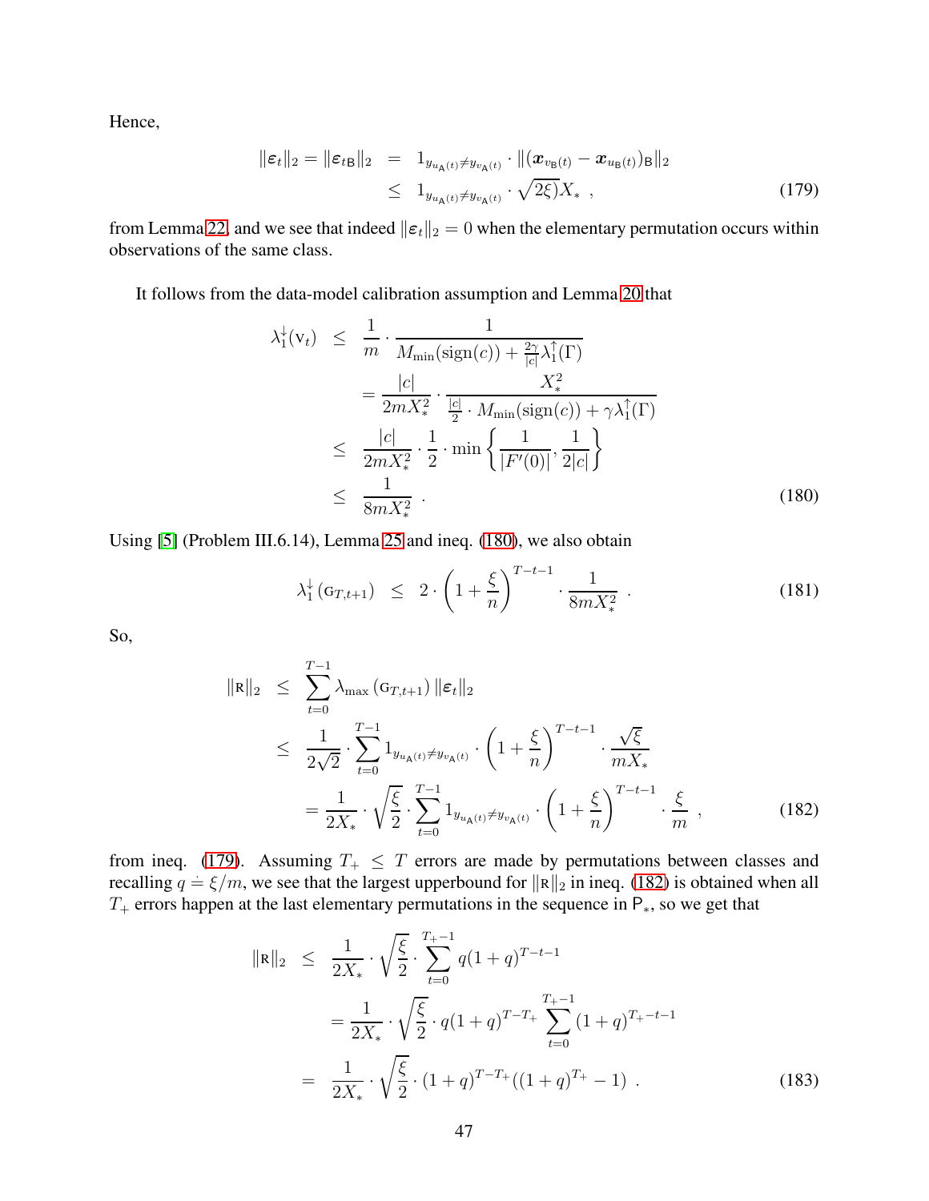Hence,

$$
\begin{aligned}
\|\boldsymbol{\varepsilon}_t\|_2 = \|\boldsymbol{\varepsilon}_{t\mathsf{B}}\|_2 &= 1_{y_{u_{\mathsf{A}}(t)} \neq y_{v_{\mathsf{A}}(t)}} \cdot \|(\boldsymbol{x}_{v_{\mathsf{B}}(t)} - \boldsymbol{x}_{u_{\mathsf{B}}(t)})_{\mathsf{B}}\|_2 \\
&\leq 1_{y_{u_{\mathsf{A}}(t)} \neq y_{v_{\mathsf{A}}(t)}} \cdot \sqrt{2\xi)} X_* \ , \qquad (179)
\end{aligned}
$$

from Lemma 22, and we see that indeed $\|\boldsymbol{\varepsilon}_t\|_2 = 0$ when the elementary permutation occurs within observations of the same class.

It follows from the data-model calibration assumption and Lemma 20 that

$$
\begin{aligned}
\lambda_1^{\downarrow}(\mathrm{V}_t) &\leq \frac{1}{m} \cdot \frac{1}{M_{\min}(\mathrm{sign}(c)) + \frac{2\gamma}{|c|}\lambda_1^{\uparrow}(\Gamma)} \\
&= \frac{|c|}{2mX_*^2} \cdot \frac{X_*^2}{\frac{|c|}{2} \cdot M_{\min}(\mathrm{sign}(c)) + \gamma\lambda_1^{\uparrow}(\Gamma)} \\
&\leq \frac{|c|}{2mX_*^2} \cdot \frac{1}{2} \cdot \min\left\{\frac{1}{|F'(0)|}, \frac{1}{2|c|}\right\} \\
&\leq \frac{1}{8mX_*^2} \ . \qquad (180)
\end{aligned}
$$

Using [5] (Problem III.6.14), Lemma 25 and ineq. (180), we also obtain

$$
\lambda_1^{\downarrow}(\mathrm{G}_{T,t+1}) \leq 2 \cdot \left(1 + \frac{\xi}{n}\right)^{T-t-1} \cdot \frac{1}{8mX_*^2} \ . \qquad (181)
$$

So,

$$
\begin{aligned}
\|\mathrm{R}\|_2 &\leq \sum_{t=0}^{T-1} \lambda_{\max}(\mathrm{G}_{T,t+1}) \|\boldsymbol{\varepsilon}_t\|_2 \\
&\leq \frac{1}{2\sqrt{2}} \cdot \sum_{t=0}^{T-1} 1_{y_{u_{\mathsf{A}}(t)} \neq y_{v_{\mathsf{A}}(t)}} \cdot \left(1 + \frac{\xi}{n}\right)^{T-t-1} \cdot \frac{\sqrt{\xi}}{mX_*} \\
&= \frac{1}{2X_*} \cdot \sqrt{\frac{\xi}{2}} \cdot \sum_{t=0}^{T-1} 1_{y_{u_{\mathsf{A}}(t)} \neq y_{v_{\mathsf{A}}(t)}} \cdot \left(1 + \frac{\xi}{n}\right)^{T-t-1} \cdot \frac{\xi}{m} \ , \qquad (182)
\end{aligned}
$$

from ineq. (179). Assuming $T_+ \leq T$ errors are made by permutations between classes and recalling $q \doteq \xi/m$, we see that the largest upperbound for $\|\mathrm{R}\|_2$ in ineq. (182) is obtained when all $T_+$ errors happen at the last elementary permutations in the sequence in $\mathsf{P}_*$, so we get that

$$
\begin{aligned}
\|\mathrm{R}\|_2 &\leq \frac{1}{2X_*} \cdot \sqrt{\frac{\xi}{2}} \cdot \sum_{t=0}^{T_+-1} q(1+q)^{T-t-1} \\
&= \frac{1}{2X_*} \cdot \sqrt{\frac{\xi}{2}} \cdot q(1+q)^{T-T_+} \sum_{t=0}^{T_+-1} (1+q)^{T_+-t-1} \\
&= \frac{1}{2X_*} \cdot \sqrt{\frac{\xi}{2}} \cdot (1+q)^{T-T_+}((1+q)^{T_+} - 1) \ . \qquad (183)
\end{aligned}
$$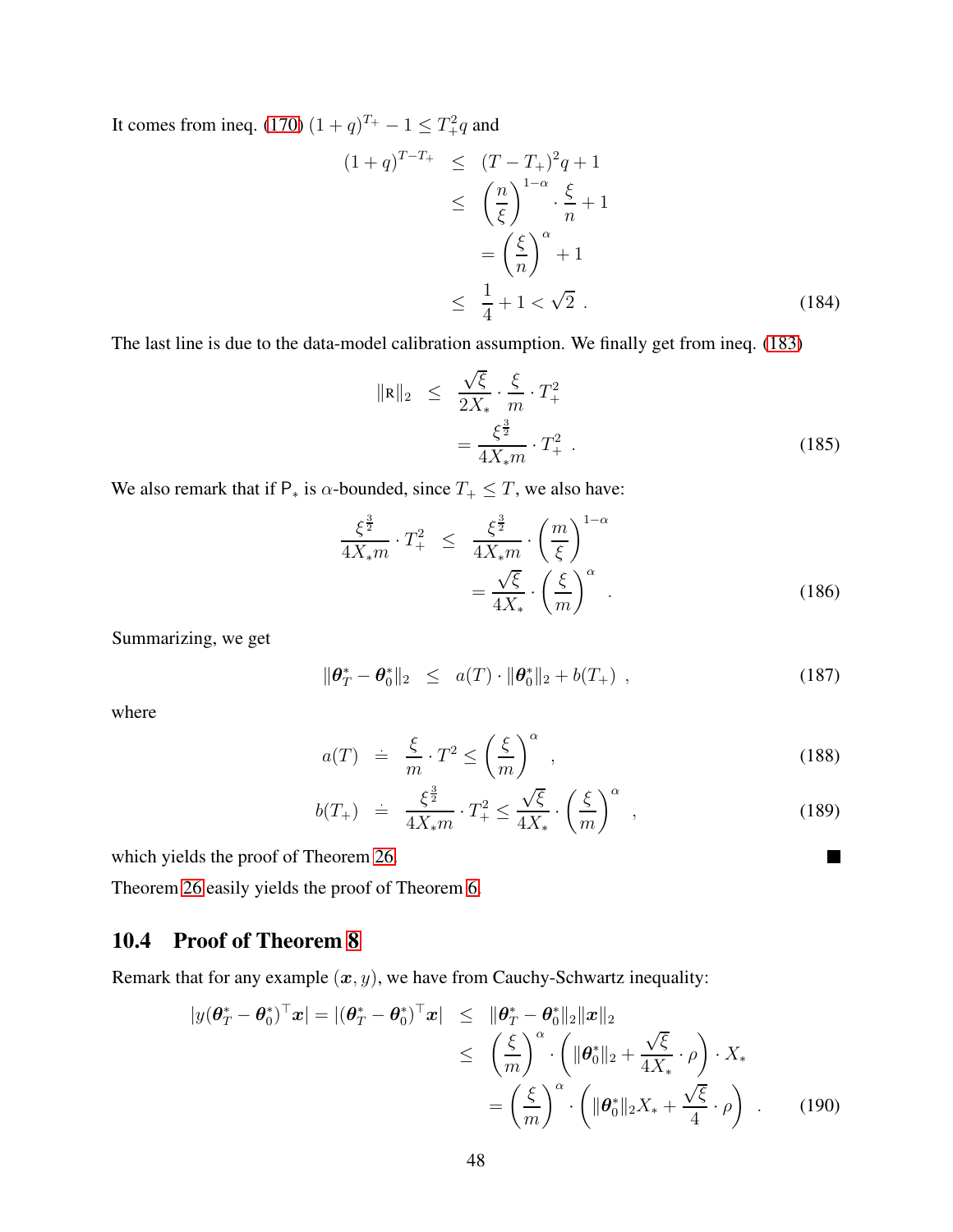It comes from ineq. (170) $(1+q)^{T_+} - 1 \leq T_+^2 q$ and

$$
\begin{aligned}
(1+q)^{T-T_+} &\leq (T-T_+)^2 q + 1 \\
&\leq \left(\frac{n}{\xi}\right)^{1-\alpha} \cdot \frac{\xi}{n} + 1 \\
&= \left(\frac{\xi}{n}\right)^{\alpha} + 1 \\
&\leq \frac{1}{4} + 1 < \sqrt{2} \ . 
\end{aligned} \tag{184}
$$

The last line is due to the data-model calibration assumption. We finally get from ineq. (183)

$$
\begin{aligned}
\|\mathsf{R}\|_2 &\leq \frac{\sqrt{\xi}}{2X_*} \cdot \frac{\xi}{m} \cdot T_+^2 \\
&= \frac{\xi^{\frac{3}{2}}}{4X_* m} \cdot T_+^2 \ . 
\end{aligned} \tag{185}
$$

We also remark that if $\mathsf{P}_*$ is $\alpha$-bounded, since $T_+ \leq T$, we also have:

$$
\begin{aligned}
\frac{\xi^{\frac{3}{2}}}{4X_* m} \cdot T_+^2 &\leq \frac{\xi^{\frac{3}{2}}}{4X_* m} \cdot \left(\frac{m}{\xi}\right)^{1-\alpha} \\
&= \frac{\sqrt{\xi}}{4X_*} \cdot \left(\frac{\xi}{m}\right)^{\alpha} \ . 
\end{aligned} \tag{186}
$$

Summarizing, we get

$$
\|\boldsymbol{\theta}_T^* - \boldsymbol{\theta}_0^*\|_2 \leq a(T) \cdot \|\boldsymbol{\theta}_0^*\|_2 + b(T_+) \ , \tag{187}
$$

where

$$
a(T) \doteq \frac{\xi}{m} \cdot T^2 \leq \left(\frac{\xi}{m}\right)^{\alpha} \ , \tag{188}
$$

$$
b(T_+) \doteq \frac{\xi^{\frac{3}{2}}}{4X_* m} \cdot T_+^2 \leq \frac{\sqrt{\xi}}{4X_*} \cdot \left(\frac{\xi}{m}\right)^{\alpha} \ , \tag{189}
$$

which yields the proof of Theorem 26. ■

Theorem 26 easily yields the proof of Theorem 6.

## 10.4 Proof of Theorem 8

Remark that for any example $(\boldsymbol{x}, y)$, we have from Cauchy-Schwartz inequality:

$$
\begin{aligned}
|y(\boldsymbol{\theta}_T^* - \boldsymbol{\theta}_0^*)^\top \boldsymbol{x}| = |(\boldsymbol{\theta}_T^* - \boldsymbol{\theta}_0^*)^\top \boldsymbol{x}| &\leq \|\boldsymbol{\theta}_T^* - \boldsymbol{\theta}_0^*\|_2 \|\boldsymbol{x}\|_2 \\
&\leq \left(\frac{\xi}{m}\right)^{\alpha} \cdot \left(\|\boldsymbol{\theta}_0^*\|_2 + \frac{\sqrt{\xi}}{4X_*} \cdot \rho\right) \cdot X_* \\
&= \left(\frac{\xi}{m}\right)^{\alpha} \cdot \left(\|\boldsymbol{\theta}_0^*\|_2 X_* + \frac{\sqrt{\xi}}{4} \cdot \rho\right) \ . 
\end{aligned} \tag{190}
$$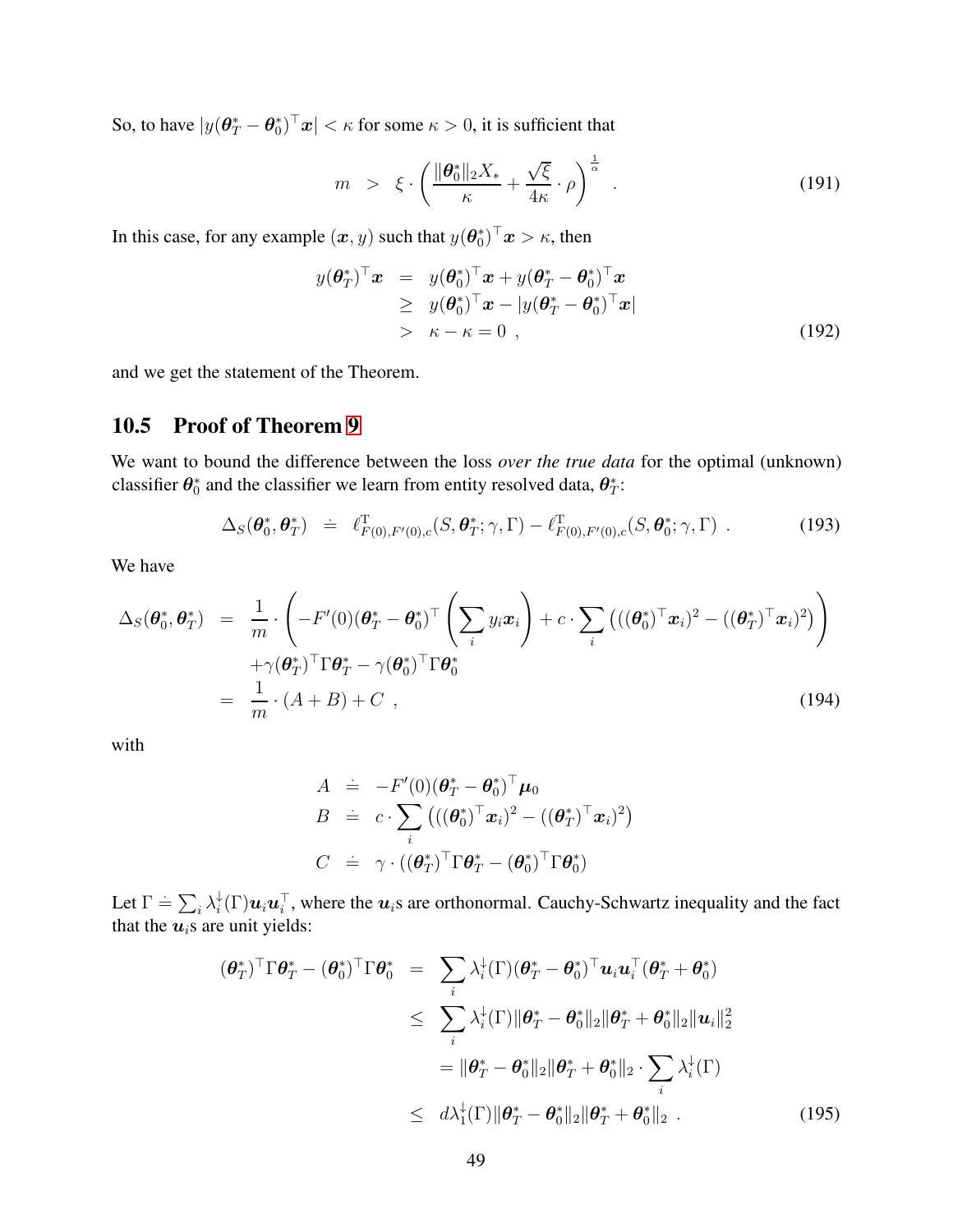So, to have $|y(\boldsymbol{\theta}^*_T - \boldsymbol{\theta}^*_0)^\top \boldsymbol{x}| < \kappa$ for some $\kappa > 0$, it is sufficient that

$$
m \;\; > \;\; \xi \cdot \left( \frac{\|\boldsymbol{\theta}^*_0\|_2 X_*}{\kappa} + \frac{\sqrt{\xi}}{4\kappa} \cdot \rho \right)^{\frac{1}{\alpha}} \;\; . \tag{191}
$$

In this case, for any example $(\boldsymbol{x}, y)$ such that $y(\boldsymbol{\theta}^*_0)^\top \boldsymbol{x} > \kappa$, then

$$
\begin{aligned}
y(\boldsymbol{\theta}^*_T)^\top \boldsymbol{x} &= y(\boldsymbol{\theta}^*_0)^\top \boldsymbol{x} + y(\boldsymbol{\theta}^*_T - \boldsymbol{\theta}^*_0)^\top \boldsymbol{x} \\
&\geq y(\boldsymbol{\theta}^*_0)^\top \boldsymbol{x} - |y(\boldsymbol{\theta}^*_T - \boldsymbol{\theta}^*_0)^\top \boldsymbol{x}| \\
&> \kappa - \kappa = 0 \;\; ,
\end{aligned} \tag{192}
$$

and we get the statement of the Theorem.

## 10.5 Proof of Theorem 9

We want to bound the difference between the loss *over the true data* for the optimal (unknown) classifier $\boldsymbol{\theta}^*_0$ and the classifier we learn from entity resolved data, $\boldsymbol{\theta}^*_T$:

$$
\Delta_S(\boldsymbol{\theta}^*_0, \boldsymbol{\theta}^*_T) \;\; \doteq \;\; \ell^{\mathrm{T}}_{F(0), F'(0), c}(S, \boldsymbol{\theta}^*_T; \gamma, \Gamma) - \ell^{\mathrm{T}}_{F(0), F'(0), c}(S, \boldsymbol{\theta}^*_0; \gamma, \Gamma) \;\; . \tag{193}
$$

We have

$$
\begin{aligned}
\Delta_S(\boldsymbol{\theta}^*_0, \boldsymbol{\theta}^*_T) &= \frac{1}{m} \cdot \left( -F'(0)(\boldsymbol{\theta}^*_T - \boldsymbol{\theta}^*_0)^\top \left( \sum_i y_i \boldsymbol{x}_i \right) + c \cdot \sum_i \left( ((\boldsymbol{\theta}^*_0)^\top \boldsymbol{x}_i)^2 - ((\boldsymbol{\theta}^*_T)^\top \boldsymbol{x}_i)^2 \right) \right) \\
&\quad + \gamma (\boldsymbol{\theta}^*_T)^\top \Gamma \boldsymbol{\theta}^*_T - \gamma (\boldsymbol{\theta}^*_0)^\top \Gamma \boldsymbol{\theta}^*_0 \\
&= \frac{1}{m} \cdot (A + B) + C \;\; ,
\end{aligned} \tag{194}
$$

with

$$
\begin{aligned}
A &\doteq -F'(0)(\boldsymbol{\theta}^*_T - \boldsymbol{\theta}^*_0)^\top \boldsymbol{\mu}_0 \\
B &\doteq c \cdot \sum_i \left( ((\boldsymbol{\theta}^*_0)^\top \boldsymbol{x}_i)^2 - ((\boldsymbol{\theta}^*_T)^\top \boldsymbol{x}_i)^2 \right) \\
C &\doteq \gamma \cdot ((\boldsymbol{\theta}^*_T)^\top \Gamma \boldsymbol{\theta}^*_T - (\boldsymbol{\theta}^*_0)^\top \Gamma \boldsymbol{\theta}^*_0)
\end{aligned}
$$

Let $\Gamma \doteq \sum_i \lambda^\downarrow_i(\Gamma) \boldsymbol{u}_i \boldsymbol{u}_i^\top$, where the $\boldsymbol{u}_i$s are orthonormal. Cauchy-Schwartz inequality and the fact that the $\boldsymbol{u}_i$s are unit yields:

$$
\begin{aligned}
(\boldsymbol{\theta}^*_T)^\top \Gamma \boldsymbol{\theta}^*_T - (\boldsymbol{\theta}^*_0)^\top \Gamma \boldsymbol{\theta}^*_0 &= \sum_i \lambda^\downarrow_i(\Gamma) (\boldsymbol{\theta}^*_T - \boldsymbol{\theta}^*_0)^\top \boldsymbol{u}_i \boldsymbol{u}_i^\top (\boldsymbol{\theta}^*_T + \boldsymbol{\theta}^*_0) \\
&\leq \sum_i \lambda^\downarrow_i(\Gamma) \|\boldsymbol{\theta}^*_T - \boldsymbol{\theta}^*_0\|_2 \|\boldsymbol{\theta}^*_T + \boldsymbol{\theta}^*_0\|_2 \|\boldsymbol{u}_i\|_2^2 \\
&\quad = \|\boldsymbol{\theta}^*_T - \boldsymbol{\theta}^*_0\|_2 \|\boldsymbol{\theta}^*_T + \boldsymbol{\theta}^*_0\|_2 \cdot \sum_i \lambda^\downarrow_i(\Gamma) \\
&\leq d \lambda^\downarrow_1(\Gamma) \|\boldsymbol{\theta}^*_T - \boldsymbol{\theta}^*_0\|_2 \|\boldsymbol{\theta}^*_T + \boldsymbol{\theta}^*_0\|_2 \;\; .
\end{aligned} \tag{195}
$$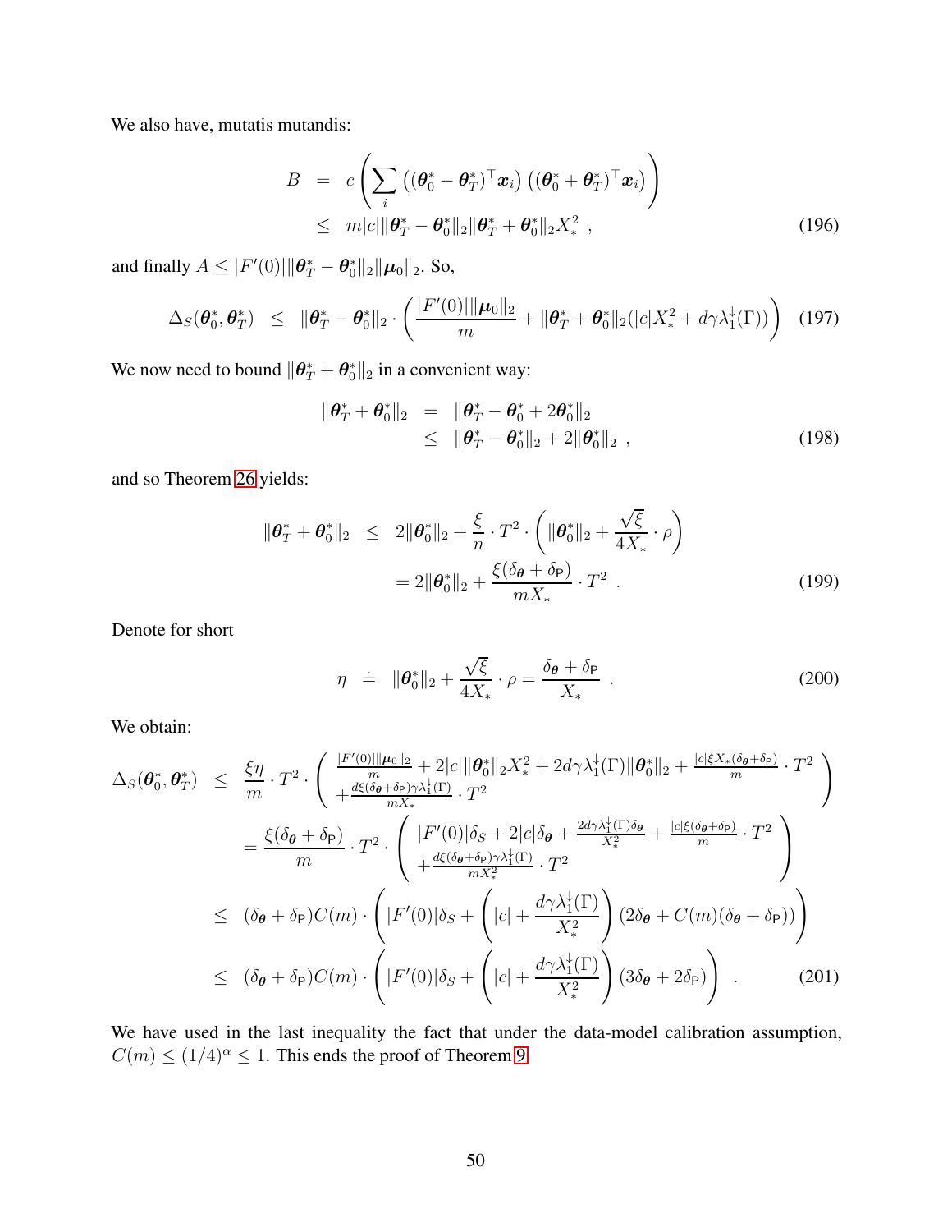We also have, mutatis mutandis:

$$
\begin{aligned}
B &= c\left(\sum_i \left((\boldsymbol{\theta}_0^* - \boldsymbol{\theta}_T^*)^\top \boldsymbol{x}_i\right)\left((\boldsymbol{\theta}_0^* + \boldsymbol{\theta}_T^*)^\top \boldsymbol{x}_i\right)\right) \\
&\leq m|c|\|\boldsymbol{\theta}_T^* - \boldsymbol{\theta}_0^*\|_2 \|\boldsymbol{\theta}_T^* + \boldsymbol{\theta}_0^*\|_2 X_*^2 \ , \qquad (196)
\end{aligned}
$$

and finally $A \leq |F'(0)|\|\boldsymbol{\theta}_T^* - \boldsymbol{\theta}_0^*\|_2 \|\boldsymbol{\mu}_0\|_2$. So,

$$
\Delta_S(\boldsymbol{\theta}_0^*, \boldsymbol{\theta}_T^*) \leq \|\boldsymbol{\theta}_T^* - \boldsymbol{\theta}_0^*\|_2 \cdot \left(\frac{|F'(0)|\|\boldsymbol{\mu}_0\|_2}{m} + \|\boldsymbol{\theta}_T^* + \boldsymbol{\theta}_0^*\|_2 (|c|X_*^2 + d\gamma\lambda_1^\downarrow(\Gamma))\right) \quad (197)
$$

We now need to bound $\|\boldsymbol{\theta}_T^* + \boldsymbol{\theta}_0^*\|_2$ in a convenient way:

$$
\begin{aligned}
\|\boldsymbol{\theta}_T^* + \boldsymbol{\theta}_0^*\|_2 &= \|\boldsymbol{\theta}_T^* - \boldsymbol{\theta}_0^* + 2\boldsymbol{\theta}_0^*\|_2 \\
&\leq \|\boldsymbol{\theta}_T^* - \boldsymbol{\theta}_0^*\|_2 + 2\|\boldsymbol{\theta}_0^*\|_2 \ , \qquad (198)
\end{aligned}
$$

and so Theorem 26 yields:

$$
\begin{aligned}
\|\boldsymbol{\theta}_T^* + \boldsymbol{\theta}_0^*\|_2 &\leq 2\|\boldsymbol{\theta}_0^*\|_2 + \frac{\xi}{n} \cdot T^2 \cdot \left(\|\boldsymbol{\theta}_0^*\|_2 + \frac{\sqrt{\xi}}{4X_*} \cdot \rho\right) \\
&= 2\|\boldsymbol{\theta}_0^*\|_2 + \frac{\xi(\delta_{\boldsymbol{\theta}} + \delta_{\mathsf{P}})}{mX_*} \cdot T^2 \ . \qquad (199)
\end{aligned}
$$

Denote for short

$$
\eta \doteq \|\boldsymbol{\theta}_0^*\|_2 + \frac{\sqrt{\xi}}{4X_*} \cdot \rho = \frac{\delta_{\boldsymbol{\theta}} + \delta_{\mathsf{P}}}{X_*} \ . \quad (200)
$$

We obtain:

$$
\begin{aligned}
\Delta_S(\boldsymbol{\theta}_0^*, \boldsymbol{\theta}_T^*) &\leq \frac{\xi\eta}{m} \cdot T^2 \cdot \left(\begin{array}{c} \frac{|F'(0)|\|\boldsymbol{\mu}_0\|_2}{m} + 2|c|\|\boldsymbol{\theta}_0^*\|_2 X_*^2 + 2d\gamma\lambda_1^\downarrow(\Gamma)\|\boldsymbol{\theta}_0^*\|_2 + \frac{|c|\xi X_*(\delta_{\boldsymbol{\theta}} + \delta_{\mathsf{P}})}{m} \cdot T^2 \\ + \frac{d\xi(\delta_{\boldsymbol{\theta}} + \delta_{\mathsf{P}})\gamma\lambda_1^\downarrow(\Gamma)}{mX_*} \cdot T^2 \end{array}\right) \\
&= \frac{\xi(\delta_{\boldsymbol{\theta}} + \delta_{\mathsf{P}})}{m} \cdot T^2 \cdot \left(\begin{array}{c} |F'(0)|\delta_S + 2|c|\delta_{\boldsymbol{\theta}} + \frac{2d\gamma\lambda_1^\downarrow(\Gamma)\delta_{\boldsymbol{\theta}}}{X_*^2} + \frac{|c|\xi(\delta_{\boldsymbol{\theta}} + \delta_{\mathsf{P}})}{m} \cdot T^2 \\ + \frac{d\xi(\delta_{\boldsymbol{\theta}} + \delta_{\mathsf{P}})\gamma\lambda_1^\downarrow(\Gamma)}{mX_*^2} \cdot T^2 \end{array}\right) \\
&\leq (\delta_{\boldsymbol{\theta}} + \delta_{\mathsf{P}})C(m) \cdot \left(|F'(0)|\delta_S + \left(|c| + \frac{d\gamma\lambda_1^\downarrow(\Gamma)}{X_*^2}\right)(2\delta_{\boldsymbol{\theta}} + C(m)(\delta_{\boldsymbol{\theta}} + \delta_{\mathsf{P}}))\right) \\
&\leq (\delta_{\boldsymbol{\theta}} + \delta_{\mathsf{P}})C(m) \cdot \left(|F'(0)|\delta_S + \left(|c| + \frac{d\gamma\lambda_1^\downarrow(\Gamma)}{X_*^2}\right)(3\delta_{\boldsymbol{\theta}} + 2\delta_{\mathsf{P}})\right) \ . \qquad (201)
\end{aligned}
$$

We have used in the last inequality the fact that under the data-model calibration assumption, $C(m) \leq (1/4)^\alpha \leq 1$. This ends the proof of Theorem 9.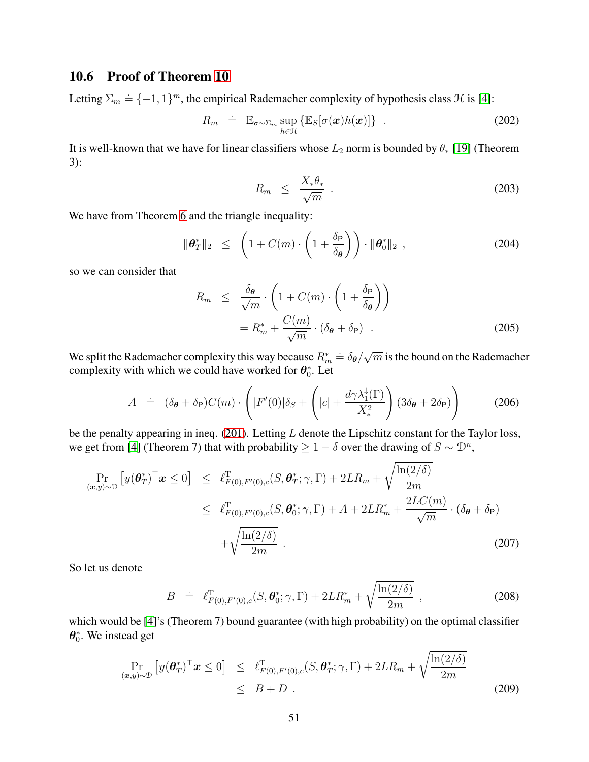### 10.6 Proof of Theorem 10

Letting $\Sigma_m \doteq \{-1, 1\}^m$, the empirical Rademacher complexity of hypothesis class $\mathcal{H}$ is [4]:

$$R_m \doteq \mathbb{E}_{\sigma \sim \Sigma_m} \sup_{h \in \mathcal{H}} \{\mathbb{E}_S[\sigma(\boldsymbol{x}) h(\boldsymbol{x})]\} \quad . \tag{202}$$

It is well-known that we have for linear classifiers whose $L_2$ norm is bounded by $\theta_*$ [19] (Theorem 3):

$$R_m \leq \frac{X_* \theta_*}{\sqrt{m}} \quad . \tag{203}$$

We have from Theorem 6 and the triangle inequality:

$$\|\boldsymbol{\theta}_T^*\|_2 \leq \left(1 + C(m) \cdot \left(1 + \frac{\delta_{\mathsf{P}}}{\delta_{\boldsymbol{\theta}}}\right)\right) \cdot \|\boldsymbol{\theta}_0^*\|_2 \ , \tag{204}$$

so we can consider that

$$\begin{aligned} R_m &\leq \frac{\delta_{\boldsymbol{\theta}}}{\sqrt{m}} \cdot \left(1 + C(m) \cdot \left(1 + \frac{\delta_{\mathsf{P}}}{\delta_{\boldsymbol{\theta}}}\right)\right) \\ &= R_m^* + \frac{C(m)}{\sqrt{m}} \cdot (\delta_{\boldsymbol{\theta}} + \delta_{\mathsf{P}}) \quad . \end{aligned} \tag{205}$$

We split the Rademacher complexity this way because $R_m^* \doteq \delta_{\boldsymbol{\theta}}/\sqrt{m}$ is the bound on the Rademacher complexity with which we could have worked for $\boldsymbol{\theta}_0^*$. Let

$$A \doteq (\delta_{\boldsymbol{\theta}} + \delta_{\mathsf{P}}) C(m) \cdot \left(|F'(0)|\delta_S + \left(|c| + \frac{d\gamma\lambda_1^{\downarrow}(\Gamma)}{X_*^2}\right)(3\delta_{\boldsymbol{\theta}} + 2\delta_{\mathsf{P}})\right) \tag{206}$$

be the penalty appearing in ineq. (201). Letting $L$ denote the Lipschitz constant for the Taylor loss, we get from [4] (Theorem 7) that with probability $\geq 1 - \delta$ over the drawing of $S \sim \mathcal{D}^n$,

$$\begin{aligned} \Pr_{(\boldsymbol{x},y)\sim\mathcal{D}} \left[y(\boldsymbol{\theta}_T^*)^\top \boldsymbol{x} \leq 0\right] &\leq \ell^{\mathrm{T}}_{F(0),F'(0),c}(S, \boldsymbol{\theta}_T^*; \gamma, \Gamma) + 2LR_m + \sqrt{\frac{\ln(2/\delta)}{2m}} \\ &\leq \ell^{\mathrm{T}}_{F(0),F'(0),c}(S, \boldsymbol{\theta}_0^*; \gamma, \Gamma) + A + 2LR_m^* + \frac{2LC(m)}{\sqrt{m}} \cdot (\delta_{\boldsymbol{\theta}} + \delta_{\mathsf{P}}) \\ &\quad + \sqrt{\frac{\ln(2/\delta)}{2m}} \quad . \end{aligned} \tag{207}$$

So let us denote

$$B \doteq \ell^{\mathrm{T}}_{F(0),F'(0),c}(S, \boldsymbol{\theta}_0^*; \gamma, \Gamma) + 2LR_m^* + \sqrt{\frac{\ln(2/\delta)}{2m}} \ , \tag{208}$$

which would be [4]'s (Theorem 7) bound guarantee (with high probability) on the optimal classifier $\boldsymbol{\theta}_0^*$. We instead get

$$\begin{aligned} \Pr_{(\boldsymbol{x},y)\sim\mathcal{D}} \left[y(\boldsymbol{\theta}_T^*)^\top \boldsymbol{x} \leq 0\right] &\leq \ell^{\mathrm{T}}_{F(0),F'(0),c}(S, \boldsymbol{\theta}_T^*; \gamma, \Gamma) + 2LR_m + \sqrt{\frac{\ln(2/\delta)}{2m}} \\ &\leq B + D \ . \end{aligned} \tag{209}$$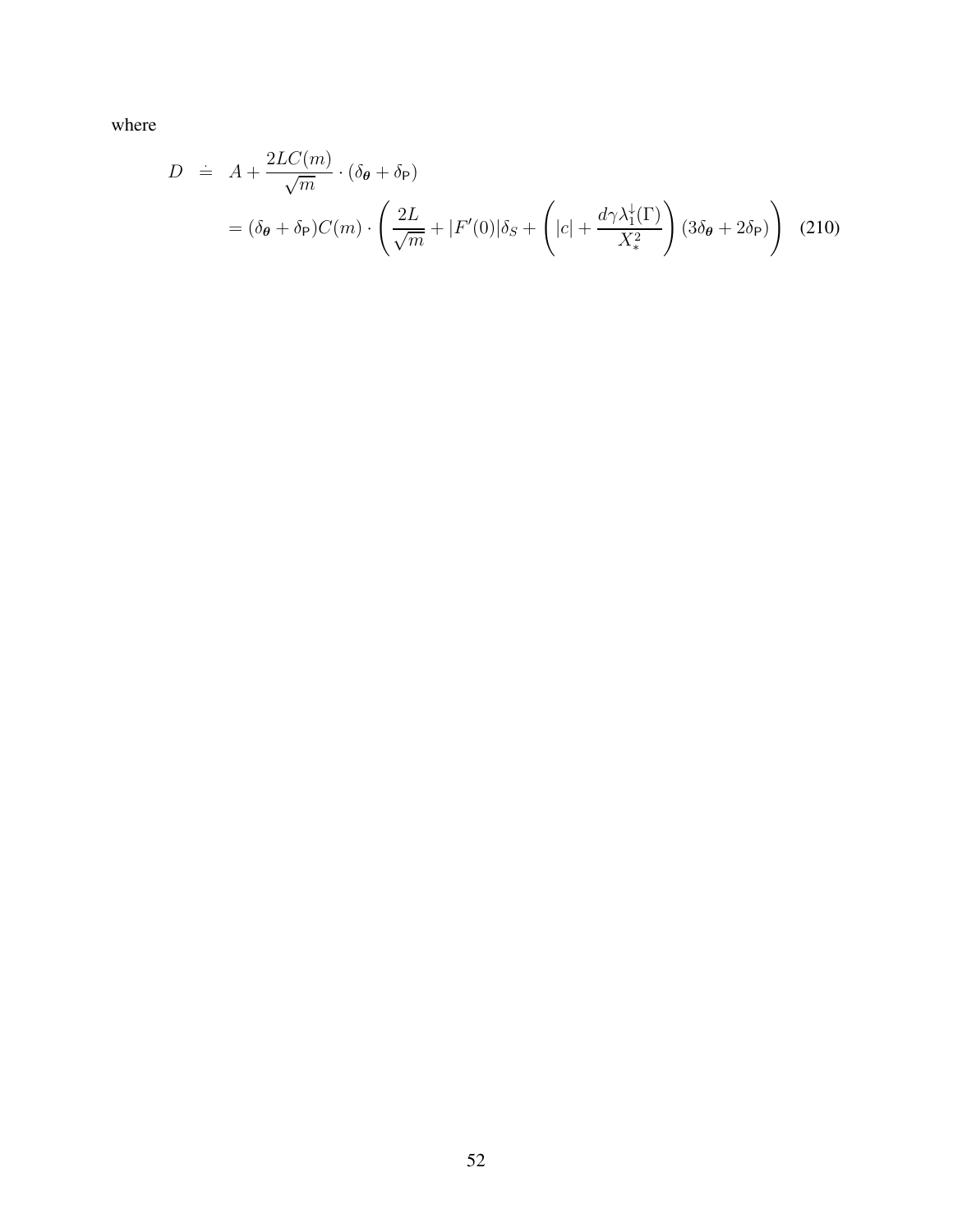where

$$
\begin{aligned}
D \ &\doteq\ A + \frac{2LC(m)}{\sqrt{m}} \cdot (\delta_{\boldsymbol{\theta}} + \delta_{\mathsf{P}}) \\
&= (\delta_{\boldsymbol{\theta}} + \delta_{\mathsf{P}}) C(m) \cdot \left( \frac{2L}{\sqrt{m}} + |F'(0)|\delta_S + \left( |c| + \frac{d\gamma \lambda_1^{\downarrow}(\Gamma)}{X_*^2} \right) (3\delta_{\boldsymbol{\theta}} + 2\delta_{\mathsf{P}}) \right) \quad (210)
\end{aligned}
$$